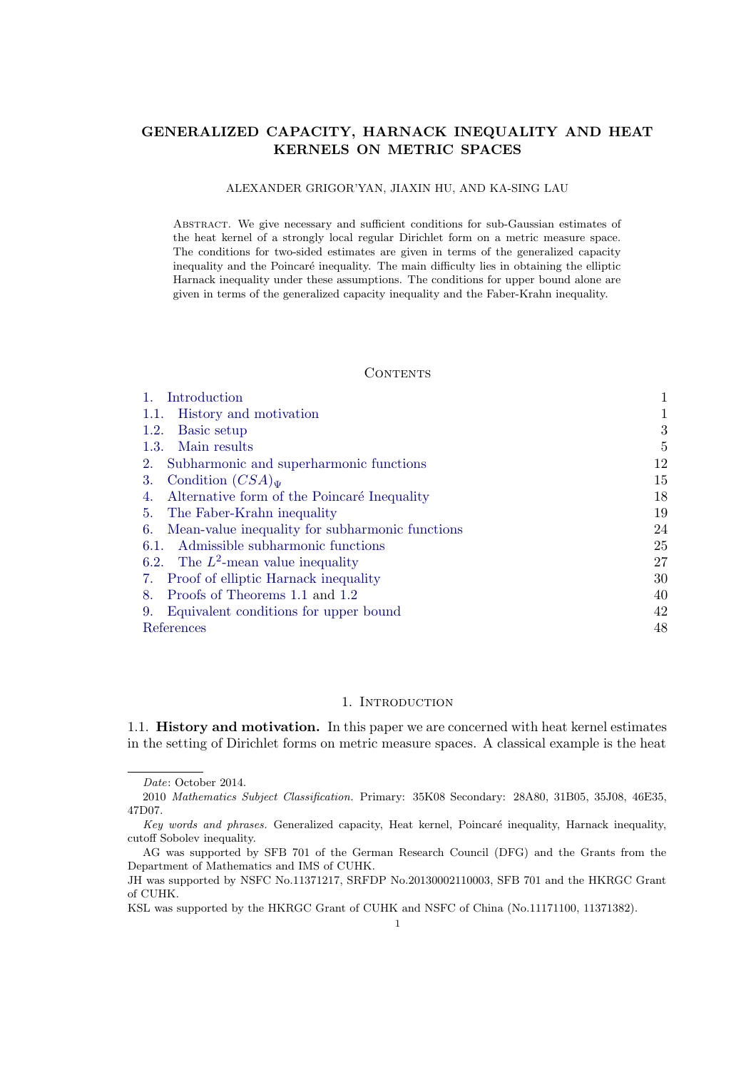# GENERALIZED CAPACITY, HARNACK INEQUALITY AND HEAT KERNELS ON METRIC SPACES

ALEXANDER GRIGOR'YAN, JIAXIN HU, AND KA-SING LAU

Abstract. We give necessary and sufficient conditions for sub-Gaussian estimates of the heat kernel of a strongly local regular Dirichlet form on a metric measure space. The conditions for two-sided estimates are given in terms of the generalized capacity inequality and the Poincaré inequality. The main difficulty lies in obtaining the elliptic Harnack inequality under these assumptions. The conditions for upper bound alone are given in terms of the generalized capacity inequality and the Faber-Krahn inequality.

## Contents

| | |
|---|---|
| 1. Introduction | 1 |
| 1.1. History and motivation | 1 |
| 1.2. Basic setup | 3 |
| 1.3. Main results | 5 |
| 2. Subharmonic and superharmonic functions | 12 |
| 3. Condition $(CSA)_\Psi$ | 15 |
| 4. Alternative form of the Poincaré Inequality | 18 |
| 5. The Faber-Krahn inequality | 19 |
| 6. Mean-value inequality for subharmonic functions | 24 |
| 6.1. Admissible subharmonic functions | 25 |
| 6.2. The $L^2$-mean value inequality | 27 |
| 7. Proof of elliptic Harnack inequality | 30 |
| 8. Proofs of Theorems 1.1 and 1.2 | 40 |
| 9. Equivalent conditions for upper bound | 42 |
| References | 48 |

## 1. Introduction

1.1. **History and motivation.** In this paper we are concerned with heat kernel estimates in the setting of Dirichlet forms on metric measure spaces. A classical example is the heat

---

*Date*: October 2014.

2010 *Mathematics Subject Classification.* Primary: 35K08 Secondary: 28A80, 31B05, 35J08, 46E35, 47D07.

*Key words and phrases.* Generalized capacity, Heat kernel, Poincaré inequality, Harnack inequality, cutoff Sobolev inequality.

AG was supported by SFB 701 of the German Research Council (DFG) and the Grants from the Department of Mathematics and IMS of CUHK.

JH was supported by NSFC No.11371217, SRFDP No.20130002110003, SFB 701 and the HKRGC Grant of CUHK.

KSL was supported by the HKRGC Grant of CUHK and NSFC of China (No.11171100, 11371382).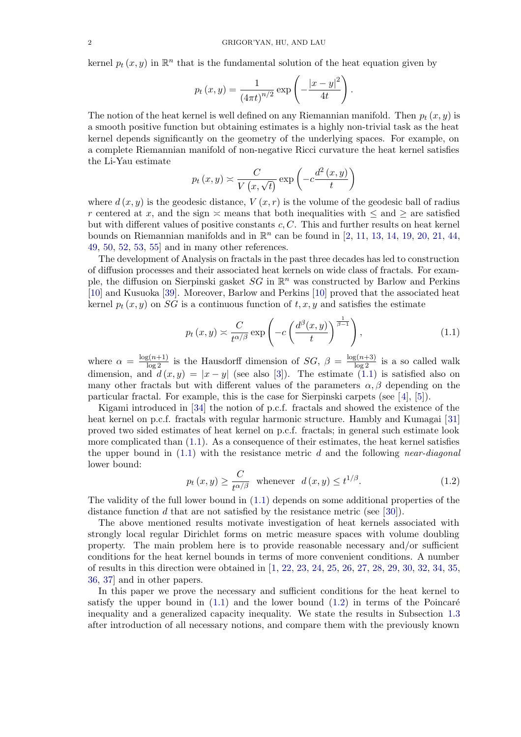kernel $p_t(x,y)$ in $\mathbb{R}^n$ that is the fundamental solution of the heat equation given by

$$p_t(x,y) = \frac{1}{(4\pi t)^{n/2}} \exp\left(-\frac{|x-y|^2}{4t}\right).$$

The notion of the heat kernel is well defined on any Riemannian manifold. Then $p_t(x,y)$ is a smooth positive function but obtaining estimates is a highly non-trivial task as the heat kernel depends significantly on the geometry of the underlying spaces. For example, on a complete Riemannian manifold of non-negative Ricci curvature the heat kernel satisfies the Li-Yau estimate

$$p_t(x,y) \asymp \frac{C}{V(x,\sqrt{t})} \exp\left(-c\frac{d^2(x,y)}{t}\right)$$

where $d(x,y)$ is the geodesic distance, $V(x,r)$ is the volume of the geodesic ball of radius $r$ centered at $x$, and the sign $\asymp$ means that both inequalities with $\leq$ and $\geq$ are satisfied but with different values of positive constants $c, C$. This and further results on heat kernel bounds on Riemannian manifolds and in $\mathbb{R}^n$ can be found in [2, 11, 13, 14, 19, 20, 21, 44, 49, 50, 52, 53, 55] and in many other references.

The development of Analysis on fractals in the past three decades has led to construction of diffusion processes and their associated heat kernels on wide class of fractals. For example, the diffusion on Sierpinski gasket $SG$ in $\mathbb{R}^n$ was constructed by Barlow and Perkins [10] and Kusuoka [39]. Moreover, Barlow and Perkins [10] proved that the associated heat kernel $p_t(x,y)$ on $SG$ is a continuous function of $t, x, y$ and satisfies the estimate

$$p_t(x,y) \asymp \frac{C}{t^{\alpha/\beta}} \exp\left(-c\left(\frac{d^\beta(x,y)}{t}\right)^{\frac{1}{\beta-1}}\right), \tag{1.1}$$

where $\alpha = \frac{\log(n+1)}{\log 2}$ is the Hausdorff dimension of $SG$, $\beta = \frac{\log(n+3)}{\log 2}$ is a so called walk dimension, and $d(x,y) = |x-y|$ (see also [3]). The estimate (1.1) is satisfied also on many other fractals but with different values of the parameters $\alpha, \beta$ depending on the particular fractal. For example, this is the case for Sierpinski carpets (see [4], [5]).

Kigami introduced in [34] the notion of p.c.f. fractals and showed the existence of the heat kernel on p.c.f. fractals with regular harmonic structure. Hambly and Kumagai [31] proved two sided estimates of heat kernel on p.c.f. fractals; in general such estimate look more complicated than (1.1). As a consequence of their estimates, the heat kernel satisfies the upper bound in (1.1) with the resistance metric $d$ and the following *near-diagonal* lower bound:

$$p_t(x,y) \geq \frac{C}{t^{\alpha/\beta}} \quad \text{whenever} \quad d(x,y) \leq t^{1/\beta}. \tag{1.2}$$

The validity of the full lower bound in (1.1) depends on some additional properties of the distance function $d$ that are not satisfied by the resistance metric (see [30]).

The above mentioned results motivate investigation of heat kernels associated with strongly local regular Dirichlet forms on metric measure spaces with volume doubling property. The main problem here is to provide reasonable necessary and/or sufficient conditions for the heat kernel bounds in terms of more convenient conditions. A number of results in this direction were obtained in [1, 22, 23, 24, 25, 26, 27, 28, 29, 30, 32, 34, 35, 36, 37] and in other papers.

In this paper we prove the necessary and sufficient conditions for the heat kernel to satisfy the upper bound in (1.1) and the lower bound (1.2) in terms of the Poincaré inequality and a generalized capacity inequality. We state the results in Subsection 1.3 after introduction of all necessary notions, and compare them with the previously known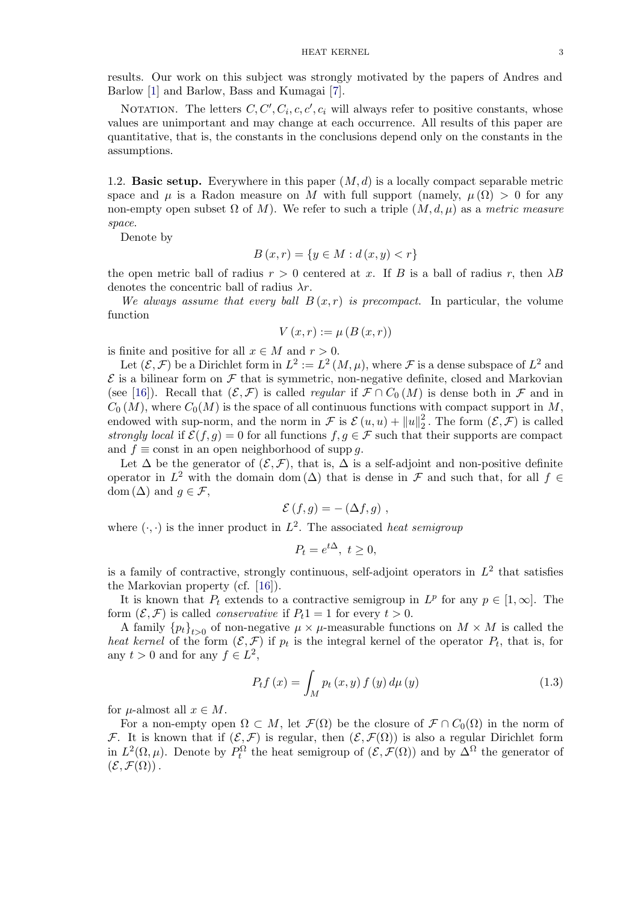results. Our work on this subject was strongly motivated by the papers of Andres and Barlow [1] and Barlow, Bass and Kumagai [7].

Notation. The letters $C, C', C_i, c, c', c_i$ will always refer to positive constants, whose values are unimportant and may change at each occurrence. All results of this paper are quantitative, that is, the constants in the conclusions depend only on the constants in the assumptions.

### 1.2. Basic setup.

Everywhere in this paper $(M, d)$ is a locally compact separable metric space and $\mu$ is a Radon measure on $M$ with full support (namely, $\mu(\Omega) > 0$ for any non-empty open subset $\Omega$ of $M$). We refer to such a triple $(M, d, \mu)$ as a *metric measure space*.

Denote by

$$B(x, r) = \{y \in M : d(x, y) < r\}$$

the open metric ball of radius $r > 0$ centered at $x$. If $B$ is a ball of radius $r$, then $\lambda B$ denotes the concentric ball of radius $\lambda r$.

*We always assume that every ball $B(x, r)$ is precompact*. In particular, the volume function

$$V(x, r) := \mu(B(x, r))$$

is finite and positive for all $x \in M$ and $r > 0$.

Let $(\mathcal{E}, \mathcal{F})$ be a Dirichlet form in $L^2 := L^2(M, \mu)$, where $\mathcal{F}$ is a dense subspace of $L^2$ and $\mathcal{E}$ is a bilinear form on $\mathcal{F}$ that is symmetric, non-negative definite, closed and Markovian (see [16]). Recall that $(\mathcal{E}, \mathcal{F})$ is called *regular* if $\mathcal{F} \cap C_0(M)$ is dense both in $\mathcal{F}$ and in $C_0(M)$, where $C_0(M)$ is the space of all continuous functions with compact support in $M$, endowed with sup-norm, and the norm in $\mathcal{F}$ is $\mathcal{E}(u, u) + \|u\|_2^2$. The form $(\mathcal{E}, \mathcal{F})$ is called *strongly local* if $\mathcal{E}(f, g) = 0$ for all functions $f, g \in \mathcal{F}$ such that their supports are compact and $f \equiv \text{const}$ in an open neighborhood of $\operatorname{supp} g$.

Let $\Delta$ be the generator of $(\mathcal{E}, \mathcal{F})$, that is, $\Delta$ is a self-adjoint and non-positive definite operator in $L^2$ with the domain $\operatorname{dom}(\Delta)$ that is dense in $\mathcal{F}$ and such that, for all $f \in \operatorname{dom}(\Delta)$ and $g \in \mathcal{F}$,

$$\mathcal{E}(f, g) = -(\Delta f, g),$$

where $(\cdot, \cdot)$ is the inner product in $L^2$. The associated *heat semigroup*

$$P_t = e^{t\Delta}, \ t \geq 0,$$

is a family of contractive, strongly continuous, self-adjoint operators in $L^2$ that satisfies the Markovian property (cf. [16]).

It is known that $P_t$ extends to a contractive semigroup in $L^p$ for any $p \in [1, \infty]$. The form $(\mathcal{E}, \mathcal{F})$ is called *conservative* if $P_t 1 = 1$ for every $t > 0$.

A family $\{p_t\}_{t>0}$ of non-negative $\mu \times \mu$-measurable functions on $M \times M$ is called the *heat kernel* of the form $(\mathcal{E}, \mathcal{F})$ if $p_t$ is the integral kernel of the operator $P_t$, that is, for any $t > 0$ and for any $f \in L^2$,

$$P_t f(x) = \int_M p_t(x, y) f(y) \, d\mu(y) \tag{1.3}$$

for $\mu$-almost all $x \in M$.

For a non-empty open $\Omega \subset M$, let $\mathcal{F}(\Omega)$ be the closure of $\mathcal{F} \cap C_0(\Omega)$ in the norm of $\mathcal{F}$. It is known that if $(\mathcal{E}, \mathcal{F})$ is regular, then $(\mathcal{E}, \mathcal{F}(\Omega))$ is also a regular Dirichlet form in $L^2(\Omega, \mu)$. Denote by $P_t^\Omega$ the heat semigroup of $(\mathcal{E}, \mathcal{F}(\Omega))$ and by $\Delta^\Omega$ the generator of $(\mathcal{E}, \mathcal{F}(\Omega))$.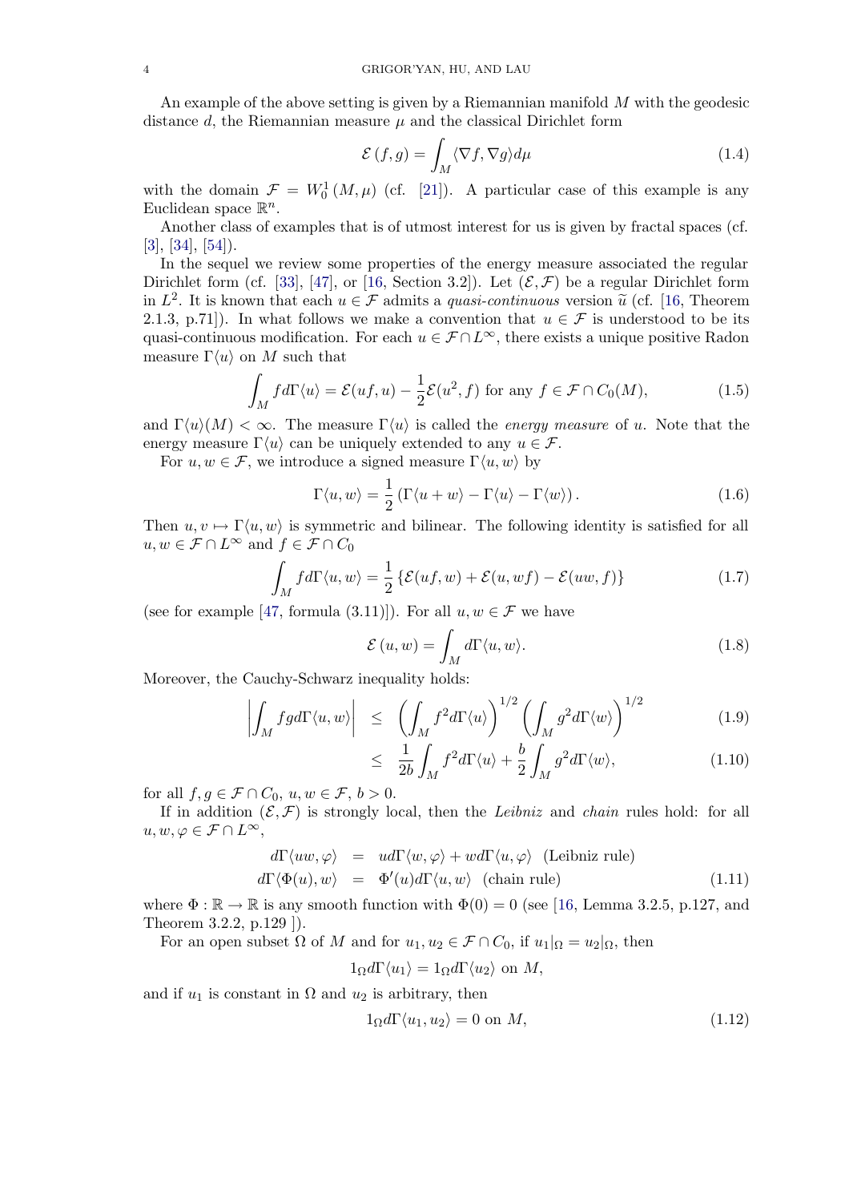An example of the above setting is given by a Riemannian manifold $M$ with the geodesic distance $d$, the Riemannian measure $\mu$ and the classical Dirichlet form

$$\mathcal{E}(f,g) = \int_M \langle \nabla f, \nabla g \rangle d\mu \tag{1.4}$$

with the domain $\mathcal{F} = W_0^1(M,\mu)$ (cf. [21]). A particular case of this example is any Euclidean space $\mathbb{R}^n$.

Another class of examples that is of utmost interest for us is given by fractal spaces (cf. [3], [34], [54]).

In the sequel we review some properties of the energy measure associated the regular Dirichlet form (cf. [33], [47], or [16, Section 3.2]). Let $(\mathcal{E},\mathcal{F})$ be a regular Dirichlet form in $L^2$. It is known that each $u \in \mathcal{F}$ admits a *quasi-continuous* version $\widetilde{u}$ (cf. [16, Theorem 2.1.3, p.71]). In what follows we make a convention that $u \in \mathcal{F}$ is understood to be its quasi-continuous modification. For each $u \in \mathcal{F} \cap L^\infty$, there exists a unique positive Radon measure $\Gamma\langle u \rangle$ on $M$ such that

$$\int_M f d\Gamma\langle u \rangle = \mathcal{E}(uf,u) - \frac{1}{2}\mathcal{E}(u^2,f) \text{ for any } f \in \mathcal{F} \cap C_0(M), \tag{1.5}$$

and $\Gamma\langle u \rangle(M) < \infty$. The measure $\Gamma\langle u \rangle$ is called the *energy measure* of $u$. Note that the energy measure $\Gamma\langle u \rangle$ can be uniquely extended to any $u \in \mathcal{F}$.

For $u, w \in \mathcal{F}$, we introduce a signed measure $\Gamma\langle u, w \rangle$ by

$$\Gamma\langle u, w \rangle = \frac{1}{2}\left(\Gamma\langle u + w \rangle - \Gamma\langle u \rangle - \Gamma\langle w \rangle\right). \tag{1.6}$$

Then $u, v \mapsto \Gamma\langle u, w \rangle$ is symmetric and bilinear. The following identity is satisfied for all $u, w \in \mathcal{F} \cap L^\infty$ and $f \in \mathcal{F} \cap C_0$

$$\int_M f d\Gamma\langle u, w \rangle = \frac{1}{2}\left\{\mathcal{E}(uf,w) + \mathcal{E}(u,wf) - \mathcal{E}(uw,f)\right\} \tag{1.7}$$

(see for example [47, formula (3.11)]). For all $u, w \in \mathcal{F}$ we have

$$\mathcal{E}(u,w) = \int_M d\Gamma\langle u, w \rangle. \tag{1.8}$$

Moreover, the Cauchy-Schwarz inequality holds:

$$\left|\int_M fg d\Gamma\langle u, w \rangle\right| \leq \left(\int_M f^2 d\Gamma\langle u \rangle\right)^{1/2}\left(\int_M g^2 d\Gamma\langle w \rangle\right)^{1/2} \tag{1.9}$$

$$\leq \frac{1}{2b}\int_M f^2 d\Gamma\langle u \rangle + \frac{b}{2}\int_M g^2 d\Gamma\langle w \rangle, \tag{1.10}$$

for all $f, g \in \mathcal{F} \cap C_0$, $u, w \in \mathcal{F}$, $b > 0$.

If in addition $(\mathcal{E},\mathcal{F})$ is strongly local, then the *Leibniz* and *chain* rules hold: for all $u, w, \varphi \in \mathcal{F} \cap L^\infty$,

$$\begin{aligned} d\Gamma\langle uw, \varphi \rangle &= u d\Gamma\langle w, \varphi \rangle + w d\Gamma\langle u, \varphi \rangle \quad \text{(Leibniz rule)} \\ d\Gamma\langle \Phi(u), w \rangle &= \Phi'(u) d\Gamma\langle u, w \rangle \quad \text{(chain rule)} \end{aligned} \tag{1.11}$$

where $\Phi : \mathbb{R} \to \mathbb{R}$ is any smooth function with $\Phi(0) = 0$ (see [16, Lemma 3.2.5, p.127, and Theorem 3.2.2, p.129 ]).

For an open subset $\Omega$ of $M$ and for $u_1, u_2 \in \mathcal{F} \cap C_0$, if $u_1|_\Omega = u_2|_\Omega$, then

$$1_\Omega d\Gamma\langle u_1 \rangle = 1_\Omega d\Gamma\langle u_2 \rangle \text{ on } M,$$

and if $u_1$ is constant in $\Omega$ and $u_2$ is arbitrary, then

$$1_\Omega d\Gamma\langle u_1, u_2 \rangle = 0 \text{ on } M, \tag{1.12}$$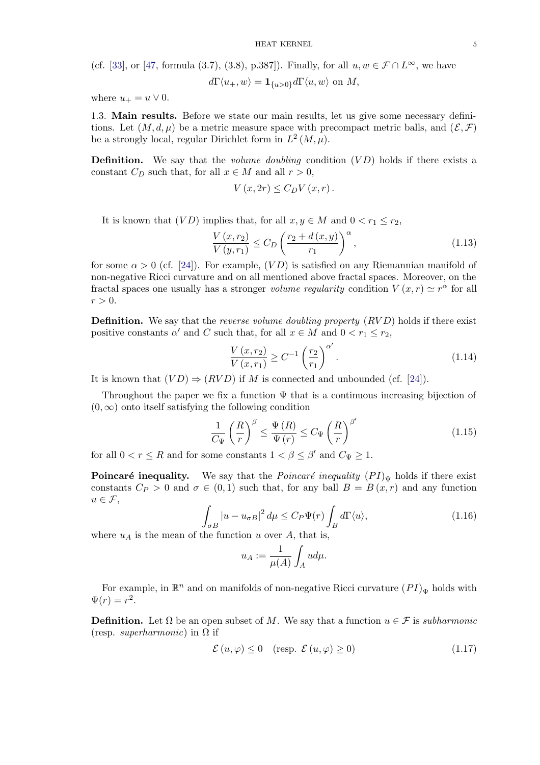(cf. [33], or [47, formula (3.7), (3.8), p.387]). Finally, for all $u, w \in \mathcal{F} \cap L^\infty$, we have

$$d\Gamma\langle u_+, w\rangle = \mathbf{1}_{\{u>0\}} d\Gamma\langle u, w\rangle \text{ on } M,$$

where $u_+ = u \vee 0$.

### 1.3. Main results.

Before we state our main results, let us give some necessary definitions. Let $(M, d, \mu)$ be a metric measure space with precompact metric balls, and $(\mathcal{E}, \mathcal{F})$ be a strongly local, regular Dirichlet form in $L^2(M, \mu)$.

**Definition.** We say that the *volume doubling* condition $(VD)$ holds if there exists a constant $C_D$ such that, for all $x \in M$ and all $r > 0$,

$$V(x, 2r) \leq C_D V(x, r).$$

It is known that $(VD)$ implies that, for all $x, y \in M$ and $0 < r_1 \leq r_2$,

$$\frac{V(x, r_2)}{V(y, r_1)} \leq C_D \left(\frac{r_2 + d(x, y)}{r_1}\right)^\alpha, \tag{1.13}$$

for some $\alpha > 0$ (cf. [24]). For example, $(VD)$ is satisfied on any Riemannian manifold of non-negative Ricci curvature and on all mentioned above fractal spaces. Moreover, on the fractal spaces one usually has a stronger *volume regularity* condition $V(x, r) \simeq r^\alpha$ for all $r > 0$.

**Definition.** We say that the *reverse volume doubling property* $(RVD)$ holds if there exist positive constants $\alpha'$ and $C$ such that, for all $x \in M$ and $0 < r_1 \leq r_2$,

$$\frac{V(x, r_2)}{V(x, r_1)} \geq C^{-1} \left(\frac{r_2}{r_1}\right)^{\alpha'}. \tag{1.14}$$

It is known that $(VD) \Rightarrow (RVD)$ if $M$ is connected and unbounded (cf. [24]).

Throughout the paper we fix a function $\Psi$ that is a continuous increasing bijection of $(0, \infty)$ onto itself satisfying the following condition

$$\frac{1}{C_\Psi}\left(\frac{R}{r}\right)^\beta \leq \frac{\Psi(R)}{\Psi(r)} \leq C_\Psi \left(\frac{R}{r}\right)^{\beta'} \tag{1.15}$$

for all $0 < r \leq R$ and for some constants $1 < \beta \leq \beta'$ and $C_\Psi \geq 1$.

**Poincaré inequality.** We say that the *Poincaré inequality* $(PI)_\Psi$ holds if there exist constants $C_P > 0$ and $\sigma \in (0, 1)$ such that, for any ball $B = B(x, r)$ and any function $u \in \mathcal{F}$,

$$\int_{\sigma B} |u - u_{\sigma B}|^2 d\mu \leq C_P \Psi(r) \int_B d\Gamma\langle u\rangle, \tag{1.16}$$

where $u_A$ is the mean of the function $u$ over $A$, that is,

$$u_A := \frac{1}{\mu(A)} \int_A u d\mu.$$

For example, in $\mathbb{R}^n$ and on manifolds of non-negative Ricci curvature $(PI)_\Psi$ holds with $\Psi(r) = r^2$.

**Definition.** Let $\Omega$ be an open subset of $M$. We say that a function $u \in \mathcal{F}$ is *subharmonic* (resp. *superharmonic*) in $\Omega$ if

$$\mathcal{E}(u, \varphi) \leq 0 \quad (\text{resp. } \mathcal{E}(u, \varphi) \geq 0) \tag{1.17}$$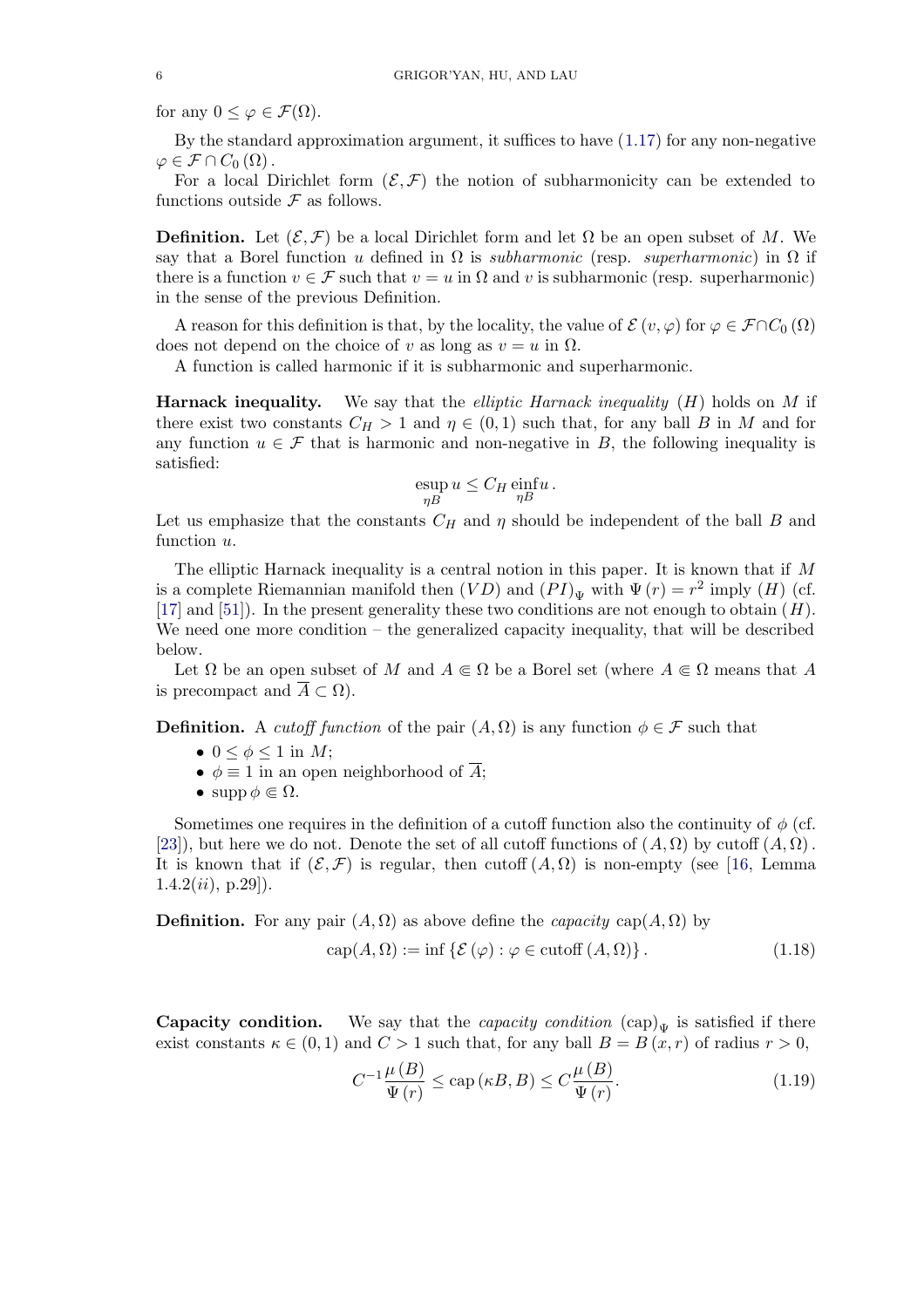for any $0 \leq \varphi \in \mathcal{F}(\Omega)$.

By the standard approximation argument, it suffices to have (1.17) for any non-negative $\varphi \in \mathcal{F} \cap C_0(\Omega)$.

For a local Dirichlet form $(\mathcal{E}, \mathcal{F})$ the notion of subharmonicity can be extended to functions outside $\mathcal{F}$ as follows.

**Definition.** Let $(\mathcal{E}, \mathcal{F})$ be a local Dirichlet form and let $\Omega$ be an open subset of $M$. We say that a Borel function $u$ defined in $\Omega$ is *subharmonic* (resp. *superharmonic*) in $\Omega$ if there is a function $v \in \mathcal{F}$ such that $v = u$ in $\Omega$ and $v$ is subharmonic (resp. superharmonic) in the sense of the previous Definition.

A reason for this definition is that, by the locality, the value of $\mathcal{E}(v, \varphi)$ for $\varphi \in \mathcal{F} \cap C_0(\Omega)$ does not depend on the choice of $v$ as long as $v = u$ in $\Omega$.

A function is called harmonic if it is subharmonic and superharmonic.

**Harnack inequality.** We say that the *elliptic Harnack inequality* $(H)$ holds on $M$ if there exist two constants $C_H > 1$ and $\eta \in (0,1)$ such that, for any ball $B$ in $M$ and for any function $u \in \mathcal{F}$ that is harmonic and non-negative in $B$, the following inequality is satisfied:

$$\operatorname*{esup}_{\eta B} u \leq C_H \operatorname*{einf}_{\eta B} u .$$

Let us emphasize that the constants $C_H$ and $\eta$ should be independent of the ball $B$ and function $u$.

The elliptic Harnack inequality is a central notion in this paper. It is known that if $M$ is a complete Riemannian manifold then $(VD)$ and $(PI)_\Psi$ with $\Psi(r) = r^2$ imply $(H)$ (cf. [17] and [51]). In the present generality these two conditions are not enough to obtain $(H)$. We need one more condition – the generalized capacity inequality, that will be described below.

Let $\Omega$ be an open subset of $M$ and $A \Subset \Omega$ be a Borel set (where $A \Subset \Omega$ means that $A$ is precompact and $\overline{A} \subset \Omega$).

**Definition.** A *cutoff function* of the pair $(A, \Omega)$ is any function $\phi \in \mathcal{F}$ such that

- $0 \leq \phi \leq 1$ in $M$;
- $\phi \equiv 1$ in an open neighborhood of $\overline{A}$;
- $\operatorname{supp} \phi \Subset \Omega$.

Sometimes one requires in the definition of a cutoff function also the continuity of $\phi$ (cf. [23]), but here we do not. Denote the set of all cutoff functions of $(A, \Omega)$ by $\operatorname{cutoff}(A, \Omega)$. It is known that if $(\mathcal{E}, \mathcal{F})$ is regular, then $\operatorname{cutoff}(A, \Omega)$ is non-empty (see [16, Lemma 1.4.2$(ii)$, p.29]).

**Definition.** For any pair $(A, \Omega)$ as above define the *capacity* $\operatorname{cap}(A, \Omega)$ by

$$\operatorname{cap}(A, \Omega) := \inf \{\mathcal{E}(\varphi) : \varphi \in \operatorname{cutoff}(A, \Omega)\}. \tag{1.18}$$

**Capacity condition.** We say that the *capacity condition* $(\mathrm{cap})_\Psi$ is satisfied if there exist constants $\kappa \in (0,1)$ and $C > 1$ such that, for any ball $B = B(x, r)$ of radius $r > 0$,

$$C^{-1} \frac{\mu(B)}{\Psi(r)} \leq \operatorname{cap}(\kappa B, B) \leq C \frac{\mu(B)}{\Psi(r)}. \tag{1.19}$$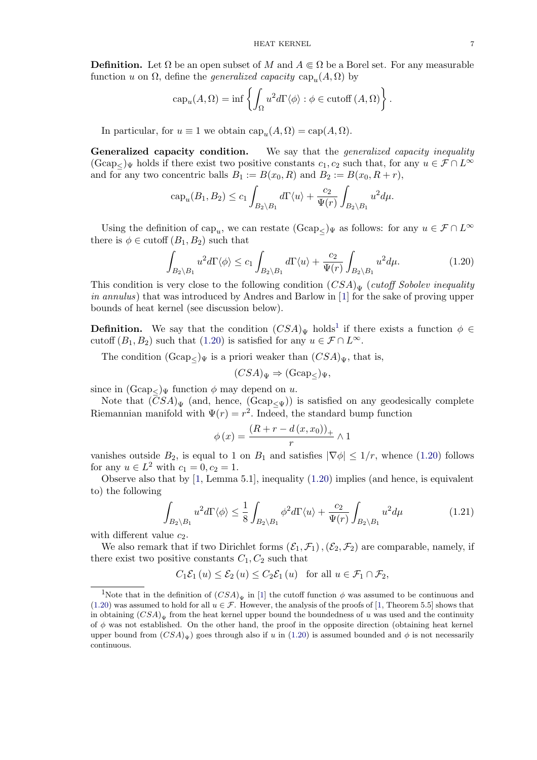**Definition.** Let $\Omega$ be an open subset of $M$ and $A \Subset \Omega$ be a Borel set. For any measurable function $u$ on $\Omega$, define the *generalized capacity* $\operatorname{cap}_u(A, \Omega)$ by

$$\operatorname{cap}_u(A, \Omega) = \inf \left\{ \int_\Omega u^2 d\Gamma\langle\phi\rangle : \phi \in \operatorname{cutoff}(A, \Omega) \right\}.$$

In particular, for $u \equiv 1$ we obtain $\operatorname{cap}_u(A, \Omega) = \operatorname{cap}(A, \Omega)$.

**Generalized capacity condition.** We say that the *generalized capacity inequality* $(\mathrm{Gcap}_\leq)_\Psi$ holds if there exist two positive constants $c_1, c_2$ such that, for any $u \in \mathcal{F} \cap L^\infty$ and for any two concentric balls $B_1 := B(x_0, R)$ and $B_2 := B(x_0, R + r)$,

$$\operatorname{cap}_u(B_1, B_2) \leq c_1 \int_{B_2 \setminus B_1} d\Gamma\langle u\rangle + \frac{c_2}{\Psi(r)} \int_{B_2 \setminus B_1} u^2 d\mu.$$

Using the definition of $\operatorname{cap}_u$, we can restate $(\mathrm{Gcap}_\leq)_\Psi$ as follows: for any $u \in \mathcal{F} \cap L^\infty$ there is $\phi \in \operatorname{cutoff}(B_1, B_2)$ such that

$$\int_{B_2 \setminus B_1} u^2 d\Gamma\langle\phi\rangle \leq c_1 \int_{B_2 \setminus B_1} d\Gamma\langle u\rangle + \frac{c_2}{\Psi(r)} \int_{B_2 \setminus B_1} u^2 d\mu. \tag{1.20}$$

This condition is very close to the following condition $(CSA)_\Psi$ (*cutoff Sobolev inequality in annulus*) that was introduced by Andres and Barlow in [1] for the sake of proving upper bounds of heat kernel (see discussion below).

**Definition.** We say that the condition $(CSA)_\Psi$ holds[1] if there exists a function $\phi \in \operatorname{cutoff}(B_1, B_2)$ such that (1.20) is satisfied for any $u \in \mathcal{F} \cap L^\infty$.

The condition $(\mathrm{Gcap}_\leq)_\Psi$ is a priori weaker than $(CSA)_\Psi$, that is,

$$(CSA)_\Psi \Rightarrow (\mathrm{Gcap}_\leq)_\Psi,$$

since in $(\mathrm{Gcap}_\leq)_\Psi$ function $\phi$ may depend on $u$.

Note that $(CSA)_\Psi$ (and, hence, $(\mathrm{Gcap}_{\leq\Psi})$) is satisfied on any geodesically complete Riemannian manifold with $\Psi(r) = r^2$. Indeed, the standard bump function

$$\phi(x) = \frac{(R + r - d(x, x_0))_+}{r} \wedge 1$$

vanishes outside $B_2$, is equal to 1 on $B_1$ and satisfies $|\nabla\phi| \leq 1/r$, whence (1.20) follows for any $u \in L^2$ with $c_1 = 0, c_2 = 1$.

Observe also that by [1, Lemma 5.1], inequality (1.20) implies (and hence, is equivalent to) the following

$$\int_{B_2 \setminus B_1} u^2 d\Gamma\langle\phi\rangle \leq \frac{1}{8} \int_{B_2 \setminus B_1} \phi^2 d\Gamma\langle u\rangle + \frac{c_2}{\Psi(r)} \int_{B_2 \setminus B_1} u^2 d\mu \tag{1.21}$$

with different value $c_2$.

We also remark that if two Dirichlet forms $(\mathcal{E}_1, \mathcal{F}_1), (\mathcal{E}_2, \mathcal{F}_2)$ are comparable, namely, if there exist two positive constants $C_1, C_2$ such that

$$C_1 \mathcal{E}_1(u) \leq \mathcal{E}_2(u) \leq C_2 \mathcal{E}_1(u) \quad \text{for all } u \in \mathcal{F}_1 \cap \mathcal{F}_2,$$

---

[1] Note that in the definition of $(CSA)_\Psi$ in [1] the cutoff function $\phi$ was assumed to be continuous and (1.20) was assumed to hold for all $u \in \mathcal{F}$. However, the analysis of the proofs of [1, Theorem 5.5] shows that in obtaining $(CSA)_\Psi$ from the heat kernel upper bound the boundedness of $u$ was used and the continuity of $\phi$ was not established. On the other hand, the proof in the opposite direction (obtaining heat kernel upper bound from $(CSA)_\Psi$) goes through also if $u$ in (1.20) is assumed bounded and $\phi$ is not necessarily continuous.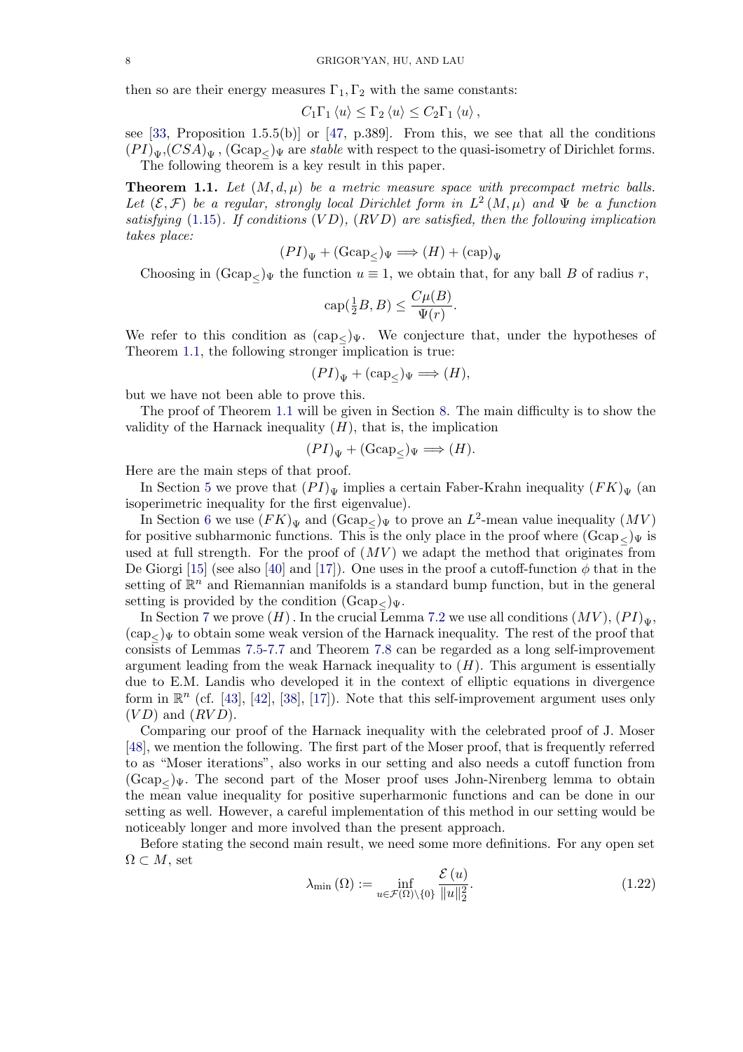then so are their energy measures $\Gamma_1, \Gamma_2$ with the same constants:

$$C_1 \Gamma_1 \langle u \rangle \le \Gamma_2 \langle u \rangle \le C_2 \Gamma_1 \langle u \rangle ,$$

see [33, Proposition 1.5.5(b)] or [47, p.389]. From this, we see that all the conditions $(PI)_\Psi$,$(CSA)_\Psi$ , $(\mathrm{Gcap}_\le)_\Psi$ are *stable* with respect to the quasi-isometry of Dirichlet forms.

The following theorem is a key result in this paper.

**Theorem 1.1.** *Let $(M, d, \mu)$ be a metric measure space with precompact metric balls. Let $(\mathcal{E}, \mathcal{F})$ be a regular, strongly local Dirichlet form in $L^2(M, \mu)$ and $\Psi$ be a function satisfying (1.15). If conditions $(VD)$, $(RVD)$ are satisfied, then the following implication takes place:*

$$(PI)_\Psi + (\mathrm{Gcap}_\le)_\Psi \Longrightarrow (H) + (\mathrm{cap})_\Psi$$

Choosing in $(\mathrm{Gcap}_\le)_\Psi$ the function $u \equiv 1$, we obtain that, for any ball $B$ of radius $r$,

$$\mathrm{cap}(\tfrac{1}{2}B, B) \le \frac{C\mu(B)}{\Psi(r)}.$$

We refer to this condition as $(\mathrm{cap}_\le)_\Psi$. We conjecture that, under the hypotheses of Theorem 1.1, the following stronger implication is true:

$$(PI)_\Psi + (\mathrm{cap}_\le)_\Psi \Longrightarrow (H),$$

but we have not been able to prove this.

The proof of Theorem 1.1 will be given in Section 8. The main difficulty is to show the validity of the Harnack inequality $(H)$, that is, the implication

$$(PI)_\Psi + (\mathrm{Gcap}_\le)_\Psi \Longrightarrow (H).$$

Here are the main steps of that proof.

In Section 5 we prove that $(PI)_\Psi$ implies a certain Faber-Krahn inequality $(FK)_\Psi$ (an isoperimetric inequality for the first eigenvalue).

In Section 6 we use $(FK)_\Psi$ and $(\mathrm{Gcap}_\le)_\Psi$ to prove an $L^2$-mean value inequality $(MV)$ for positive subharmonic functions. This is the only place in the proof where $(\mathrm{Gcap}_\le)_\Psi$ is used at full strength. For the proof of $(MV)$ we adapt the method that originates from De Giorgi [15] (see also [40] and [17]). One uses in the proof a cutoff-function $\phi$ that in the setting of $\mathbb{R}^n$ and Riemannian manifolds is a standard bump function, but in the general setting is provided by the condition $(\mathrm{Gcap}_\le)_\Psi$.

In Section 7 we prove $(H)$ . In the crucial Lemma 7.2 we use all conditions $(MV)$, $(PI)_\Psi$, $(\mathrm{cap}_\le)_\Psi$ to obtain some weak version of the Harnack inequality. The rest of the proof that consists of Lemmas 7.5-7.7 and Theorem 7.8 can be regarded as a long self-improvement argument leading from the weak Harnack inequality to $(H)$. This argument is essentially due to E.M. Landis who developed it in the context of elliptic equations in divergence form in $\mathbb{R}^n$ (cf. [43], [42], [38], [17]). Note that this self-improvement argument uses only $(VD)$ and $(RVD)$.

Comparing our proof of the Harnack inequality with the celebrated proof of J. Moser [48], we mention the following. The first part of the Moser proof, that is frequently referred to as "Moser iterations", also works in our setting and also needs a cutoff function from $(\mathrm{Gcap}_\le)_\Psi$. The second part of the Moser proof uses John-Nirenberg lemma to obtain the mean value inequality for positive superharmonic functions and can be done in our setting as well. However, a careful implementation of this method in our setting would be noticeably longer and more involved than the present approach.

Before stating the second main result, we need some more definitions. For any open set $\Omega \subset M$, set

$$\lambda_{\min}(\Omega) := \inf_{u \in \mathcal{F}(\Omega)\setminus\{0\}} \frac{\mathcal{E}(u)}{\|u\|_2^2}. \tag{1.22}$$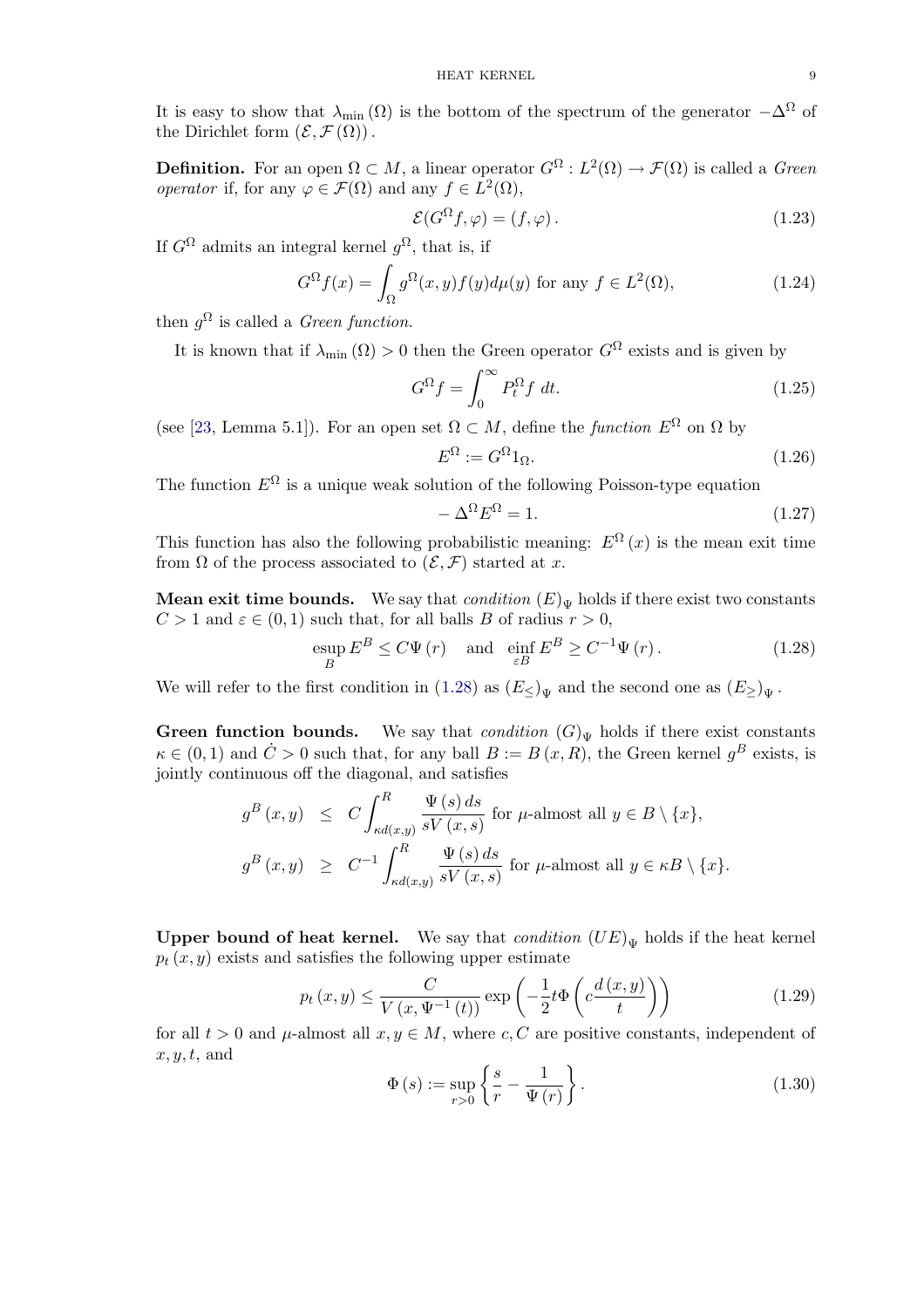It is easy to show that $\lambda_{\min}(\Omega)$ is the bottom of the spectrum of the generator $-\Delta^{\Omega}$ of the Dirichlet form $(\mathcal{E}, \mathcal{F}(\Omega))$.

**Definition.** For an open $\Omega \subset M$, a linear operator $G^{\Omega} : L^2(\Omega) \to \mathcal{F}(\Omega)$ is called a *Green operator* if, for any $\varphi \in \mathcal{F}(\Omega)$ and any $f \in L^2(\Omega)$,

$$\mathcal{E}(G^{\Omega} f, \varphi) = (f, \varphi). \tag{1.23}$$

If $G^{\Omega}$ admits an integral kernel $g^{\Omega}$, that is, if

$$G^{\Omega} f(x) = \int_{\Omega} g^{\Omega}(x, y) f(y) d\mu(y) \text{ for any } f \in L^2(\Omega), \tag{1.24}$$

then $g^{\Omega}$ is called a *Green function.*

It is known that if $\lambda_{\min}(\Omega) > 0$ then the Green operator $G^{\Omega}$ exists and is given by

$$G^{\Omega} f = \int_0^{\infty} P_t^{\Omega} f \; dt. \tag{1.25}$$

(see [23, Lemma 5.1]). For an open set $\Omega \subset M$, define the *function* $E^{\Omega}$ on $\Omega$ by

$$E^{\Omega} := G^{\Omega} 1_{\Omega}. \tag{1.26}$$

The function $E^{\Omega}$ is a unique weak solution of the following Poisson-type equation

$$-\Delta^{\Omega} E^{\Omega} = 1. \tag{1.27}$$

This function has also the following probabilistic meaning: $E^{\Omega}(x)$ is the mean exit time from $\Omega$ of the process associated to $(\mathcal{E}, \mathcal{F})$ started at $x$.

**Mean exit time bounds.** We say that *condition* $(E)_{\Psi}$ holds if there exist two constants $C > 1$ and $\varepsilon \in (0, 1)$ such that, for all balls $B$ of radius $r > 0$,

$$\operatorname*{esup}_{B} E^B \le C\Psi(r) \quad \text{and} \quad \operatorname*{einf}_{\varepsilon B} E^B \ge C^{-1}\Psi(r). \tag{1.28}$$

We will refer to the first condition in (1.28) as $(E_{\le})_{\Psi}$ and the second one as $(E_{\ge})_{\Psi}$.

**Green function bounds.** We say that *condition* $(G)_{\Psi}$ holds if there exist constants $\kappa \in (0, 1)$ and $\dot{C} > 0$ such that, for any ball $B := B(x, R)$, the Green kernel $g^B$ exists, is jointly continuous off the diagonal, and satisfies

$$\begin{aligned} g^B(x, y) &\le C \int_{\kappa d(x,y)}^{R} \frac{\Psi(s)\, ds}{sV(x, s)} \text{ for } \mu\text{-almost all } y \in B \setminus \{x\}, \\ g^B(x, y) &\ge C^{-1} \int_{\kappa d(x,y)}^{R} \frac{\Psi(s)\, ds}{sV(x, s)} \text{ for } \mu\text{-almost all } y \in \kappa B \setminus \{x\}. \end{aligned}$$

**Upper bound of heat kernel.** We say that *condition* $(UE)_{\Psi}$ holds if the heat kernel $p_t(x, y)$ exists and satisfies the following upper estimate

$$p_t(x, y) \le \frac{C}{V(x, \Psi^{-1}(t))} \exp\left(-\frac{1}{2} t \Phi\left(c \frac{d(x, y)}{t}\right)\right) \tag{1.29}$$

for all $t > 0$ and $\mu$-almost all $x, y \in M$, where $c, C$ are positive constants, independent of $x, y, t$, and

$$\Phi(s) := \sup_{r > 0} \left\{ \frac{s}{r} - \frac{1}{\Psi(r)} \right\}. \tag{1.30}$$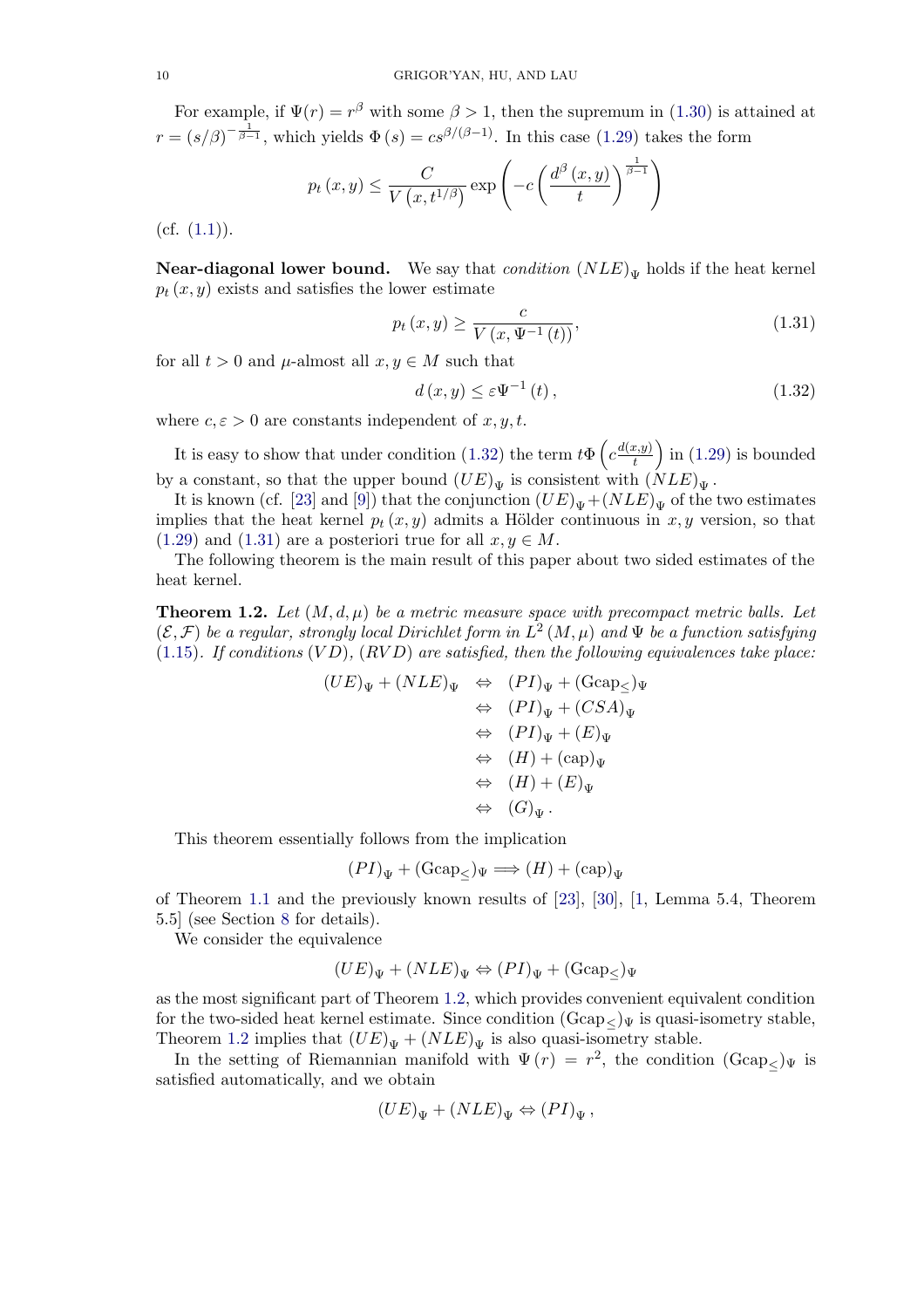For example, if $\Psi(r) = r^\beta$ with some $\beta > 1$, then the supremum in (1.30) is attained at $r = (s/\beta)^{-\frac{1}{\beta-1}}$, which yields $\Phi(s) = cs^{\beta/(\beta-1)}$. In this case (1.29) takes the form

$$p_t(x,y) \le \frac{C}{V\left(x, t^{1/\beta}\right)} \exp\left(-c\left(\frac{d^\beta(x,y)}{t}\right)^{\frac{1}{\beta-1}}\right)$$

(cf. (1.1)).

**Near-diagonal lower bound.** We say that *condition* $(NLE)_\Psi$ holds if the heat kernel $p_t(x,y)$ exists and satisfies the lower estimate

$$p_t(x,y) \ge \frac{c}{V\left(x, \Psi^{-1}(t)\right)}, \tag{1.31}$$

for all $t > 0$ and $\mu$-almost all $x, y \in M$ such that

$$d(x,y) \le \varepsilon \Psi^{-1}(t), \tag{1.32}$$

where $c, \varepsilon > 0$ are constants independent of $x, y, t$.

It is easy to show that under condition (1.32) the term $t\Phi\left(c\frac{d(x,y)}{t}\right)$ in (1.29) is bounded by a constant, so that the upper bound $(UE)_\Psi$ is consistent with $(NLE)_\Psi$.

It is known (cf. [23] and [9]) that the conjunction $(UE)_\Psi + (NLE)_\Psi$ of the two estimates implies that the heat kernel $p_t(x,y)$ admits a Hölder continuous in $x, y$ version, so that (1.29) and (1.31) are a posteriori true for all $x, y \in M$.

The following theorem is the main result of this paper about two sided estimates of the heat kernel.

**Theorem 1.2.** *Let $(M,d,\mu)$ be a metric measure space with precompact metric balls. Let $(\mathcal{E}, \mathcal{F})$ be a regular, strongly local Dirichlet form in $L^2(M,\mu)$ and $\Psi$ be a function satisfying (1.15). If conditions $(VD)$, $(RVD)$ are satisfied, then the following equivalences take place:*

$$\begin{aligned}
(UE)_\Psi + (NLE)_\Psi &\Leftrightarrow (PI)_\Psi + (\mathrm{Gcap}_\le)_\Psi \\
&\Leftrightarrow (PI)_\Psi + (CSA)_\Psi \\
&\Leftrightarrow (PI)_\Psi + (E)_\Psi \\
&\Leftrightarrow (H) + (\mathrm{cap})_\Psi \\
&\Leftrightarrow (H) + (E)_\Psi \\
&\Leftrightarrow (G)_\Psi .
\end{aligned}$$

This theorem essentially follows from the implication

$$(PI)_\Psi + (\mathrm{Gcap}_\le)_\Psi \Longrightarrow (H) + (\mathrm{cap})_\Psi$$

of Theorem 1.1 and the previously known results of [23], [30], [1, Lemma 5.4, Theorem 5.5] (see Section 8 for details).

We consider the equivalence

$$(UE)_\Psi + (NLE)_\Psi \Leftrightarrow (PI)_\Psi + (\mathrm{Gcap}_\le)_\Psi$$

as the most significant part of Theorem 1.2, which provides convenient equivalent condition for the two-sided heat kernel estimate. Since condition $(\mathrm{Gcap}_\le)_\Psi$ is quasi-isometry stable, Theorem 1.2 implies that $(UE)_\Psi + (NLE)_\Psi$ is also quasi-isometry stable.

In the setting of Riemannian manifold with $\Psi(r) = r^2$, the condition $(\mathrm{Gcap}_\le)_\Psi$ is satisfied automatically, and we obtain

$$(UE)_\Psi + (NLE)_\Psi \Leftrightarrow (PI)_\Psi ,$$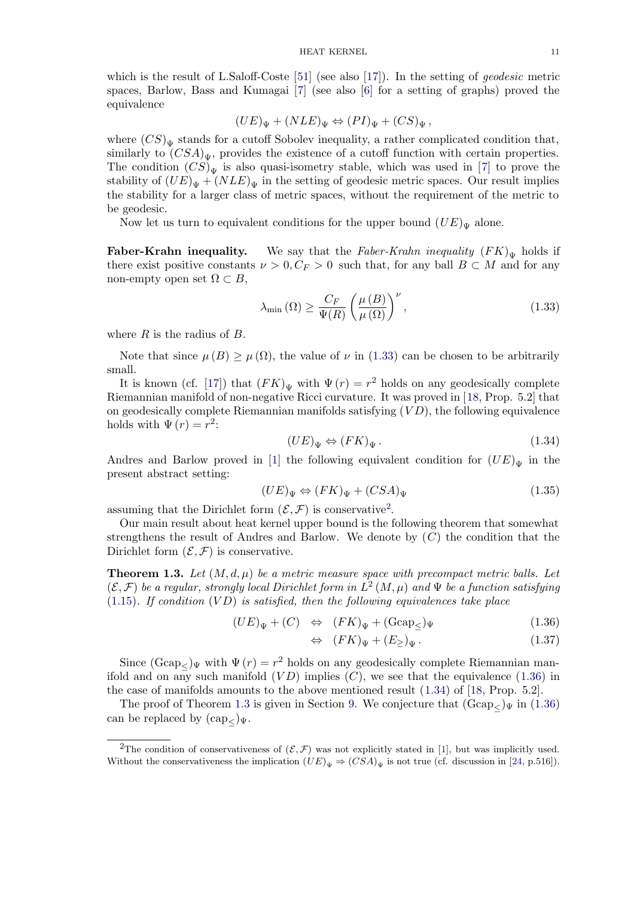which is the result of L.Saloff-Coste [51] (see also [17]). In the setting of *geodesic* metric spaces, Barlow, Bass and Kumagai [7] (see also [6] for a setting of graphs) proved the equivalence

$$(UE)_\Psi + (NLE)_\Psi \Leftrightarrow (PI)_\Psi + (CS)_\Psi ,$$

where $(CS)_\Psi$ stands for a cutoff Sobolev inequality, a rather complicated condition that, similarly to $(CSA)_\Psi$, provides the existence of a cutoff function with certain properties. The condition $(CS)_\Psi$ is also quasi-isometry stable, which was used in [7] to prove the stability of $(UE)_\Psi + (NLE)_\Psi$ in the setting of geodesic metric spaces. Our result implies the stability for a larger class of metric spaces, without the requirement of the metric to be geodesic.

Now let us turn to equivalent conditions for the upper bound $(UE)_\Psi$ alone.

**Faber-Krahn inequality.** We say that the *Faber-Krahn inequality* $(FK)_\Psi$ holds if there exist positive constants $\nu > 0, C_F > 0$ such that, for any ball $B \subset M$ and for any non-empty open set $\Omega \subset B$,

$$\lambda_{\min}(\Omega) \geq \frac{C_F}{\Psi(R)} \left( \frac{\mu(B)}{\mu(\Omega)} \right)^\nu , \tag{1.33}$$

where $R$ is the radius of $B$.

Note that since $\mu(B) \geq \mu(\Omega)$, the value of $\nu$ in (1.33) can be chosen to be arbitrarily small.

It is known (cf. [17]) that $(FK)_\Psi$ with $\Psi(r) = r^2$ holds on any geodesically complete Riemannian manifold of non-negative Ricci curvature. It was proved in [18, Prop. 5.2] that on geodesically complete Riemannian manifolds satisfying $(VD)$, the following equivalence holds with $\Psi(r) = r^2$:

$$(UE)_\Psi \Leftrightarrow (FK)_\Psi . \tag{1.34}$$

Andres and Barlow proved in [1] the following equivalent condition for $(UE)_\Psi$ in the present abstract setting:

$$(UE)_\Psi \Leftrightarrow (FK)_\Psi + (CSA)_\Psi \tag{1.35}$$

assuming that the Dirichlet form $(\mathcal{E}, \mathcal{F})$ is conservative[2].

Our main result about heat kernel upper bound is the following theorem that somewhat strengthens the result of Andres and Barlow. We denote by $(C)$ the condition that the Dirichlet form $(\mathcal{E}, \mathcal{F})$ is conservative.

**Theorem 1.3.** *Let $(M, d, \mu)$ be a metric measure space with precompact metric balls. Let $(\mathcal{E}, \mathcal{F})$ be a regular, strongly local Dirichlet form in $L^2(M, \mu)$ and $\Psi$ be a function satisfying (1.15). If condition $(VD)$ is satisfied, then the following equivalences take place*

$$(UE)_\Psi + (C) \quad \Leftrightarrow \quad (FK)_\Psi + (\mathrm{Gcap}_\leq)_\Psi \tag{1.36}$$

$$\Leftrightarrow \quad (FK)_\Psi + (E_\geq)_\Psi . \tag{1.37}$$

Since $(\mathrm{Gcap}_\leq)_\Psi$ with $\Psi(r) = r^2$ holds on any geodesically complete Riemannian manifold and on any such manifold $(VD)$ implies $(C)$, we see that the equivalence (1.36) in the case of manifolds amounts to the above mentioned result (1.34) of [18, Prop. 5.2].

The proof of Theorem 1.3 is given in Section 9. We conjecture that $(\mathrm{Gcap}_\leq)_\Psi$ in (1.36) can be replaced by $(\mathrm{cap}_\leq)_\Psi$.

---

[2] The condition of conservativeness of $(\mathcal{E}, \mathcal{F})$ was not explicitly stated in [1], but was implicitly used. Without the conservativeness the implication $(UE)_\Psi \Rightarrow (CSA)_\Psi$ is not true (cf. discussion in [24, p.516]).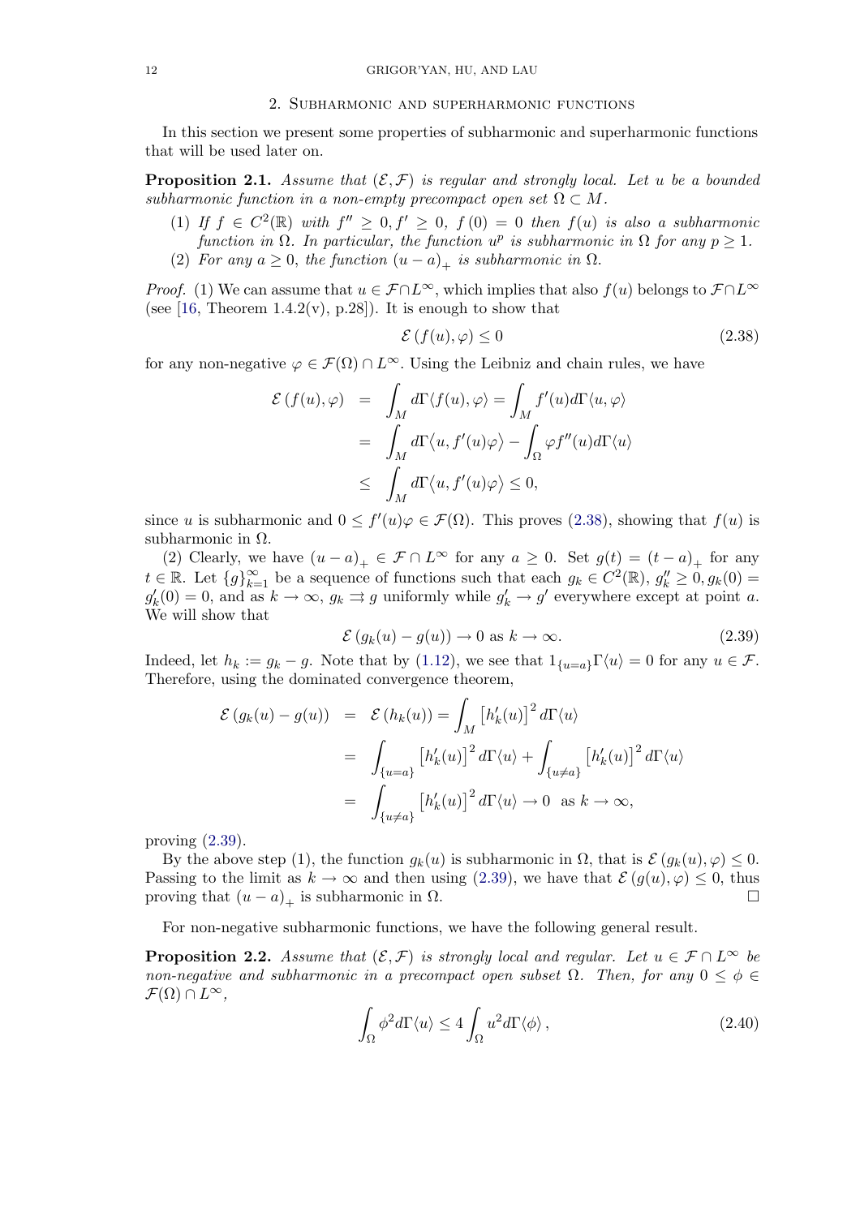## 2. Subharmonic and superharmonic functions

In this section we present some properties of subharmonic and superharmonic functions that will be used later on.

**Proposition 2.1.** *Assume that $(\mathcal{E}, \mathcal{F})$ is regular and strongly local. Let $u$ be a bounded subharmonic function in a non-empty precompact open set $\Omega \subset M$.*

1. *If $f \in C^2(\mathbb{R})$ with $f'' \geq 0, f' \geq 0$, $f(0) = 0$ then $f(u)$ is also a subharmonic function in $\Omega$. In particular, the function $u^p$ is subharmonic in $\Omega$ for any $p \geq 1$.*
2. *For any $a \geq 0$, the function $(u-a)_+$ is subharmonic in $\Omega$.*

*Proof.* (1) We can assume that $u \in \mathcal{F} \cap L^\infty$, which implies that also $f(u)$ belongs to $\mathcal{F} \cap L^\infty$ (see [16, Theorem 1.4.2(v), p.28]). It is enough to show that

$$\mathcal{E}(f(u), \varphi) \leq 0 \tag{2.38}$$

for any non-negative $\varphi \in \mathcal{F}(\Omega) \cap L^\infty$. Using the Leibniz and chain rules, we have

$$\begin{aligned}
\mathcal{E}(f(u), \varphi) &= \int_M d\Gamma\langle f(u), \varphi\rangle = \int_M f'(u) d\Gamma\langle u, \varphi\rangle \\
&= \int_M d\Gamma\big\langle u, f'(u)\varphi\big\rangle - \int_\Omega \varphi f''(u) d\Gamma\langle u\rangle \\
&\leq \int_M d\Gamma\big\langle u, f'(u)\varphi\big\rangle \leq 0,
\end{aligned}$$

since $u$ is subharmonic and $0 \leq f'(u)\varphi \in \mathcal{F}(\Omega)$. This proves (2.38), showing that $f(u)$ is subharmonic in $\Omega$.

(2) Clearly, we have $(u-a)_+ \in \mathcal{F} \cap L^\infty$ for any $a \geq 0$. Set $g(t) = (t-a)_+$ for any $t \in \mathbb{R}$. Let $\{g\}_{k=1}^\infty$ be a sequence of functions such that each $g_k \in C^2(\mathbb{R})$, $g_k'' \geq 0, g_k(0) = g_k'(0) = 0$, and as $k \to \infty$, $g_k \rightrightarrows g$ uniformly while $g_k' \to g'$ everywhere except at point $a$. We will show that

$$\mathcal{E}(g_k(u) - g(u)) \to 0 \text{ as } k \to \infty. \tag{2.39}$$

Indeed, let $h_k := g_k - g$. Note that by (1.12), we see that $1_{\{u=a\}}\Gamma\langle u\rangle = 0$ for any $u \in \mathcal{F}$. Therefore, using the dominated convergence theorem,

$$\begin{aligned}
\mathcal{E}(g_k(u) - g(u)) &= \mathcal{E}(h_k(u)) = \int_M \left[h_k'(u)\right]^2 d\Gamma\langle u\rangle \\
&= \int_{\{u=a\}} \left[h_k'(u)\right]^2 d\Gamma\langle u\rangle + \int_{\{u\neq a\}} \left[h_k'(u)\right]^2 d\Gamma\langle u\rangle \\
&= \int_{\{u\neq a\}} \left[h_k'(u)\right]^2 d\Gamma\langle u\rangle \to 0 \ \text{ as } k \to \infty,
\end{aligned}$$

proving (2.39).

By the above step (1), the function $g_k(u)$ is subharmonic in $\Omega$, that is $\mathcal{E}(g_k(u), \varphi) \leq 0$. Passing to the limit as $k \to \infty$ and then using (2.39), we have that $\mathcal{E}(g(u), \varphi) \leq 0$, thus proving that $(u-a)_+$ is subharmonic in $\Omega$. □

For non-negative subharmonic functions, we have the following general result.

**Proposition 2.2.** *Assume that $(\mathcal{E}, \mathcal{F})$ is strongly local and regular. Let $u \in \mathcal{F} \cap L^\infty$ be non-negative and subharmonic in a precompact open subset $\Omega$. Then, for any $0 \leq \phi \in \mathcal{F}(\Omega) \cap L^\infty$,*

$$\int_\Omega \phi^2 d\Gamma\langle u\rangle \leq 4 \int_\Omega u^2 d\Gamma\langle \phi\rangle, \tag{2.40}$$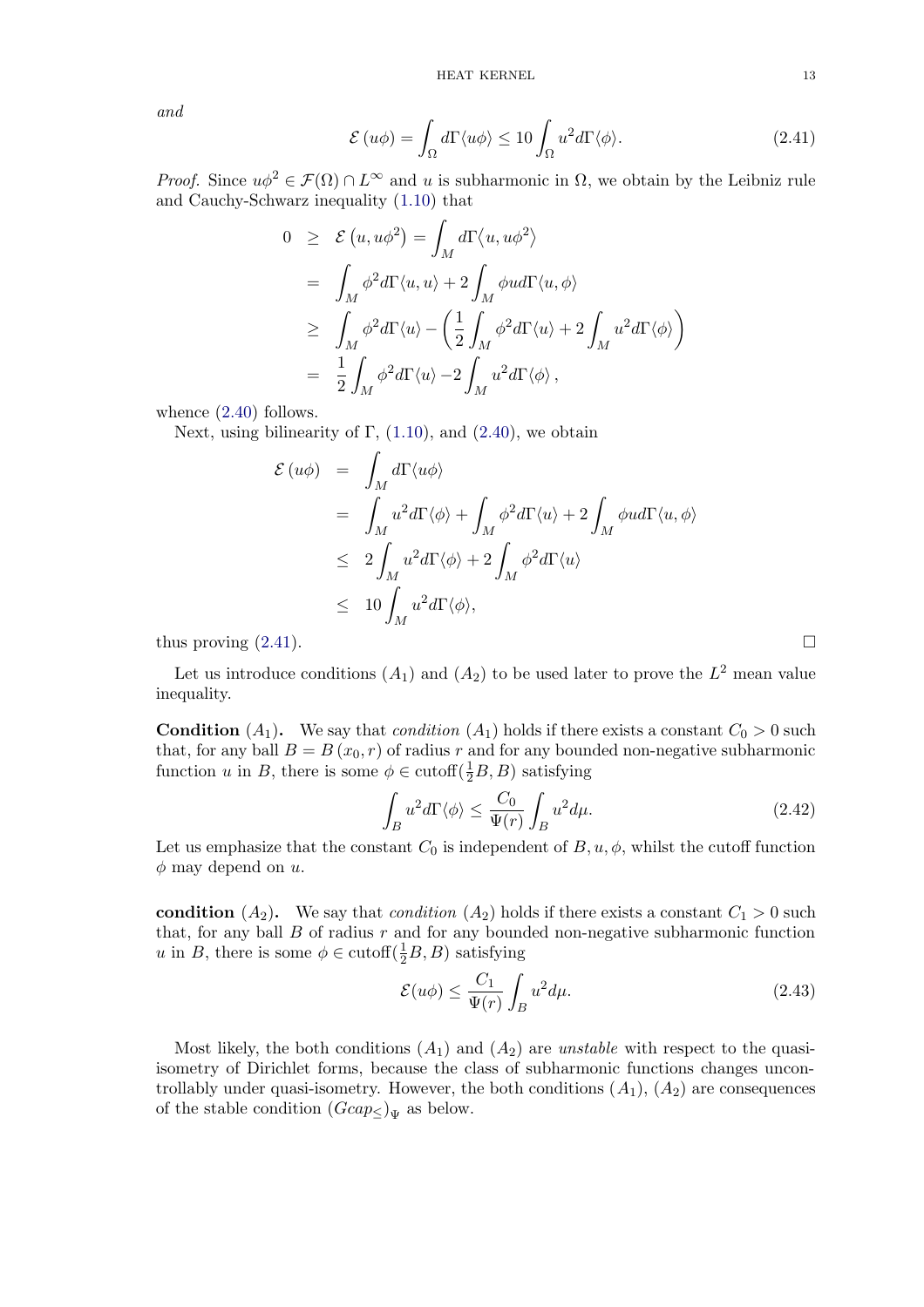*and*

$$\mathcal{E}\left(u\phi\right)=\int_{\Omega}d\Gamma\langle u\phi\rangle\leq 10\int_{\Omega}u^{2}d\Gamma\langle\phi\rangle. \tag{2.41}$$

*Proof.* Since $u\phi^2 \in \mathcal{F}(\Omega)\cap L^\infty$ and $u$ is subharmonic in $\Omega$, we obtain by the Leibniz rule and Cauchy-Schwarz inequality (1.10) that

$$\begin{aligned}
0 &\geq \mathcal{E}\left(u,u\phi^{2}\right)=\int_{M}d\Gamma\big\langle u,u\phi^{2}\big\rangle \\
&= \int_{M}\phi^{2}d\Gamma\langle u,u\rangle+2\int_{M}\phi u d\Gamma\langle u,\phi\rangle \\
&\geq \int_{M}\phi^{2}d\Gamma\langle u\rangle-\left(\frac{1}{2}\int_{M}\phi^{2}d\Gamma\langle u\rangle+2\int_{M}u^{2}d\Gamma\langle\phi\rangle\right) \\
&= \frac{1}{2}\int_{M}\phi^{2}d\Gamma\langle u\rangle-2\int_{M}u^{2}d\Gamma\langle\phi\rangle\,,
\end{aligned}$$

whence (2.40) follows.

Next, using bilinearity of $\Gamma$, (1.10), and (2.40), we obtain

$$\begin{aligned}
\mathcal{E}\left(u\phi\right) &= \int_{M}d\Gamma\langle u\phi\rangle \\
&= \int_{M}u^{2}d\Gamma\langle\phi\rangle+\int_{M}\phi^{2}d\Gamma\langle u\rangle+2\int_{M}\phi u d\Gamma\langle u,\phi\rangle \\
&\leq 2\int_{M}u^{2}d\Gamma\langle\phi\rangle+2\int_{M}\phi^{2}d\Gamma\langle u\rangle \\
&\leq 10\int_{M}u^{2}d\Gamma\langle\phi\rangle,
\end{aligned}$$

thus proving (2.41). $\square$

Let us introduce conditions $(A_1)$ and $(A_2)$ to be used later to prove the $L^2$ mean value inequality.

**Condition $(A_1)$.** We say that *condition* $(A_1)$ holds if there exists a constant $C_0>0$ such that, for any ball $B=B\left(x_0,r\right)$ of radius $r$ and for any bounded non-negative subharmonic function $u$ in $B$, there is some $\phi\in\text{cutoff}(\frac{1}{2}B,B)$ satisfying

$$\int_{B}u^{2}d\Gamma\langle\phi\rangle\leq\frac{C_{0}}{\Psi(r)}\int_{B}u^{2}d\mu. \tag{2.42}$$

Let us emphasize that the constant $C_0$ is independent of $B,u,\phi$, whilst the cutoff function $\phi$ may depend on $u$.

**condition $(A_2)$.** We say that *condition* $(A_2)$ holds if there exists a constant $C_1>0$ such that, for any ball $B$ of radius $r$ and for any bounded non-negative subharmonic function $u$ in $B$, there is some $\phi\in\text{cutoff}(\frac{1}{2}B,B)$ satisfying

$$\mathcal{E}(u\phi)\leq\frac{C_{1}}{\Psi(r)}\int_{B}u^{2}d\mu. \tag{2.43}$$

Most likely, the both conditions $(A_1)$ and $(A_2)$ are *unstable* with respect to the quasi-isometry of Dirichlet forms, because the class of subharmonic functions changes uncontrollably under quasi-isometry. However, the both conditions $(A_1)$, $(A_2)$ are consequences of the stable condition $(Gcap_{\leq})_\Psi$ as below.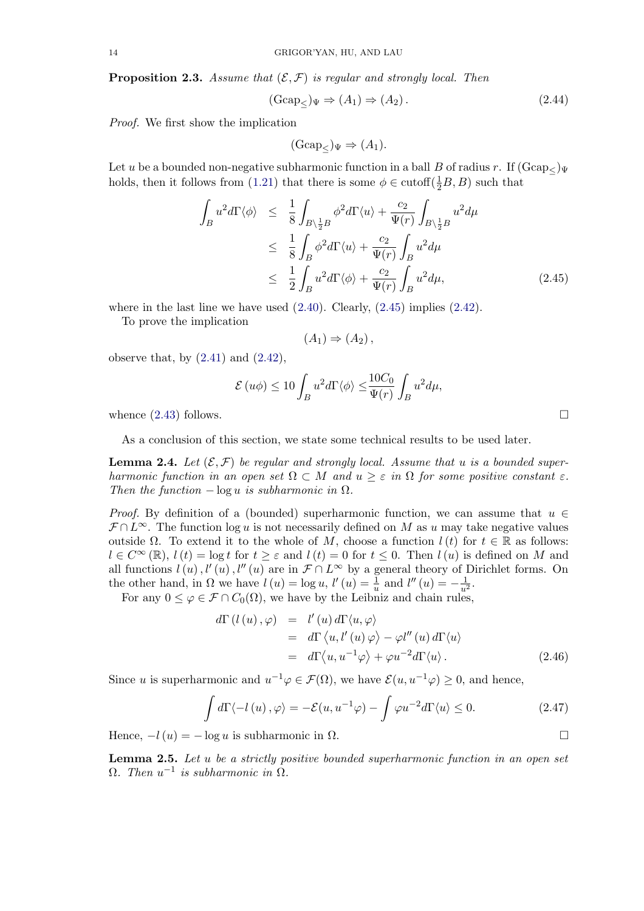**Proposition 2.3.** *Assume that $(\mathcal{E},\mathcal{F})$ is regular and strongly local. Then*

$$(\mathrm{Gcap}_{\leq})_{\Psi} \Rightarrow (A_1) \Rightarrow (A_2)\,. \tag{2.44}$$

*Proof.* We first show the implication

$$(\mathrm{Gcap}_{\leq})_{\Psi} \Rightarrow (A_1).$$

Let $u$ be a bounded non-negative subharmonic function in a ball $B$ of radius $r$. If $(\mathrm{Gcap}_{\leq})_{\Psi}$ holds, then it follows from (1.21) that there is some $\phi \in \mathrm{cutoff}(\frac{1}{2}B, B)$ such that

$$\begin{aligned}
\int_B u^2 d\Gamma\langle\phi\rangle &\leq \frac{1}{8}\int_{B\setminus\frac{1}{2}B} \phi^2 d\Gamma\langle u\rangle + \frac{c_2}{\Psi(r)}\int_{B\setminus\frac{1}{2}B} u^2 d\mu \\
&\leq \frac{1}{8}\int_B \phi^2 d\Gamma\langle u\rangle + \frac{c_2}{\Psi(r)}\int_B u^2 d\mu \\
&\leq \frac{1}{2}\int_B u^2 d\Gamma\langle\phi\rangle + \frac{c_2}{\Psi(r)}\int_B u^2 d\mu,
\end{aligned} \tag{2.45}$$

where in the last line we have used (2.40). Clearly, (2.45) implies (2.42).

To prove the implication

$$(A_1) \Rightarrow (A_2)\,,$$

observe that, by (2.41) and (2.42),

$$\mathcal{E}\left(u\phi\right) \leq 10\int_B u^2 d\Gamma\langle\phi\rangle \leq \frac{10C_0}{\Psi(r)}\int_B u^2 d\mu,$$

whence (2.43) follows. $\square$

As a conclusion of this section, we state some technical results to be used later.

**Lemma 2.4.** *Let $(\mathcal{E},\mathcal{F})$ be regular and strongly local. Assume that $u$ is a bounded superharmonic function in an open set $\Omega \subset M$ and $u \geq \varepsilon$ in $\Omega$ for some positive constant $\varepsilon$. Then the function $-\log u$ is subharmonic in $\Omega$.*

*Proof.* By definition of a (bounded) superharmonic function, we can assume that $u \in \mathcal{F}\cap L^{\infty}$. The function $\log u$ is not necessarily defined on $M$ as $u$ may take negative values outside $\Omega$. To extend it to the whole of $M$, choose a function $l\left(t\right)$ for $t \in \mathbb{R}$ as follows: $l \in C^{\infty}\left(\mathbb{R}\right)$, $l\left(t\right) = \log t$ for $t \geq \varepsilon$ and $l\left(t\right) = 0$ for $t \leq 0$. Then $l\left(u\right)$ is defined on $M$ and all functions $l\left(u\right), l'\left(u\right), l''\left(u\right)$ are in $\mathcal{F}\cap L^{\infty}$ by a general theory of Dirichlet forms. On the other hand, in $\Omega$ we have $l\left(u\right) = \log u$, $l'\left(u\right) = \frac{1}{u}$ and $l''\left(u\right) = -\frac{1}{u^2}$.

For any $0 \leq \varphi \in \mathcal{F}\cap C_0(\Omega)$, we have by the Leibniz and chain rules,

$$\begin{aligned}
d\Gamma\left(l\left(u\right),\varphi\right) &= l'\left(u\right)d\Gamma\langle u,\varphi\rangle \\
&= d\Gamma\left\langle u, l'\left(u\right)\varphi\right\rangle - \varphi l''\left(u\right)d\Gamma\langle u\rangle \\
&= d\Gamma\left\langle u, u^{-1}\varphi\right\rangle + \varphi u^{-2}d\Gamma\langle u\rangle\,.
\end{aligned} \tag{2.46}$$

Since $u$ is superharmonic and $u^{-1}\varphi \in \mathcal{F}(\Omega)$, we have $\mathcal{E}(u, u^{-1}\varphi) \geq 0$, and hence,

$$\int d\Gamma\langle -l\left(u\right),\varphi\rangle = -\mathcal{E}(u, u^{-1}\varphi) - \int \varphi u^{-2} d\Gamma\langle u\rangle \leq 0. \tag{2.47}$$

Hence, $-l\left(u\right) = -\log u$ is subharmonic in $\Omega$. $\square$

**Lemma 2.5.** *Let $u$ be a strictly positive bounded superharmonic function in an open set $\Omega$. Then $u^{-1}$ is subharmonic in $\Omega$.*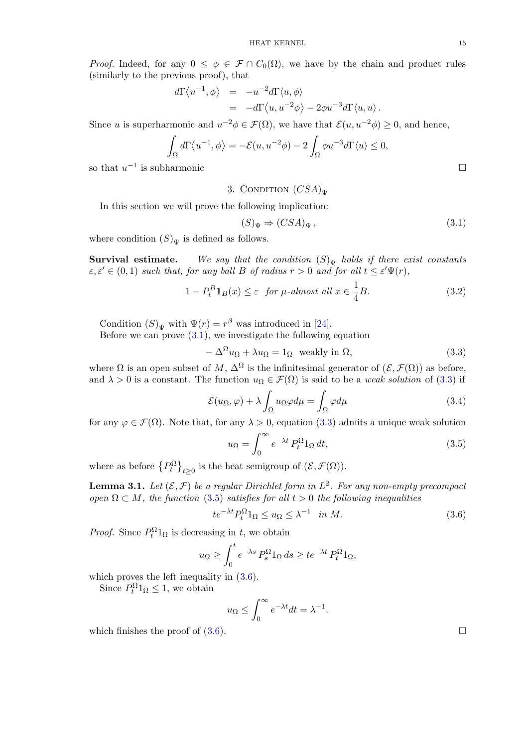*Proof.* Indeed, for any $0 \le \phi \in \mathcal{F} \cap C_0(\Omega)$, we have by the chain and product rules (similarly to the previous proof), that

$$\begin{aligned} d\Gamma\langle u^{-1}, \phi\rangle &= -u^{-2} d\Gamma\langle u, \phi\rangle \\ &= -d\Gamma\langle u, u^{-2}\phi\rangle - 2\phi u^{-3} d\Gamma\langle u, u\rangle \,. \end{aligned}$$

Since $u$ is superharmonic and $u^{-2}\phi \in \mathcal{F}(\Omega)$, we have that $\mathcal{E}(u, u^{-2}\phi) \ge 0$, and hence,

$$\int_\Omega d\Gamma\langle u^{-1}, \phi\rangle = -\mathcal{E}(u, u^{-2}\phi) - 2\int_\Omega \phi u^{-3} d\Gamma\langle u\rangle \le 0,$$

so that $u^{-1}$ is subharmonic $\square$

## 3. Condition $(CSA)_\Psi$

In this section we will prove the following implication:

$$(S)_\Psi \Rightarrow (CSA)_\Psi \,, \tag{3.1}$$

where condition $(S)_\Psi$ is defined as follows.

**Survival estimate.** *We say that the condition $(S)_\Psi$ holds if there exist constants $\varepsilon, \varepsilon' \in (0,1)$ such that, for any ball $B$ of radius $r > 0$ and for all $t \le \varepsilon' \Psi(r)$,*

$$1 - P_t^B \mathbf{1}_B(x) \le \varepsilon \quad \text{for } \mu\text{-almost all } x \in \frac{1}{4}B. \tag{3.2}$$

Condition $(S)_\Psi$ with $\Psi(r) = r^\beta$ was introduced in [24].

Before we can prove (3.1), we investigate the following equation

$$-\Delta^\Omega u_\Omega + \lambda u_\Omega = 1_\Omega \quad \text{weakly in } \Omega, \tag{3.3}$$

where $\Omega$ is an open subset of $M$, $\Delta^\Omega$ is the infinitesimal generator of $(\mathcal{E}, \mathcal{F}(\Omega))$ as before, and $\lambda > 0$ is a constant. The function $u_\Omega \in \mathcal{F}(\Omega)$ is said to be a *weak solution* of (3.3) if

$$\mathcal{E}(u_\Omega, \varphi) + \lambda \int_\Omega u_\Omega \varphi d\mu = \int_\Omega \varphi d\mu \tag{3.4}$$

for any $\varphi \in \mathcal{F}(\Omega)$. Note that, for any $\lambda > 0$, equation (3.3) admits a unique weak solution

$$u_\Omega = \int_0^\infty e^{-\lambda t} P_t^\Omega 1_\Omega \, dt, \tag{3.5}$$

where as before $\left\{P_t^\Omega\right\}_{t \ge 0}$ is the heat semigroup of $(\mathcal{E}, \mathcal{F}(\Omega))$.

**Lemma 3.1.** *Let $(\mathcal{E}, \mathcal{F})$ be a regular Dirichlet form in $L^2$. For any non-empty precompact open $\Omega \subset M$, the function (3.5) satisfies for all $t > 0$ the following inequalities*

$$te^{-\lambda t} P_t^\Omega 1_\Omega \le u_\Omega \le \lambda^{-1} \quad \text{in } M. \tag{3.6}$$

*Proof.* Since $P_t^\Omega 1_\Omega$ is decreasing in $t$, we obtain

$$u_\Omega \ge \int_0^t e^{-\lambda s} P_s^\Omega 1_\Omega \, ds \ge te^{-\lambda t} P_t^\Omega 1_\Omega,$$

which proves the left inequality in (3.6).

Since $P_t^\Omega 1_\Omega \le 1$, we obtain

$$u_\Omega \le \int_0^\infty e^{-\lambda t} dt = \lambda^{-1}.$$

which finishes the proof of (3.6). $\square$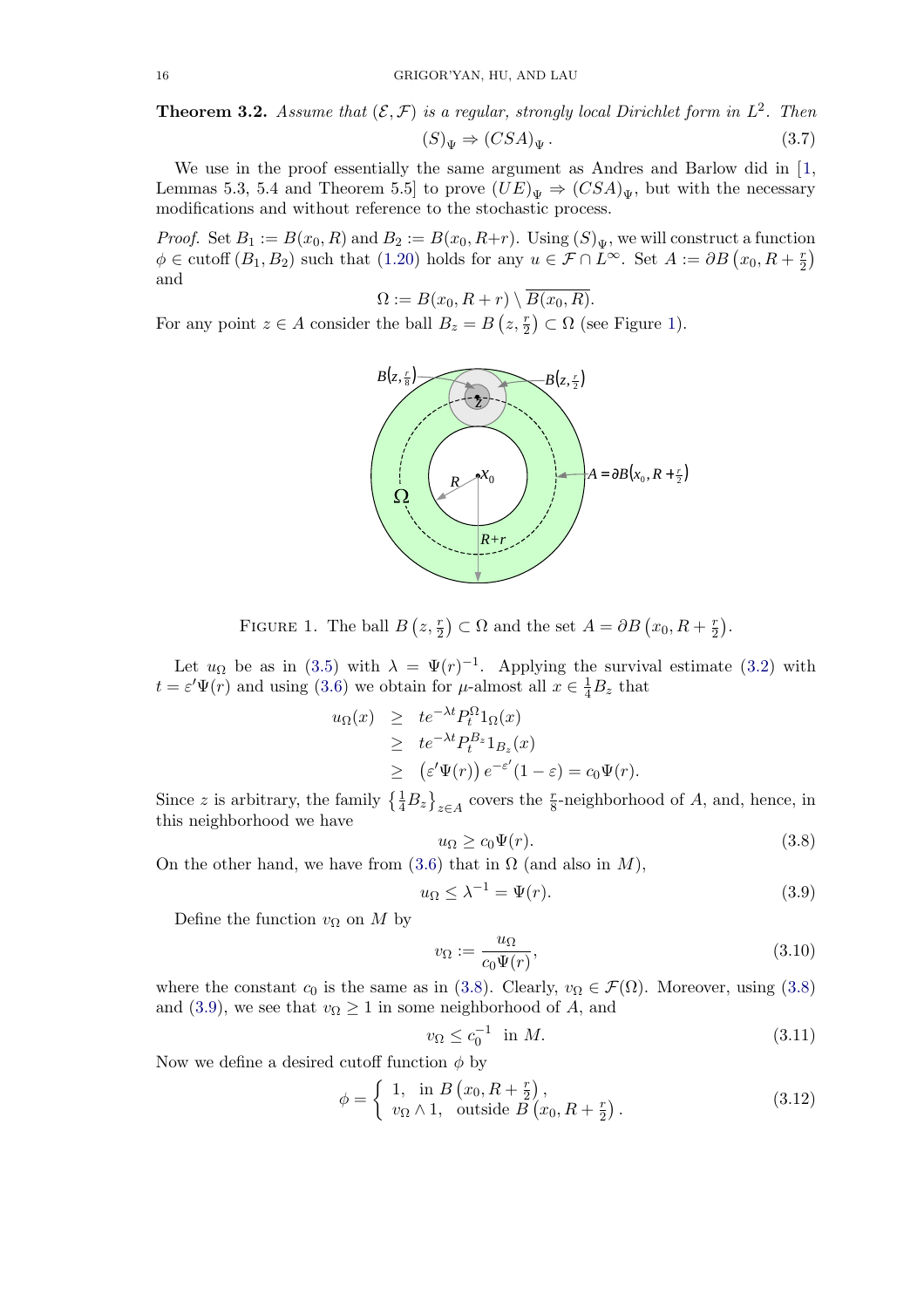**Theorem 3.2.** *Assume that $(\mathcal{E}, \mathcal{F})$ is a regular, strongly local Dirichlet form in $L^2$. Then*

$$(S)_\Psi \Rightarrow (CSA)_\Psi . \tag{3.7}$$

We use in the proof essentially the same argument as Andres and Barlow did in [1, Lemmas 5.3, 5.4 and Theorem 5.5] to prove $(UE)_\Psi \Rightarrow (CSA)_\Psi$, but with the necessary modifications and without reference to the stochastic process.

*Proof.* Set $B_1 := B(x_0, R)$ and $B_2 := B(x_0, R+r)$. Using $(S)_\Psi$, we will construct a function $\phi \in \text{cutoff}\,(B_1, B_2)$ such that (1.20) holds for any $u \in \mathcal{F} \cap L^\infty$. Set $A := \partial B\left(x_0, R + \frac{r}{2}\right)$ and

$$\Omega := B(x_0, R+r) \setminus \overline{B(x_0, R)}.$$

For any point $z \in A$ consider the ball $B_z = B\left(z, \frac{r}{2}\right) \subset \Omega$ (see Figure 1).

FIGURE 1. The ball $B\left(z, \frac{r}{2}\right) \subset \Omega$ and the set $A = \partial B\left(x_0, R + \frac{r}{2}\right)$.

Let $u_\Omega$ be as in (3.5) with $\lambda = \Psi(r)^{-1}$. Applying the survival estimate (3.2) with $t = \varepsilon' \Psi(r)$ and using (3.6) we obtain for $\mu$-almost all $x \in \frac{1}{4} B_z$ that

$$\begin{aligned}
u_\Omega(x) &\geq te^{-\lambda t} P_t^\Omega 1_\Omega(x) \\
&\geq te^{-\lambda t} P_t^{B_z} 1_{B_z}(x) \\
&\geq \left(\varepsilon' \Psi(r)\right) e^{-\varepsilon'} (1 - \varepsilon) = c_0 \Psi(r).
\end{aligned}$$

Since $z$ is arbitrary, the family $\left\{\frac{1}{4} B_z\right\}_{z \in A}$ covers the $\frac{r}{8}$-neighborhood of $A$, and, hence, in this neighborhood we have

$$u_\Omega \geq c_0 \Psi(r). \tag{3.8}$$

On the other hand, we have from (3.6) that in $\Omega$ (and also in $M$),

$$u_\Omega \leq \lambda^{-1} = \Psi(r). \tag{3.9}$$

Define the function $v_\Omega$ on $M$ by

$$v_\Omega := \frac{u_\Omega}{c_0 \Psi(r)}, \tag{3.10}$$

where the constant $c_0$ is the same as in (3.8). Clearly, $v_\Omega \in \mathcal{F}(\Omega)$. Moreover, using (3.8) and (3.9), we see that $v_\Omega \geq 1$ in some neighborhood of $A$, and

$$v_\Omega \leq c_0^{-1} \text{ in } M. \tag{3.11}$$

Now we define a desired cutoff function $\phi$ by

$$\phi = \begin{cases} 1, & \text{in } B\left(x_0, R + \frac{r}{2}\right), \\ v_\Omega \wedge 1, & \text{outside } B\left(x_0, R + \frac{r}{2}\right). \end{cases} \tag{3.12}$$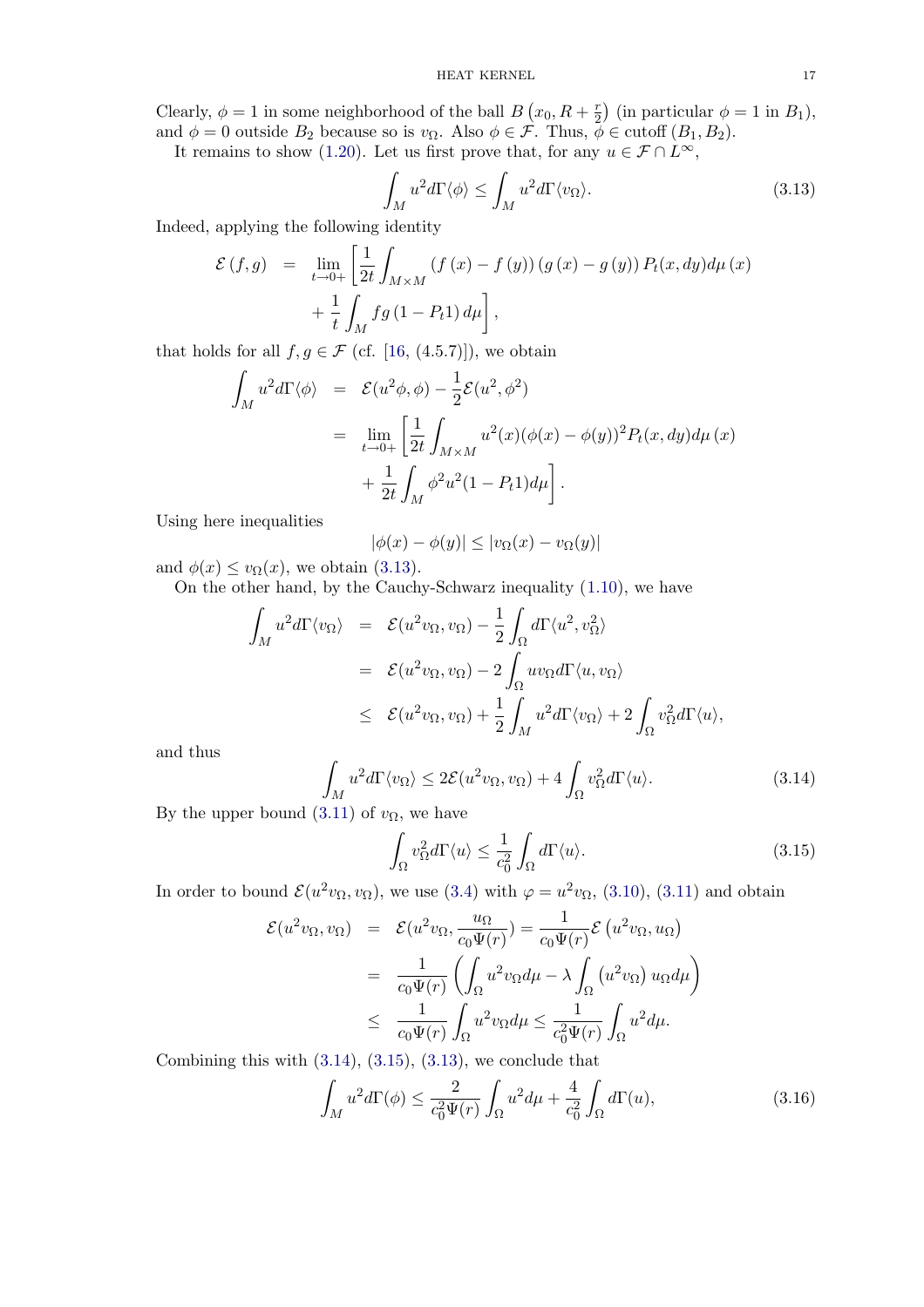Clearly, $\phi = 1$ in some neighborhood of the ball $B\left(x_0, R + \frac{r}{2}\right)$ (in particular $\phi = 1$ in $B_1$), and $\phi = 0$ outside $B_2$ because so is $v_\Omega$. Also $\phi \in \mathcal{F}$. Thus, $\phi \in \operatorname{cutoff}(B_1, B_2)$.

It remains to show (1.20). Let us first prove that, for any $u \in \mathcal{F} \cap L^\infty$,

$$\int_M u^2 d\Gamma\langle\phi\rangle \le \int_M u^2 d\Gamma\langle v_\Omega\rangle. \tag{3.13}$$

Indeed, applying the following identity

$$\begin{aligned}\mathcal{E}(f,g) &= \lim_{t\to 0+}\left[\frac{1}{2t}\int_{M\times M}(f(x)-f(y))(g(x)-g(y))P_t(x,dy)d\mu(x)\right.\\ &\quad \left.+\frac{1}{t}\int_M fg(1-P_t1)\,d\mu\right],\end{aligned}$$

that holds for all $f,g\in\mathcal{F}$ (cf. [16, (4.5.7)]), we obtain

$$\begin{aligned}\int_M u^2 d\Gamma\langle\phi\rangle &= \mathcal{E}(u^2\phi,\phi) - \frac{1}{2}\mathcal{E}(u^2,\phi^2)\\ &= \lim_{t\to 0+}\left[\frac{1}{2t}\int_{M\times M}u^2(x)(\phi(x)-\phi(y))^2P_t(x,dy)d\mu(x)\right.\\ &\quad\left.+\frac{1}{2t}\int_M\phi^2u^2(1-P_t1)d\mu\right].\end{aligned}$$

Using here inequalities

$$|\phi(x)-\phi(y)| \le |v_\Omega(x)-v_\Omega(y)|$$

and $\phi(x)\le v_\Omega(x)$, we obtain (3.13).

On the other hand, by the Cauchy-Schwarz inequality (1.10), we have

$$\begin{aligned}\int_M u^2 d\Gamma\langle v_\Omega\rangle &= \mathcal{E}(u^2v_\Omega,v_\Omega) - \frac{1}{2}\int_\Omega d\Gamma\langle u^2, v_\Omega^2\rangle\\ &= \mathcal{E}(u^2v_\Omega,v_\Omega) - 2\int_\Omega uv_\Omega d\Gamma\langle u,v_\Omega\rangle\\ &\le \mathcal{E}(u^2v_\Omega,v_\Omega) + \frac{1}{2}\int_M u^2d\Gamma\langle v_\Omega\rangle + 2\int_\Omega v_\Omega^2 d\Gamma\langle u\rangle,\end{aligned}$$

and thus

$$\int_M u^2 d\Gamma\langle v_\Omega\rangle \le 2\mathcal{E}(u^2v_\Omega,v_\Omega) + 4\int_\Omega v_\Omega^2 d\Gamma\langle u\rangle. \tag{3.14}$$

By the upper bound (3.11) of $v_\Omega$, we have

$$\int_\Omega v_\Omega^2 d\Gamma\langle u\rangle \le \frac{1}{c_0^2}\int_\Omega d\Gamma\langle u\rangle. \tag{3.15}$$

In order to bound $\mathcal{E}(u^2v_\Omega,v_\Omega)$, we use (3.4) with $\varphi = u^2v_\Omega$, (3.10), (3.11) and obtain

$$\begin{aligned}\mathcal{E}(u^2v_\Omega,v_\Omega) &= \mathcal{E}(u^2v_\Omega,\frac{u_\Omega}{c_0\Psi(r)}) = \frac{1}{c_0\Psi(r)}\mathcal{E}\left(u^2v_\Omega,u_\Omega\right)\\ &= \frac{1}{c_0\Psi(r)}\left(\int_\Omega u^2v_\Omega d\mu - \lambda\int_\Omega\left(u^2v_\Omega\right)u_\Omega d\mu\right)\\ &\le \frac{1}{c_0\Psi(r)}\int_\Omega u^2v_\Omega d\mu \le \frac{1}{c_0^2\Psi(r)}\int_\Omega u^2d\mu.\end{aligned}$$

Combining this with (3.14), (3.15), (3.13), we conclude that

$$\int_M u^2 d\Gamma(\phi) \le \frac{2}{c_0^2\Psi(r)}\int_\Omega u^2 d\mu + \frac{4}{c_0^2}\int_\Omega d\Gamma(u), \tag{3.16}$$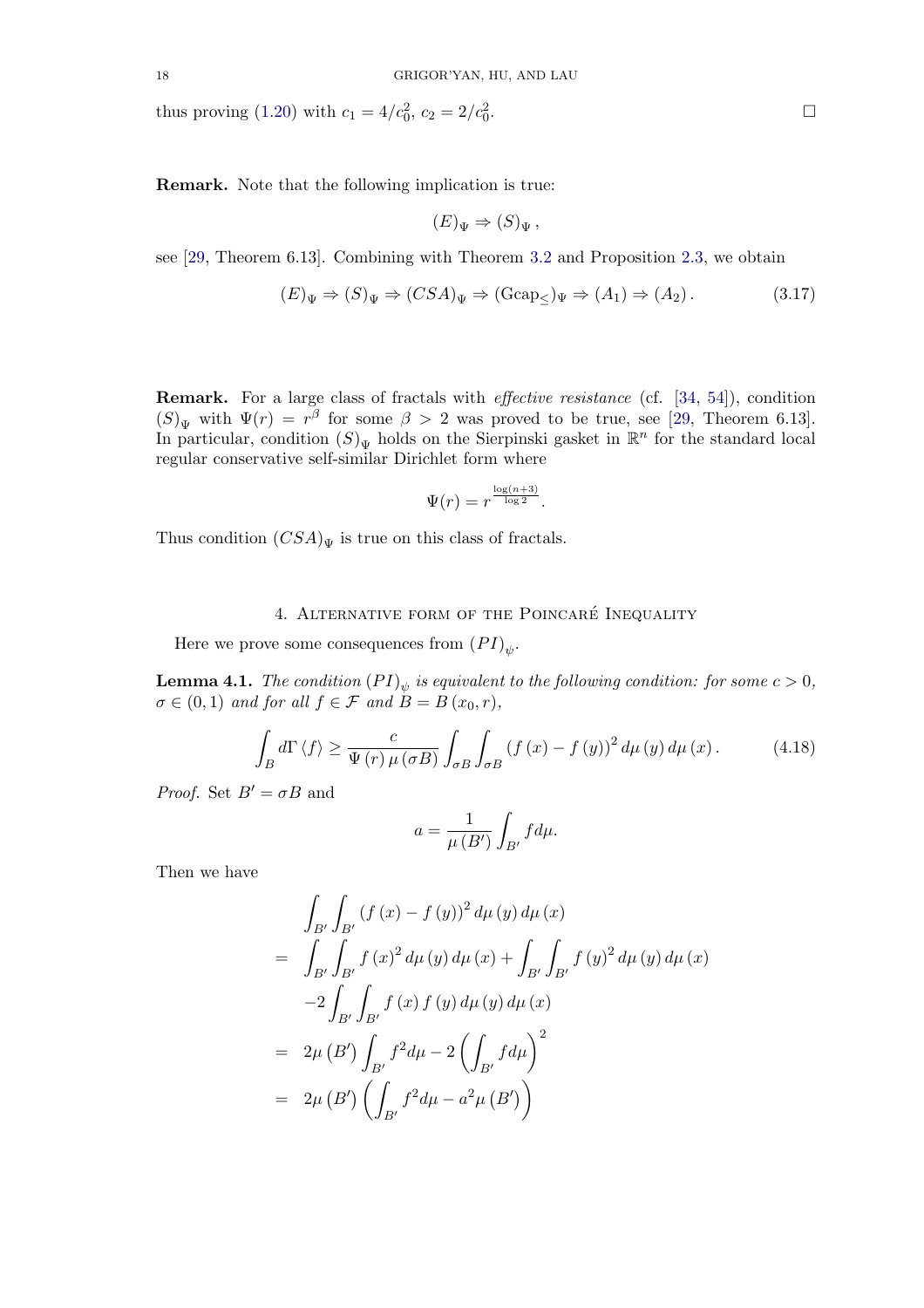thus proving (1.20) with $c_1 = 4/c_0^2$, $c_2 = 2/c_0^2$. $\square$

**Remark.** Note that the following implication is true:

$$(E)_\Psi \Rightarrow (S)_\Psi \,,$$

see [29, Theorem 6.13]. Combining with Theorem 3.2 and Proposition 2.3, we obtain

$$(E)_\Psi \Rightarrow (S)_\Psi \Rightarrow (CSA)_\Psi \Rightarrow (\mathrm{Gcap}_{\leq})_\Psi \Rightarrow (A_1) \Rightarrow (A_2)\,. \tag{3.17}$$

**Remark.** For a large class of fractals with *effective resistance* (cf. [34, 54]), condition $(S)_\Psi$ with $\Psi(r) = r^\beta$ for some $\beta > 2$ was proved to be true, see [29, Theorem 6.13]. In particular, condition $(S)_\Psi$ holds on the Sierpinski gasket in $\mathbb{R}^n$ for the standard local regular conservative self-similar Dirichlet form where

$$\Psi(r) = r^{\frac{\log(n+3)}{\log 2}}.$$

Thus condition $(CSA)_\Psi$ is true on this class of fractals.

## 4. Alternative form of the Poincaré Inequality

Here we prove some consequences from $(PI)_\psi$.

**Lemma 4.1.** *The condition $(PI)_\psi$ is equivalent to the following condition: for some $c > 0$, $\sigma \in (0, 1)$ and for all $f \in \mathcal{F}$ and $B = B(x_0, r)$,*

$$\int_B d\Gamma\langle f\rangle \geq \frac{c}{\Psi(r)\,\mu(\sigma B)} \int_{\sigma B}\int_{\sigma B} (f(x) - f(y))^2\, d\mu(y)\, d\mu(x)\,. \tag{4.18}$$

*Proof.* Set $B' = \sigma B$ and

$$a = \frac{1}{\mu(B')}\int_{B'} f d\mu.$$

Then we have

$$\begin{aligned}
&\int_{B'}\int_{B'} (f(x) - f(y))^2\, d\mu(y)\, d\mu(x) \\
=\ &\int_{B'}\int_{B'} f(x)^2\, d\mu(y)\, d\mu(x) + \int_{B'}\int_{B'} f(y)^2\, d\mu(y)\, d\mu(x) \\
&-2\int_{B'}\int_{B'} f(x)\, f(y)\, d\mu(y)\, d\mu(x) \\
=\ &2\mu(B')\int_{B'} f^2 d\mu - 2\left(\int_{B'} f d\mu\right)^2 \\
=\ &2\mu(B')\left(\int_{B'} f^2 d\mu - a^2\mu(B')\right)
\end{aligned}$$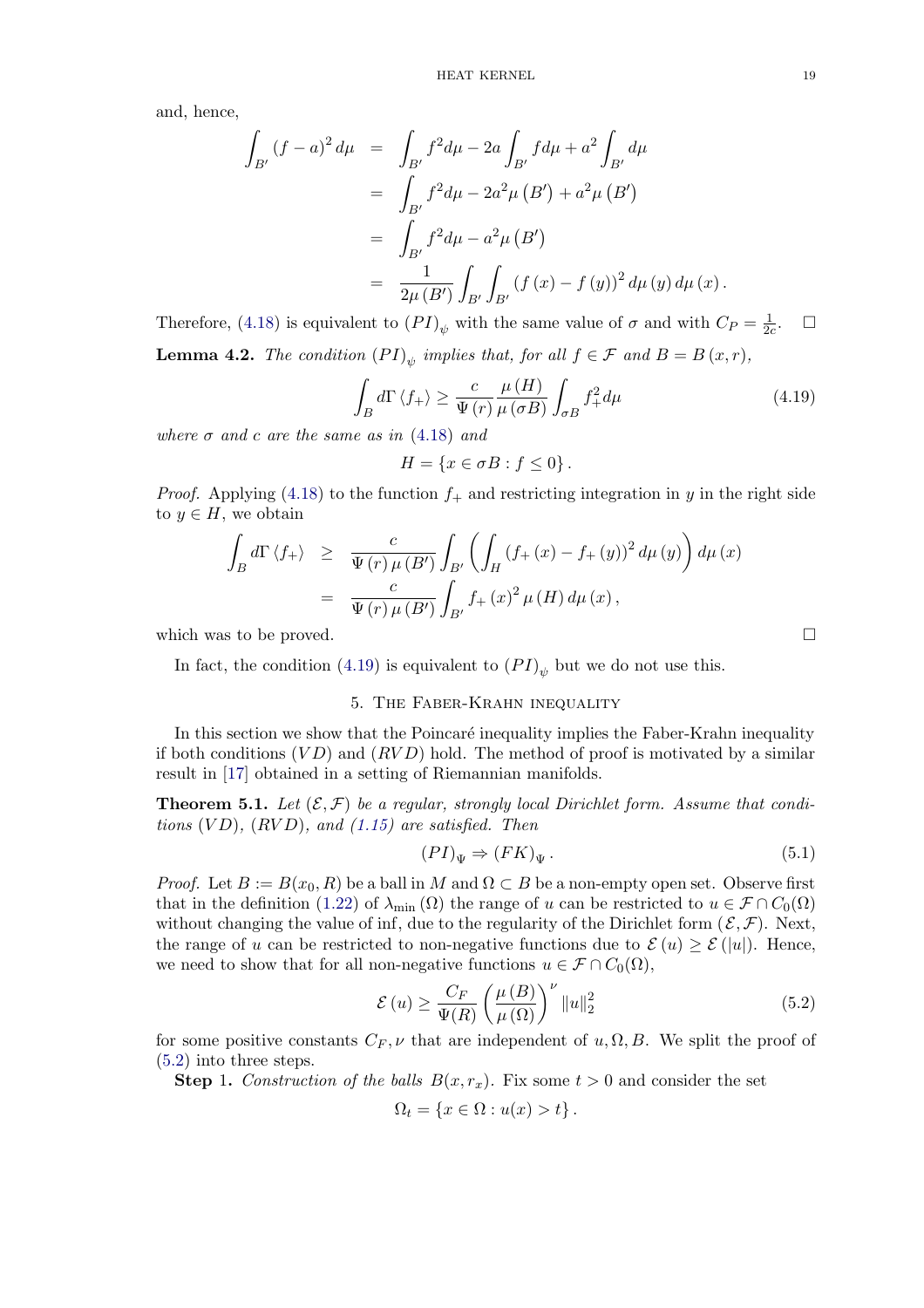and, hence,

$$
\begin{aligned}
\int_{B'} (f-a)^2 \, d\mu &= \int_{B'} f^2 d\mu - 2a \int_{B'} f d\mu + a^2 \int_{B'} d\mu \\
&= \int_{B'} f^2 d\mu - 2a^2 \mu(B') + a^2 \mu(B') \\
&= \int_{B'} f^2 d\mu - a^2 \mu(B') \\
&= \frac{1}{2\mu(B')} \int_{B'} \int_{B'} (f(x) - f(y))^2 \, d\mu(y) \, d\mu(x).
\end{aligned}
$$

Therefore, (4.18) is equivalent to $(PI)_\psi$ with the same value of $\sigma$ and with $C_P = \frac{1}{2c}$. $\square$

**Lemma 4.2.** *The condition $(PI)_\psi$ implies that, for all $f \in \mathcal{F}$ and $B = B(x,r)$,*

$$
\int_B d\Gamma \langle f_+ \rangle \geq \frac{c}{\Psi(r)} \frac{\mu(H)}{\mu(\sigma B)} \int_{\sigma B} f_+^2 d\mu \tag{4.19}
$$

*where $\sigma$ and $c$ are the same as in (4.18) and*

$$
H = \{x \in \sigma B : f \leq 0\}.
$$

*Proof.* Applying (4.18) to the function $f_+$ and restricting integration in $y$ in the right side to $y \in H$, we obtain

$$
\begin{aligned}
\int_B d\Gamma \langle f_+ \rangle &\geq \frac{c}{\Psi(r)\mu(B')} \int_{B'} \left( \int_H (f_+(x) - f_+(y))^2 \, d\mu(y) \right) d\mu(x) \\
&= \frac{c}{\Psi(r)\mu(B')} \int_{B'} f_+(x)^2 \mu(H) \, d\mu(x),
\end{aligned}
$$

which was to be proved. $\square$

In fact, the condition (4.19) is equivalent to $(PI)_\psi$ but we do not use this.

## 5. The Faber-Krahn inequality

In this section we show that the Poincaré inequality implies the Faber-Krahn inequality if both conditions $(VD)$ and $(RVD)$ hold. The method of proof is motivated by a similar result in [17] obtained in a setting of Riemannian manifolds.

**Theorem 5.1.** *Let $(\mathcal{E}, \mathcal{F})$ be a regular, strongly local Dirichlet form. Assume that conditions $(VD)$, $(RVD)$, and (1.15) are satisfied. Then*

$$
(PI)_\Psi \Rightarrow (FK)_\Psi. \tag{5.1}
$$

*Proof.* Let $B := B(x_0, R)$ be a ball in $M$ and $\Omega \subset B$ be a non-empty open set. Observe first that in the definition (1.22) of $\lambda_{\min}(\Omega)$ the range of $u$ can be restricted to $u \in \mathcal{F} \cap C_0(\Omega)$ without changing the value of inf, due to the regularity of the Dirichlet form $(\mathcal{E}, \mathcal{F})$. Next, the range of $u$ can be restricted to non-negative functions due to $\mathcal{E}(u) \geq \mathcal{E}(|u|)$. Hence, we need to show that for all non-negative functions $u \in \mathcal{F} \cap C_0(\Omega)$,

$$
\mathcal{E}(u) \geq \frac{C_F}{\Psi(R)} \left( \frac{\mu(B)}{\mu(\Omega)} \right)^\nu \|u\|_2^2 \tag{5.2}
$$

for some positive constants $C_F, \nu$ that are independent of $u, \Omega, B$. We split the proof of (5.2) into three steps.

**Step 1.** *Construction of the balls $B(x, r_x)$.* Fix some $t > 0$ and consider the set

$$
\Omega_t = \{x \in \Omega : u(x) > t\}.
$$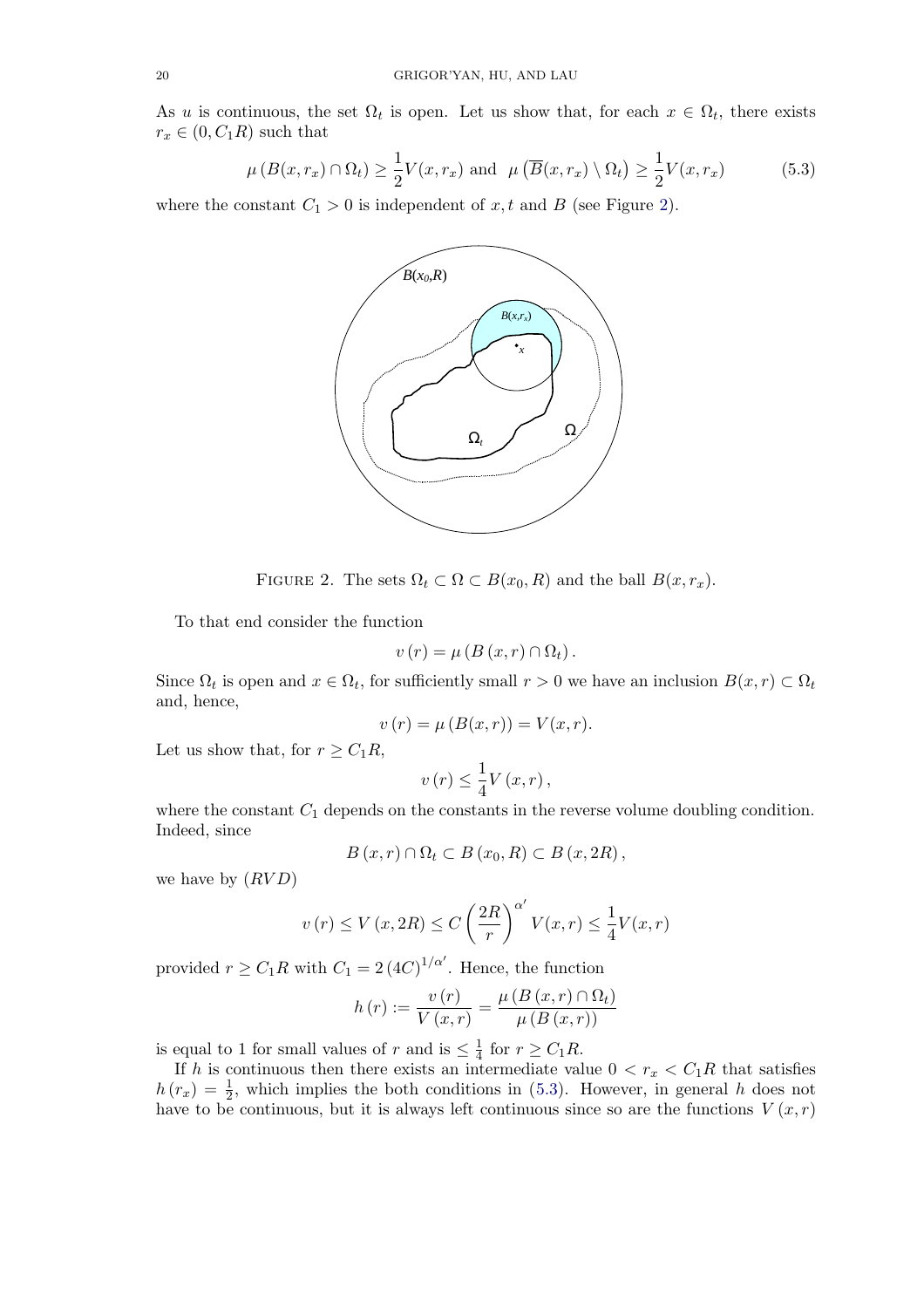As $u$ is continuous, the set $\Omega_t$ is open. Let us show that, for each $x \in \Omega_t$, there exists $r_x \in (0, C_1 R)$ such that

$$\mu\left(B(x, r_x) \cap \Omega_t\right) \geq \frac{1}{2} V(x, r_x) \text{ and } \mu\left(\overline{B}(x, r_x) \setminus \Omega_t\right) \geq \frac{1}{2} V(x, r_x) \tag{5.3}$$

where the constant $C_1 > 0$ is independent of $x, t$ and $B$ (see Figure 2).

FIGURE 2. The sets $\Omega_t \subset \Omega \subset B(x_0, R)$ and the ball $B(x, r_x)$.

To that end consider the function

$$v(r) = \mu\left(B(x, r) \cap \Omega_t\right).$$

Since $\Omega_t$ is open and $x \in \Omega_t$, for sufficiently small $r > 0$ we have an inclusion $B(x, r) \subset \Omega_t$ and, hence,

$$v(r) = \mu\left(B(x, r)\right) = V(x, r).$$

Let us show that, for $r \geq C_1 R$,

$$v(r) \leq \frac{1}{4} V(x, r),$$

where the constant $C_1$ depends on the constants in the reverse volume doubling condition. Indeed, since

$$B(x, r) \cap \Omega_t \subset B(x_0, R) \subset B(x, 2R),$$

we have by $(RVD)$

$$v(r) \leq V(x, 2R) \leq C\left(\frac{2R}{r}\right)^{\alpha'} V(x, r) \leq \frac{1}{4} V(x, r)$$

provided $r \geq C_1 R$ with $C_1 = 2(4C)^{1/\alpha'}$. Hence, the function

$$h(r) := \frac{v(r)}{V(x, r)} = \frac{\mu\left(B(x, r) \cap \Omega_t\right)}{\mu\left(B(x, r)\right)}$$

is equal to 1 for small values of $r$ and is $\leq \frac{1}{4}$ for $r \geq C_1 R$.

If $h$ is continuous then there exists an intermediate value $0 < r_x < C_1 R$ that satisfies $h(r_x) = \frac{1}{2}$, which implies the both conditions in (5.3). However, in general $h$ does not have to be continuous, but it is always left continuous since so are the functions $V(x, r)$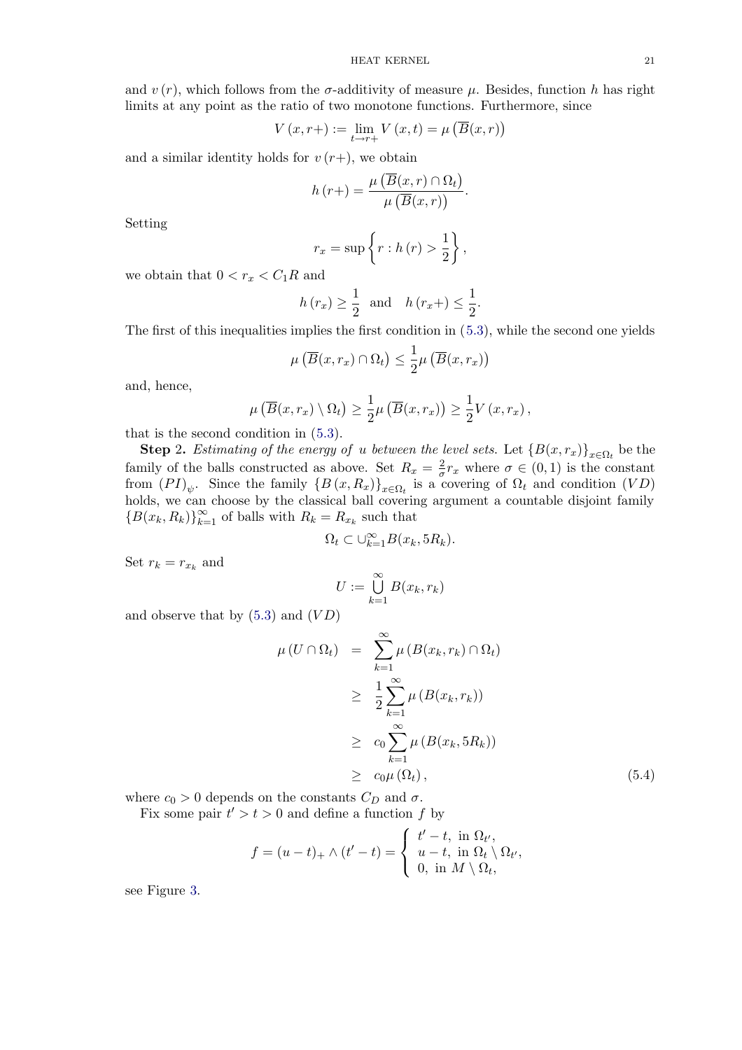and $v(r)$, which follows from the $\sigma$-additivity of measure $\mu$. Besides, function $h$ has right limits at any point as the ratio of two monotone functions. Furthermore, since

$$V(x,r+) := \lim_{t\to r+} V(x,t) = \mu\left(\overline{B}(x,r)\right)$$

and a similar identity holds for $v(r+)$, we obtain

$$h(r+) = \frac{\mu\left(\overline{B}(x,r)\cap\Omega_t\right)}{\mu\left(\overline{B}(x,r)\right)}.$$

Setting

$$r_x = \sup\left\{r : h(r) > \frac{1}{2}\right\},$$

we obtain that $0 < r_x < C_1 R$ and

$$h(r_x) \geq \frac{1}{2} \quad \text{and} \quad h(r_x+) \leq \frac{1}{2}.$$

The first of this inequalities implies the first condition in (5.3), while the second one yields

$$\mu\left(\overline{B}(x,r_x)\cap\Omega_t\right) \leq \frac{1}{2}\mu\left(\overline{B}(x,r_x)\right)$$

and, hence,

$$\mu\left(\overline{B}(x,r_x)\setminus\Omega_t\right) \geq \frac{1}{2}\mu\left(\overline{B}(x,r_x)\right) \geq \frac{1}{2}V(x,r_x),$$

that is the second condition in (5.3).

**Step 2.** *Estimating of the energy of $u$ between the level sets.* Let $\{B(x,r_x)\}_{x\in\Omega_t}$ be the family of the balls constructed as above. Set $R_x = \frac{2}{\sigma}r_x$ where $\sigma\in(0,1)$ is the constant from $(PI)_\psi$. Since the family $\{B(x,R_x)\}_{x\in\Omega_t}$ is a covering of $\Omega_t$ and condition $(VD)$ holds, we can choose by the classical ball covering argument a countable disjoint family $\{B(x_k,R_k)\}_{k=1}^\infty$ of balls with $R_k = R_{x_k}$ such that

$$\Omega_t \subset \cup_{k=1}^\infty B(x_k, 5R_k).$$

Set $r_k = r_{x_k}$ and

$$U := \bigcup_{k=1}^\infty B(x_k, r_k)$$

and observe that by (5.3) and $(VD)$

$$\begin{aligned}
\mu(U\cap\Omega_t) &= \sum_{k=1}^\infty \mu\left(B(x_k,r_k)\cap\Omega_t\right) \\
&\geq \frac{1}{2}\sum_{k=1}^\infty \mu\left(B(x_k,r_k)\right) \\
&\geq c_0\sum_{k=1}^\infty \mu\left(B(x_k,5R_k)\right) \\
&\geq c_0\mu(\Omega_t), 
\end{aligned} \tag{5.4}$$

where $c_0 > 0$ depends on the constants $C_D$ and $\sigma$.

Fix some pair $t' > t > 0$ and define a function $f$ by

$$f = (u-t)_+ \wedge (t'-t) = \begin{cases} t'-t, \text{ in } \Omega_{t'}, \\ u-t, \text{ in } \Omega_t\setminus\Omega_{t'}, \\ 0, \text{ in } M\setminus\Omega_t, \end{cases}$$

see Figure 3.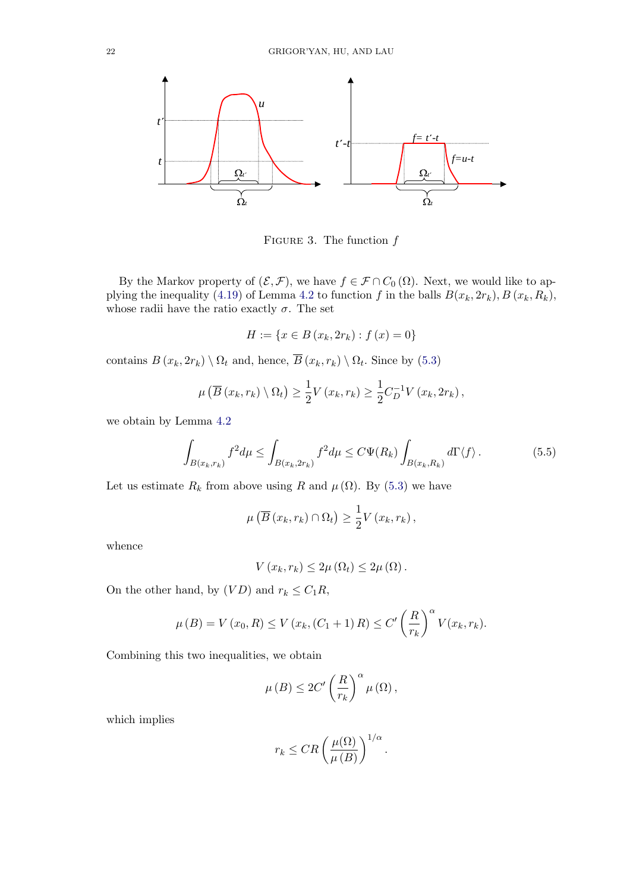FIGURE 3. The function $f$

By the Markov property of $(\mathcal{E}, \mathcal{F})$, we have $f \in \mathcal{F} \cap C_0(\Omega)$. Next, we would like to applying the inequality (4.19) of Lemma 4.2 to function $f$ in the balls $B(x_k, 2r_k), B(x_k, R_k)$, whose radii have the ratio exactly $\sigma$. The set

$$H := \{x \in B(x_k, 2r_k) : f(x) = 0\}$$

contains $B(x_k, 2r_k) \setminus \Omega_t$ and, hence, $\overline{B}(x_k, r_k) \setminus \Omega_t$. Since by (5.3)

$$\mu\left(\overline{B}(x_k, r_k) \setminus \Omega_t\right) \geq \frac{1}{2} V(x_k, r_k) \geq \frac{1}{2} C_D^{-1} V(x_k, 2r_k),$$

we obtain by Lemma 4.2

$$\int_{B(x_k, r_k)} f^2 d\mu \leq \int_{B(x_k, 2r_k)} f^2 d\mu \leq C\Psi(R_k) \int_{B(x_k, R_k)} d\Gamma\langle f \rangle. \tag{5.5}$$

Let us estimate $R_k$ from above using $R$ and $\mu(\Omega)$. By (5.3) we have

$$\mu\left(\overline{B}(x_k, r_k) \cap \Omega_t\right) \geq \frac{1}{2} V(x_k, r_k),$$

whence

$$V(x_k, r_k) \leq 2\mu(\Omega_t) \leq 2\mu(\Omega).$$

On the other hand, by $(VD)$ and $r_k \leq C_1 R$,

$$\mu(B) = V(x_0, R) \leq V(x_k, (C_1 + 1) R) \leq C' \left(\frac{R}{r_k}\right)^\alpha V(x_k, r_k).$$

Combining this two inequalities, we obtain

$$\mu(B) \leq 2C' \left(\frac{R}{r_k}\right)^\alpha \mu(\Omega),$$

which implies

$$r_k \leq CR \left(\frac{\mu(\Omega)}{\mu(B)}\right)^{1/\alpha}.$$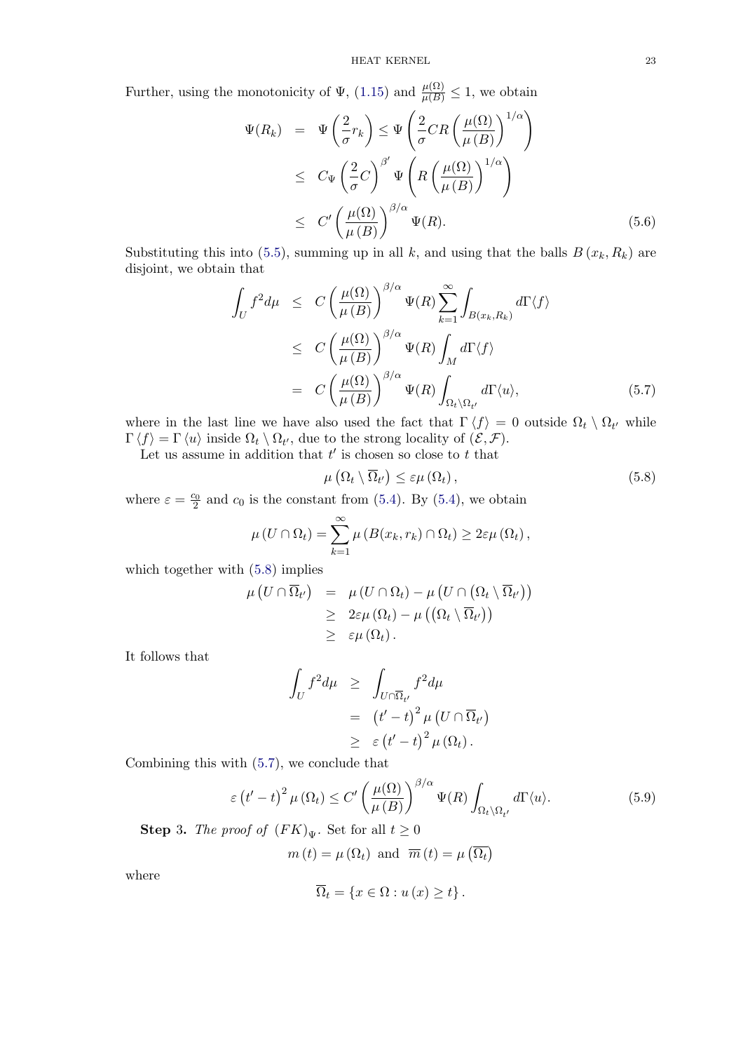Further, using the monotonicity of $\Psi$, (1.15) and $\frac{\mu(\Omega)}{\mu(B)} \leq 1$, we obtain

$$
\begin{aligned}
\Psi(R_k) &= \Psi\left(\frac{2}{\sigma} r_k\right) \leq \Psi\left(\frac{2}{\sigma} C R \left(\frac{\mu(\Omega)}{\mu(B)}\right)^{1/\alpha}\right) \\
&\leq C_\Psi \left(\frac{2}{\sigma} C\right)^{\beta'} \Psi\left(R\left(\frac{\mu(\Omega)}{\mu(B)}\right)^{1/\alpha}\right) \\
&\leq C' \left(\frac{\mu(\Omega)}{\mu(B)}\right)^{\beta/\alpha} \Psi(R). \qquad (5.6)
\end{aligned}
$$

Substituting this into (5.5), summing up in all $k$, and using that the balls $B(x_k, R_k)$ are disjoint, we obtain that

$$
\begin{aligned}
\int_U f^2 d\mu &\leq C\left(\frac{\mu(\Omega)}{\mu(B)}\right)^{\beta/\alpha} \Psi(R) \sum_{k=1}^{\infty} \int_{B(x_k, R_k)} d\Gamma\langle f\rangle \\
&\leq C\left(\frac{\mu(\Omega)}{\mu(B)}\right)^{\beta/\alpha} \Psi(R) \int_M d\Gamma\langle f\rangle \\
&= C\left(\frac{\mu(\Omega)}{\mu(B)}\right)^{\beta/\alpha} \Psi(R) \int_{\Omega_t \setminus \Omega_{t'}} d\Gamma\langle u\rangle, \qquad (5.7)
\end{aligned}
$$

where in the last line we have also used the fact that $\Gamma\langle f\rangle = 0$ outside $\Omega_t \setminus \Omega_{t'}$ while $\Gamma\langle f\rangle = \Gamma\langle u\rangle$ inside $\Omega_t \setminus \Omega_{t'}$, due to the strong locality of $(\mathcal{E}, \mathcal{F})$.

Let us assume in addition that $t'$ is chosen so close to $t$ that

$$
\mu\left(\Omega_t \setminus \overline{\Omega}_{t'}\right) \leq \varepsilon \mu(\Omega_t), \qquad (5.8)
$$

where $\varepsilon = \frac{c_0}{2}$ and $c_0$ is the constant from (5.4). By (5.4), we obtain

$$
\mu(U \cap \Omega_t) = \sum_{k=1}^{\infty} \mu(B(x_k, r_k) \cap \Omega_t) \geq 2\varepsilon \mu(\Omega_t),
$$

which together with (5.8) implies

$$
\begin{aligned}
\mu\left(U \cap \overline{\Omega}_{t'}\right) &= \mu(U \cap \Omega_t) - \mu\left(U \cap \left(\Omega_t \setminus \overline{\Omega}_{t'}\right)\right) \\
&\geq 2\varepsilon \mu(\Omega_t) - \mu\left(\left(\Omega_t \setminus \overline{\Omega}_{t'}\right)\right) \\
&\geq \varepsilon \mu(\Omega_t).
\end{aligned}
$$

It follows that

$$
\begin{aligned}
\int_U f^2 d\mu &\geq \int_{U \cap \overline{\Omega}_{t'}} f^2 d\mu \\
&= \left(t' - t\right)^2 \mu\left(U \cap \overline{\Omega}_{t'}\right) \\
&\geq \varepsilon \left(t' - t\right)^2 \mu(\Omega_t).
\end{aligned}
$$

Combining this with (5.7), we conclude that

$$
\varepsilon \left(t' - t\right)^2 \mu(\Omega_t) \leq C' \left(\frac{\mu(\Omega)}{\mu(B)}\right)^{\beta/\alpha} \Psi(R) \int_{\Omega_t \setminus \Omega_{t'}} d\Gamma\langle u\rangle. \qquad (5.9)
$$

**Step 3.** *The proof of* $(FK)_\Psi$. Set for all $t \geq 0$

$$
m(t) = \mu(\Omega_t) \text{ and } \overline{m}(t) = \mu\left(\overline{\Omega_t}\right)
$$

where

$$
\overline{\Omega}_t = \{x \in \Omega : u(x) \geq t\}.
$$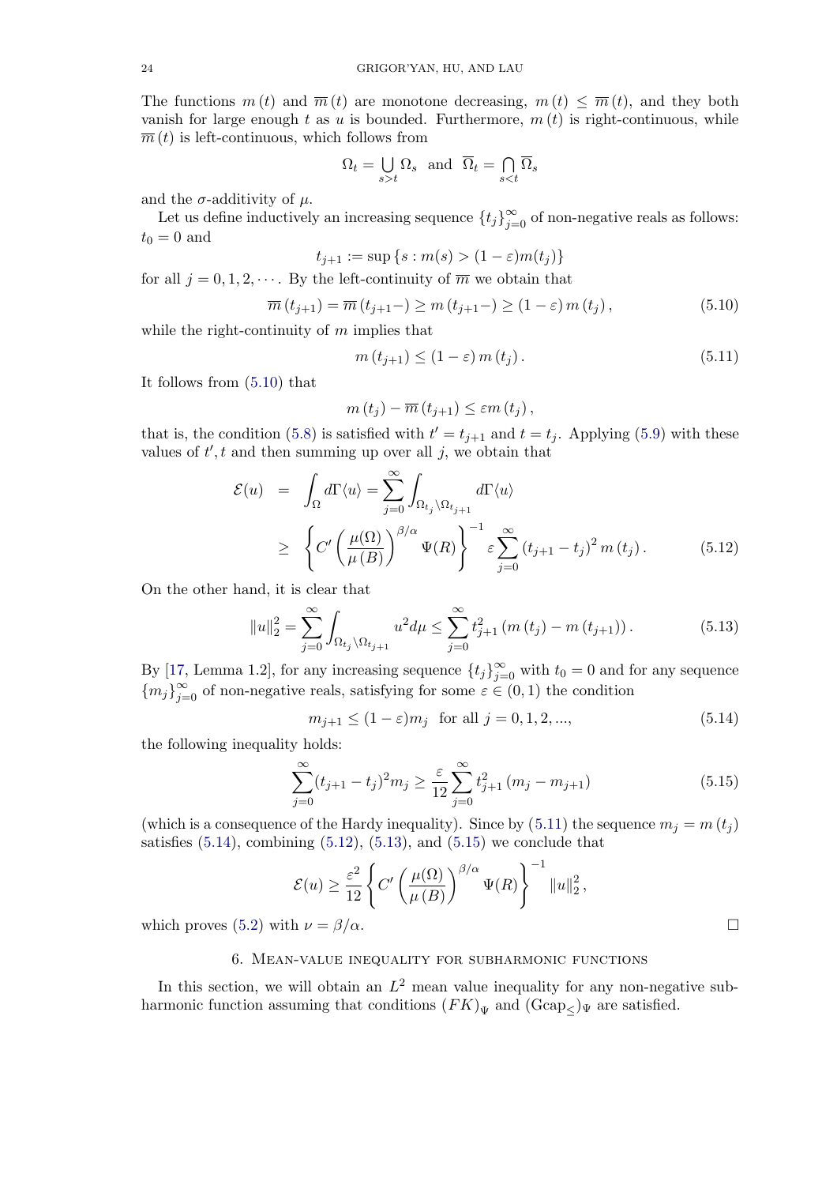The functions $m(t)$ and $\overline{m}(t)$ are monotone decreasing, $m(t) \leq \overline{m}(t)$, and they both vanish for large enough $t$ as $u$ is bounded. Furthermore, $m(t)$ is right-continuous, while $\overline{m}(t)$ is left-continuous, which follows from

$$\Omega_t = \bigcup_{s>t} \Omega_s \text{ and } \overline{\Omega}_t = \bigcap_{s<t} \overline{\Omega}_s$$

and the $\sigma$-additivity of $\mu$.

Let us define inductively an increasing sequence $\{t_j\}_{j=0}^{\infty}$ of non-negative reals as follows: $t_0 = 0$ and

$$t_{j+1} := \sup\{s : m(s) > (1-\varepsilon)m(t_j)\}$$

for all $j = 0, 1, 2, \cdots$. By the left-continuity of $\overline{m}$ we obtain that

$$\overline{m}(t_{j+1}) = \overline{m}(t_{j+1}-) \geq m(t_{j+1}-) \geq (1-\varepsilon) m(t_j), \tag{5.10}$$

while the right-continuity of $m$ implies that

$$m(t_{j+1}) \leq (1-\varepsilon) m(t_j). \tag{5.11}$$

It follows from (5.10) that

$$m(t_j) - \overline{m}(t_{j+1}) \leq \varepsilon m(t_j),$$

that is, the condition (5.8) is satisfied with $t' = t_{j+1}$ and $t = t_j$. Applying (5.9) with these values of $t', t$ and then summing up over all $j$, we obtain that

$$\begin{aligned} \mathcal{E}(u) &= \int_{\Omega} d\Gamma\langle u\rangle = \sum_{j=0}^{\infty} \int_{\Omega_{t_j} \setminus \Omega_{t_{j+1}}} d\Gamma\langle u\rangle \\ &\geq \left\{ C' \left( \frac{\mu(\Omega)}{\mu(B)} \right)^{\beta/\alpha} \Psi(R) \right\}^{-1} \varepsilon \sum_{j=0}^{\infty} (t_{j+1} - t_j)^2 m(t_j). \end{aligned} \tag{5.12}$$

On the other hand, it is clear that

$$\|u\|_2^2 = \sum_{j=0}^{\infty} \int_{\Omega_{t_j} \setminus \Omega_{t_{j+1}}} u^2 d\mu \leq \sum_{j=0}^{\infty} t_{j+1}^2 (m(t_j) - m(t_{j+1})). \tag{5.13}$$

By [17, Lemma 1.2], for any increasing sequence $\{t_j\}_{j=0}^{\infty}$ with $t_0 = 0$ and for any sequence $\{m_j\}_{j=0}^{\infty}$ of non-negative reals, satisfying for some $\varepsilon \in (0,1)$ the condition

$$m_{j+1} \leq (1-\varepsilon) m_j \text{ for all } j = 0, 1, 2, ..., \tag{5.14}$$

the following inequality holds:

$$\sum_{j=0}^{\infty} (t_{j+1} - t_j)^2 m_j \geq \frac{\varepsilon}{12} \sum_{j=0}^{\infty} t_{j+1}^2 (m_j - m_{j+1}) \tag{5.15}$$

(which is a consequence of the Hardy inequality). Since by (5.11) the sequence $m_j = m(t_j)$ satisfies (5.14), combining (5.12), (5.13), and (5.15) we conclude that

$$\mathcal{E}(u) \geq \frac{\varepsilon^2}{12} \left\{ C' \left( \frac{\mu(\Omega)}{\mu(B)} \right)^{\beta/\alpha} \Psi(R) \right\}^{-1} \|u\|_2^2,$$

which proves (5.2) with $\nu = \beta/\alpha$. □

## 6. Mean-value inequality for subharmonic functions

In this section, we will obtain an $L^2$ mean value inequality for any non-negative subharmonic function assuming that conditions $(FK)_\Psi$ and $(\mathrm{Gcap}_{\leq})_\Psi$ are satisfied.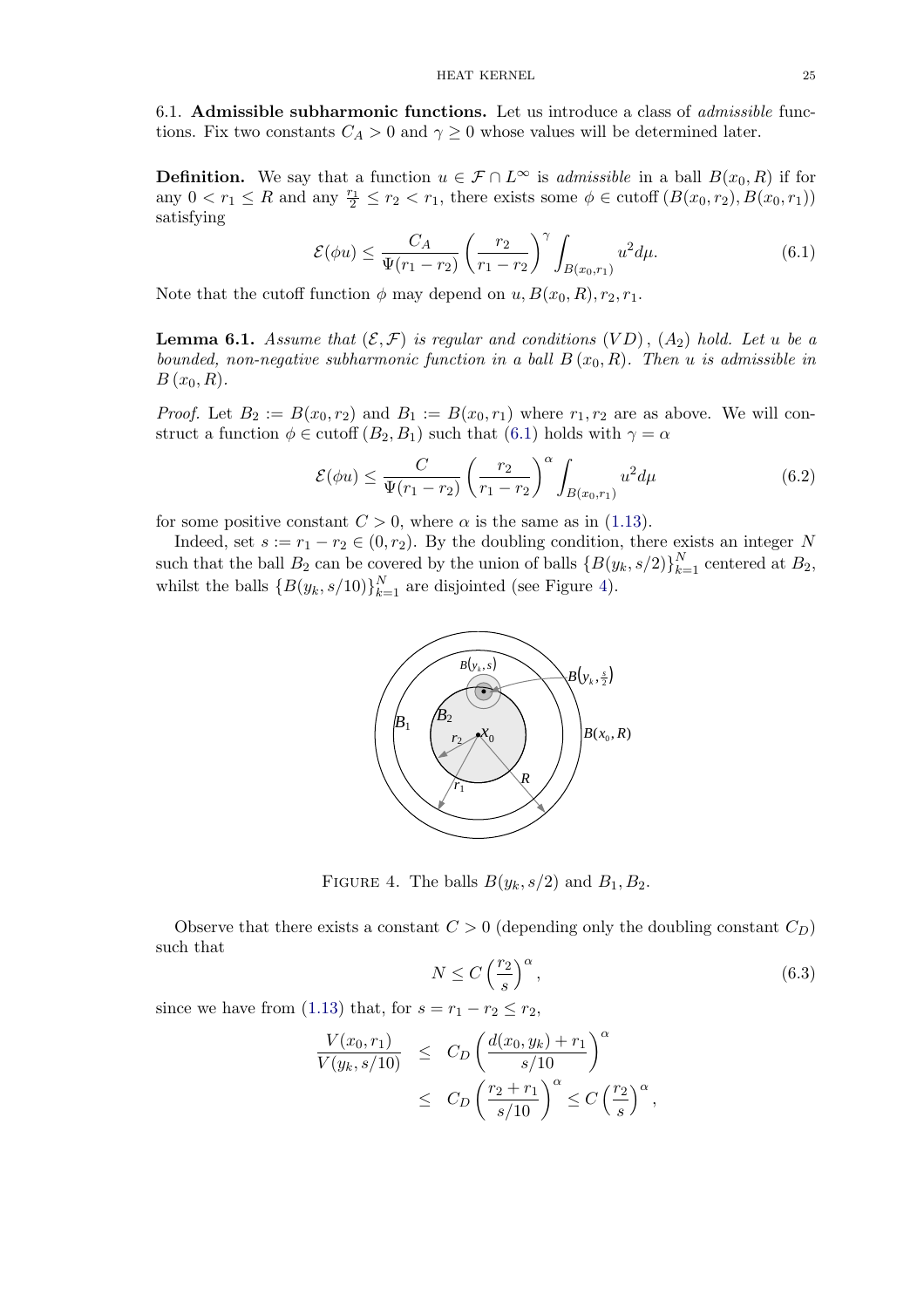### 6.1. Admissible subharmonic functions.

Let us introduce a class of *admissible* functions. Fix two constants $C_A > 0$ and $\gamma \geq 0$ whose values will be determined later.

**Definition.** We say that a function $u \in \mathcal{F} \cap L^\infty$ is *admissible* in a ball $B(x_0, R)$ if for any $0 < r_1 \leq R$ and any $\frac{r_1}{2} \leq r_2 < r_1$, there exists some $\phi \in \text{cutoff}\,(B(x_0, r_2), B(x_0, r_1))$ satisfying

$$\mathcal{E}(\phi u) \leq \frac{C_A}{\Psi(r_1 - r_2)} \left(\frac{r_2}{r_1 - r_2}\right)^\gamma \int_{B(x_0,r_1)} u^2 d\mu. \tag{6.1}$$

Note that the cutoff function $\phi$ may depend on $u, B(x_0, R), r_2, r_1$.

**Lemma 6.1.** *Assume that $(\mathcal{E}, \mathcal{F})$ is regular and conditions $(VD)$, $(A_2)$ hold. Let $u$ be a bounded, non-negative subharmonic function in a ball $B(x_0, R)$. Then $u$ is admissible in $B(x_0, R)$.*

*Proof.* Let $B_2 := B(x_0, r_2)$ and $B_1 := B(x_0, r_1)$ where $r_1, r_2$ are as above. We will construct a function $\phi \in \text{cutoff}\,(B_2, B_1)$ such that (6.1) holds with $\gamma = \alpha$

$$\mathcal{E}(\phi u) \leq \frac{C}{\Psi(r_1 - r_2)} \left(\frac{r_2}{r_1 - r_2}\right)^\alpha \int_{B(x_0,r_1)} u^2 d\mu \tag{6.2}$$

for some positive constant $C > 0$, where $\alpha$ is the same as in (1.13).

Indeed, set $s := r_1 - r_2 \in (0, r_2)$. By the doubling condition, there exists an integer $N$ such that the ball $B_2$ can be covered by the union of balls $\{B(y_k, s/2)\}_{k=1}^N$ centered at $B_2$, whilst the balls $\{B(y_k, s/10)\}_{k=1}^N$ are disjointed (see Figure 4).

FIGURE 4. The balls $B(y_k, s/2)$ and $B_1, B_2$.

Observe that there exists a constant $C > 0$ (depending only the doubling constant $C_D$) such that

$$N \leq C \left(\frac{r_2}{s}\right)^\alpha, \tag{6.3}$$

since we have from (1.13) that, for $s = r_1 - r_2 \leq r_2$,

$$\begin{aligned}
\frac{V(x_0, r_1)}{V(y_k, s/10)} &\leq C_D \left(\frac{d(x_0, y_k) + r_1}{s/10}\right)^\alpha \\
&\leq C_D \left(\frac{r_2 + r_1}{s/10}\right)^\alpha \leq C \left(\frac{r_2}{s}\right)^\alpha,
\end{aligned}$$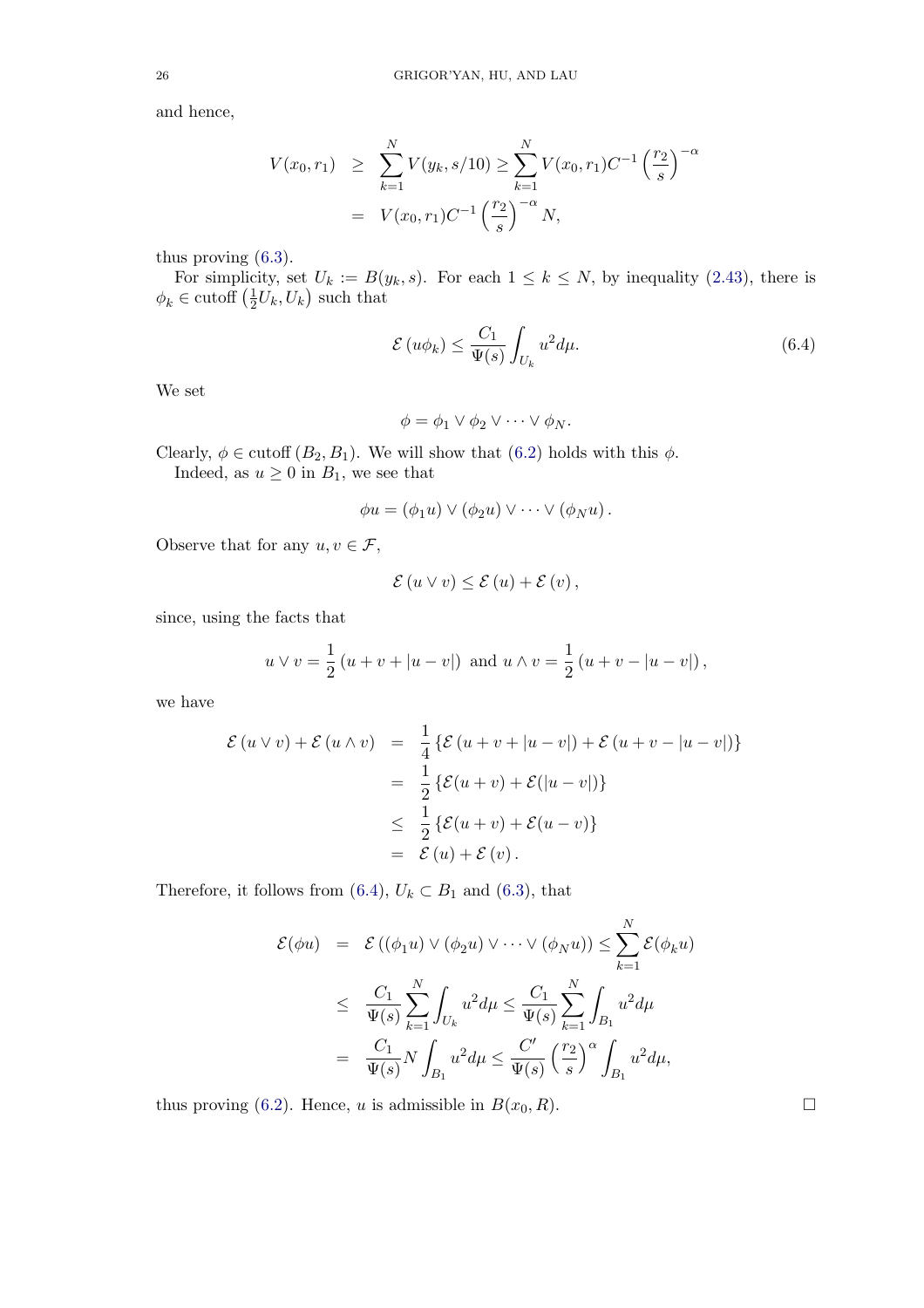and hence,

$$
\begin{aligned}
V(x_0, r_1) &\geq \sum_{k=1}^{N} V(y_k, s/10) \geq \sum_{k=1}^{N} V(x_0, r_1) C^{-1} \left(\frac{r_2}{s}\right)^{-\alpha} \\
&= V(x_0, r_1) C^{-1} \left(\frac{r_2}{s}\right)^{-\alpha} N,
\end{aligned}
$$

thus proving (6.3).

For simplicity, set $U_k := B(y_k, s)$. For each $1 \leq k \leq N$, by inequality (2.43), there is $\phi_k \in \text{cutoff}\left(\frac{1}{2}U_k, U_k\right)$ such that

$$
\mathcal{E}\left(u\phi_k\right) \leq \frac{C_1}{\Psi(s)} \int_{U_k} u^2 d\mu. \tag{6.4}
$$

We set

$$
\phi = \phi_1 \vee \phi_2 \vee \cdots \vee \phi_N.
$$

Clearly, $\phi \in \text{cutoff}\left(B_2, B_1\right)$. We will show that (6.2) holds with this $\phi$.

Indeed, as $u \geq 0$ in $B_1$, we see that

$$
\phi u = \left(\phi_1 u\right) \vee \left(\phi_2 u\right) \vee \cdots \vee \left(\phi_N u\right).
$$

Observe that for any $u, v \in \mathcal{F}$,

$$
\mathcal{E}\left(u \vee v\right) \leq \mathcal{E}\left(u\right) + \mathcal{E}\left(v\right),
$$

since, using the facts that

$$
u \vee v = \frac{1}{2}\left(u + v + |u - v|\right) \text{ and } u \wedge v = \frac{1}{2}\left(u + v - |u - v|\right),
$$

we have

$$
\begin{aligned}
\mathcal{E}\left(u \vee v\right) + \mathcal{E}\left(u \wedge v\right) &= \frac{1}{4}\left\{\mathcal{E}\left(u + v + |u - v|\right) + \mathcal{E}\left(u + v - |u - v|\right)\right\} \\
&= \frac{1}{2}\left\{\mathcal{E}(u + v) + \mathcal{E}(|u - v|)\right\} \\
&\leq \frac{1}{2}\left\{\mathcal{E}(u + v) + \mathcal{E}(u - v)\right\} \\
&= \mathcal{E}\left(u\right) + \mathcal{E}\left(v\right).
\end{aligned}
$$

Therefore, it follows from (6.4), $U_k \subset B_1$ and (6.3), that

$$
\begin{aligned}
\mathcal{E}(\phi u) &= \mathcal{E}\left(\left(\phi_1 u\right) \vee \left(\phi_2 u\right) \vee \cdots \vee \left(\phi_N u\right)\right) \leq \sum_{k=1}^{N} \mathcal{E}(\phi_k u) \\
&\leq \frac{C_1}{\Psi(s)} \sum_{k=1}^{N} \int_{U_k} u^2 d\mu \leq \frac{C_1}{\Psi(s)} \sum_{k=1}^{N} \int_{B_1} u^2 d\mu \\
&= \frac{C_1}{\Psi(s)} N \int_{B_1} u^2 d\mu \leq \frac{C'}{\Psi(s)} \left(\frac{r_2}{s}\right)^{\alpha} \int_{B_1} u^2 d\mu,
\end{aligned}
$$

thus proving (6.2). Hence, $u$ is admissible in $B(x_0, R)$. $\square$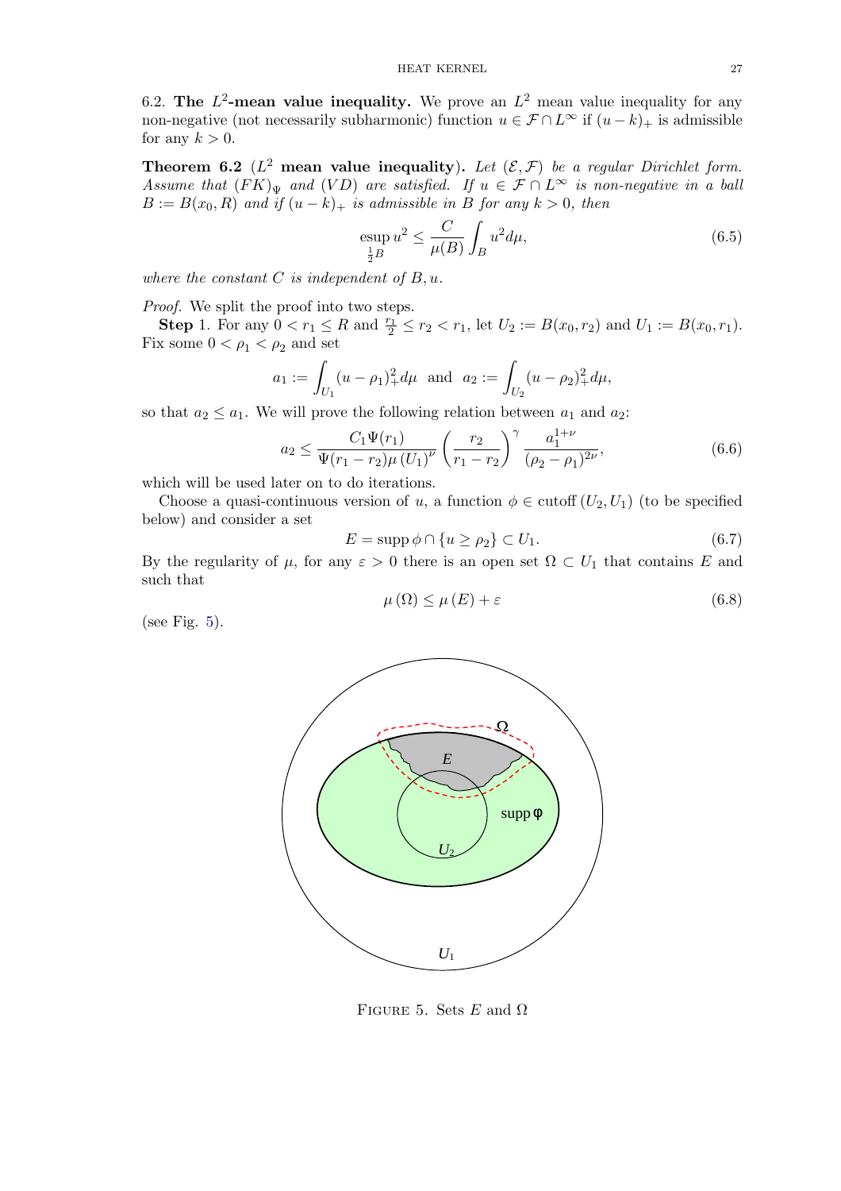6.2. **The $L^2$-mean value inequality.** We prove an $L^2$ mean value inequality for any non-negative (not necessarily subharmonic) function $u \in \mathcal{F} \cap L^\infty$ if $(u-k)_+$ is admissible for any $k > 0$.

**Theorem 6.2** ($L^2$ **mean value inequality**). *Let $(\mathcal{E}, \mathcal{F})$ be a regular Dirichlet form. Assume that $(FK)_\Psi$ and $(VD)$ are satisfied. If $u \in \mathcal{F} \cap L^\infty$ is non-negative in a ball $B := B(x_0, R)$ and if $(u-k)_+$ is admissible in $B$ for any $k > 0$, then*

$$\operatorname*{esup}_{\frac{1}{2}B} u^2 \leq \frac{C}{\mu(B)} \int_B u^2 d\mu, \tag{6.5}$$

*where the constant $C$ is independent of $B, u$.*

*Proof.* We split the proof into two steps.

**Step** 1. For any $0 < r_1 \leq R$ and $\frac{r_1}{2} \leq r_2 < r_1$, let $U_2 := B(x_0, r_2)$ and $U_1 := B(x_0, r_1)$. Fix some $0 < \rho_1 < \rho_2$ and set

$$a_1 := \int_{U_1} (u - \rho_1)_+^2 d\mu \quad \text{and} \quad a_2 := \int_{U_2} (u - \rho_2)_+^2 d\mu,$$

so that $a_2 \leq a_1$. We will prove the following relation between $a_1$ and $a_2$:

$$a_2 \leq \frac{C_1 \Psi(r_1)}{\Psi(r_1 - r_2) \mu(U_1)^\nu} \left(\frac{r_2}{r_1 - r_2}\right)^\gamma \frac{a_1^{1+\nu}}{(\rho_2 - \rho_1)^{2\nu}}, \tag{6.6}$$

which will be used later on to do iterations.

Choose a quasi-continuous version of $u$, a function $\phi \in \operatorname{cutoff}(U_2, U_1)$ (to be specified below) and consider a set

$$E = \operatorname{supp} \phi \cap \{u \geq \rho_2\} \subset U_1. \tag{6.7}$$

By the regularity of $\mu$, for any $\varepsilon > 0$ there is an open set $\Omega \subset U_1$ that contains $E$ and such that

$$\mu(\Omega) \leq \mu(E) + \varepsilon \tag{6.8}$$

(see Fig. 5).

FIGURE 5. Sets $E$ and $\Omega$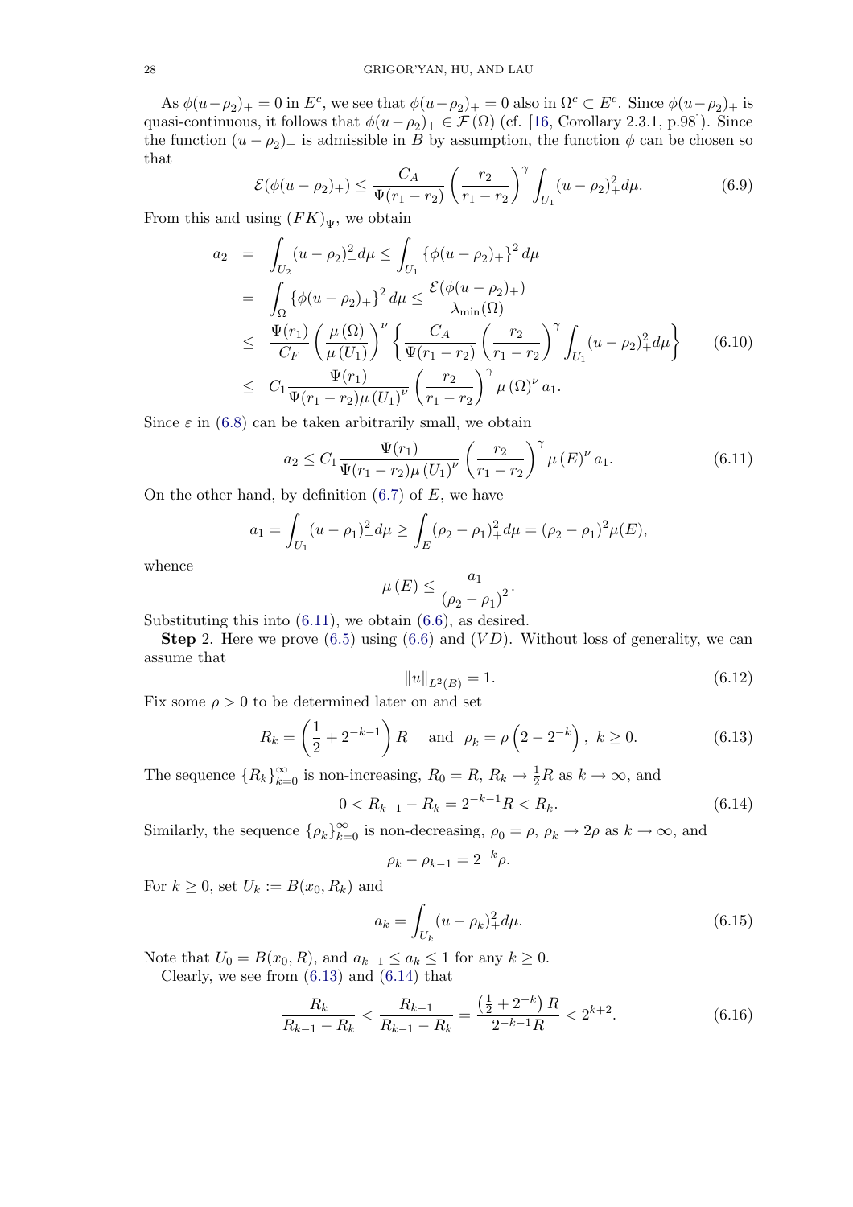As $\phi(u-\rho_2)_+ = 0$ in $E^c$, we see that $\phi(u-\rho_2)_+ = 0$ also in $\Omega^c \subset E^c$. Since $\phi(u-\rho_2)_+$ is quasi-continuous, it follows that $\phi(u-\rho_2)_+ \in \mathcal{F}(\Omega)$ (cf. [16, Corollary 2.3.1, p.98]). Since the function $(u-\rho_2)_+$ is admissible in $B$ by assumption, the function $\phi$ can be chosen so that

$$\mathcal{E}(\phi(u-\rho_2)_+) \leq \frac{C_A}{\Psi(r_1-r_2)}\left(\frac{r_2}{r_1-r_2}\right)^{\gamma}\int_{U_1}(u-\rho_2)_+^2 d\mu. \tag{6.9}$$

From this and using $(FK)_{\Psi}$, we obtain

$$\begin{aligned}
a_2 &= \int_{U_2}(u-\rho_2)_+^2 d\mu \leq \int_{U_1}\{\phi(u-\rho_2)_+\}^2 d\mu \\
&= \int_{\Omega}\{\phi(u-\rho_2)_+\}^2 d\mu \leq \frac{\mathcal{E}(\phi(u-\rho_2)_+)}{\lambda_{\min}(\Omega)} \\
&\leq \frac{\Psi(r_1)}{C_F}\left(\frac{\mu(\Omega)}{\mu(U_1)}\right)^{\nu}\left\{\frac{C_A}{\Psi(r_1-r_2)}\left(\frac{r_2}{r_1-r_2}\right)^{\gamma}\int_{U_1}(u-\rho_2)_+^2 d\mu\right\} \\
&\leq C_1\frac{\Psi(r_1)}{\Psi(r_1-r_2)\mu(U_1)^{\nu}}\left(\frac{r_2}{r_1-r_2}\right)^{\gamma}\mu(\Omega)^{\nu} a_1.
\end{aligned} \tag{6.10}$$

Since $\varepsilon$ in (6.8) can be taken arbitrarily small, we obtain

$$a_2 \leq C_1\frac{\Psi(r_1)}{\Psi(r_1-r_2)\mu(U_1)^{\nu}}\left(\frac{r_2}{r_1-r_2}\right)^{\gamma}\mu(E)^{\nu} a_1. \tag{6.11}$$

On the other hand, by definition (6.7) of $E$, we have

$$a_1 = \int_{U_1}(u-\rho_1)_+^2 d\mu \geq \int_E(\rho_2-\rho_1)_+^2 d\mu = (\rho_2-\rho_1)^2\mu(E),$$

whence

$$\mu(E) \leq \frac{a_1}{(\rho_2-\rho_1)^2}.$$

Substituting this into (6.11), we obtain (6.6), as desired.

**Step** 2. Here we prove (6.5) using (6.6) and $(VD)$. Without loss of generality, we can assume that

$$\|u\|_{L^2(B)} = 1. \tag{6.12}$$

Fix some $\rho > 0$ to be determined later on and set

$$R_k = \left(\frac{1}{2}+2^{-k-1}\right)R \quad \text{and} \quad \rho_k = \rho\left(2-2^{-k}\right),\ k \geq 0. \tag{6.13}$$

The sequence $\{R_k\}_{k=0}^{\infty}$ is non-increasing, $R_0 = R$, $R_k \to \frac{1}{2}R$ as $k \to \infty$, and

$$0 < R_{k-1} - R_k = 2^{-k-1}R < R_k. \tag{6.14}$$

Similarly, the sequence $\{\rho_k\}_{k=0}^{\infty}$ is non-decreasing, $\rho_0 = \rho$, $\rho_k \to 2\rho$ as $k \to \infty$, and

$$\rho_k - \rho_{k-1} = 2^{-k}\rho.$$

For $k \geq 0$, set $U_k := B(x_0, R_k)$ and

$$a_k = \int_{U_k}(u-\rho_k)_+^2 d\mu. \tag{6.15}$$

Note that $U_0 = B(x_0, R)$, and $a_{k+1} \leq a_k \leq 1$ for any $k \geq 0$.

Clearly, we see from (6.13) and (6.14) that

$$\frac{R_k}{R_{k-1}-R_k} < \frac{R_{k-1}}{R_{k-1}-R_k} = \frac{\left(\frac{1}{2}+2^{-k}\right)R}{2^{-k-1}R} < 2^{k+2}. \tag{6.16}$$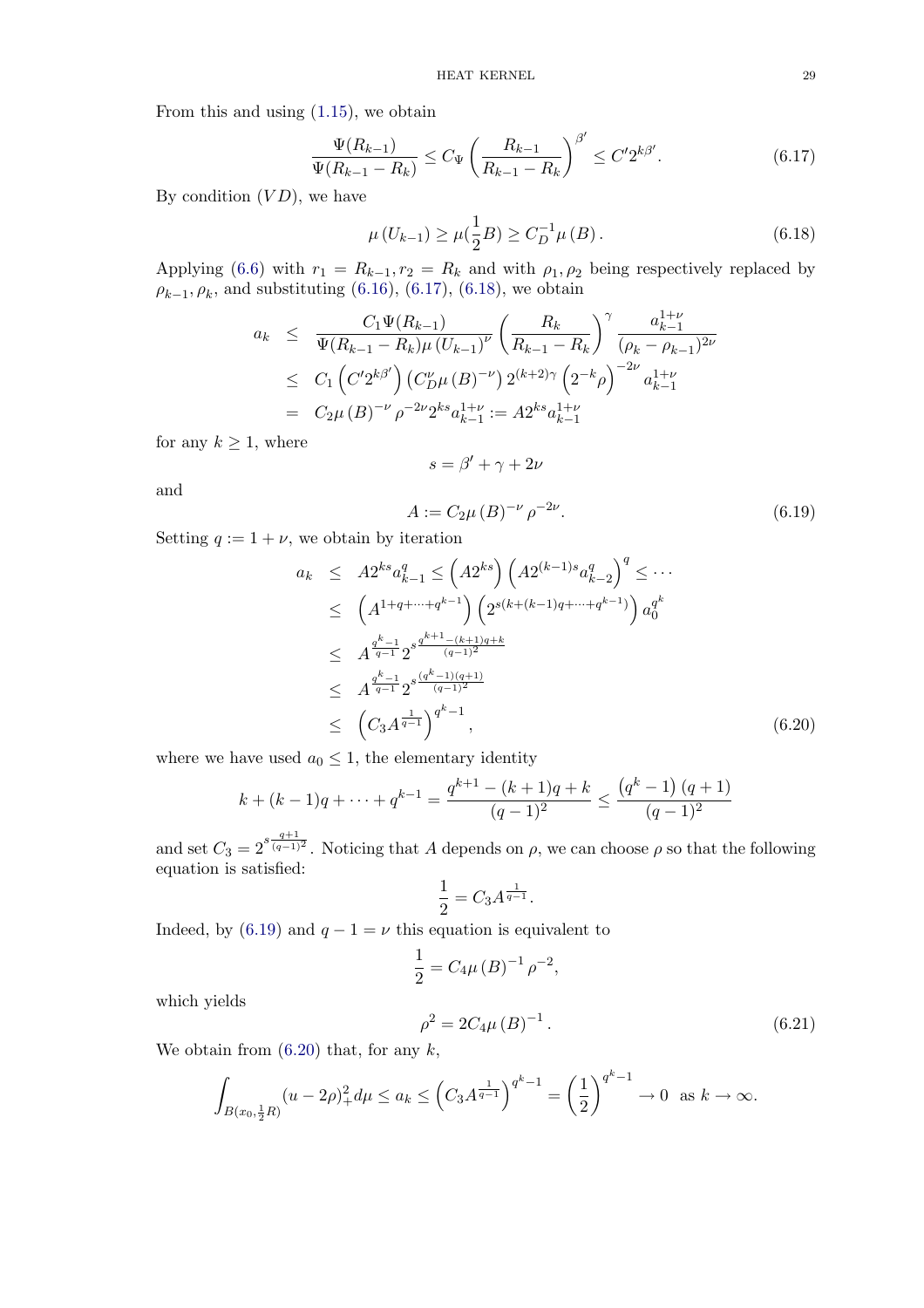From this and using (1.15), we obtain

$$\frac{\Psi(R_{k-1})}{\Psi(R_{k-1}-R_k)} \le C_\Psi \left(\frac{R_{k-1}}{R_{k-1}-R_k}\right)^{\beta'} \le C' 2^{k\beta'}. \tag{6.17}$$

By condition $(VD)$, we have

$$\mu\left(U_{k-1}\right) \ge \mu(\frac{1}{2}B) \ge C_D^{-1}\mu\left(B\right). \tag{6.18}$$

Applying (6.6) with $r_1 = R_{k-1}, r_2 = R_k$ and with $\rho_1, \rho_2$ being respectively replaced by $\rho_{k-1}, \rho_k$, and substituting (6.16), (6.17), (6.18), we obtain

$$\begin{aligned}
a_k &\le \frac{C_1 \Psi(R_{k-1})}{\Psi(R_{k-1}-R_k)\mu\left(U_{k-1}\right)^\nu}\left(\frac{R_k}{R_{k-1}-R_k}\right)^\gamma \frac{a_{k-1}^{1+\nu}}{(\rho_k-\rho_{k-1})^{2\nu}} \\
&\le C_1\left(C'2^{k\beta'}\right)\left(C_D^\nu \mu\left(B\right)^{-\nu}\right)2^{(k+2)\gamma}\left(2^{-k}\rho\right)^{-2\nu} a_{k-1}^{1+\nu} \\
&= C_2 \mu\left(B\right)^{-\nu}\rho^{-2\nu}2^{ks}a_{k-1}^{1+\nu} := A2^{ks}a_{k-1}^{1+\nu}
\end{aligned}$$

for any $k \ge 1$, where

$$s = \beta' + \gamma + 2\nu$$

and

$$A := C_2 \mu\left(B\right)^{-\nu}\rho^{-2\nu}. \tag{6.19}$$

Setting $q := 1+\nu$, we obtain by iteration

$$\begin{aligned}
a_k &\le A2^{ks}a_{k-1}^q \le \left(A2^{ks}\right)\left(A2^{(k-1)s}a_{k-2}^q\right)^q \le \cdots \\
&\le \left(A^{1+q+\cdots+q^{k-1}}\right)\left(2^{s(k+(k-1)q+\cdots+q^{k-1})}\right)a_0^{q^k} \\
&\le A^{\frac{q^k-1}{q-1}}2^{s\frac{q^{k+1}-(k+1)q+k}{(q-1)^2}} \\
&\le A^{\frac{q^k-1}{q-1}}2^{s\frac{(q^k-1)(q+1)}{(q-1)^2}} \\
&\le \left(C_3 A^{\frac{1}{q-1}}\right)^{q^k-1},
\end{aligned} \tag{6.20}$$

where we have used $a_0 \le 1$, the elementary identity

$$k + (k-1)q + \cdots + q^{k-1} = \frac{q^{k+1}-(k+1)q+k}{(q-1)^2} \le \frac{\left(q^k-1\right)(q+1)}{(q-1)^2}$$

and set $C_3 = 2^{s\frac{q+1}{(q-1)^2}}$. Noticing that $A$ depends on $\rho$, we can choose $\rho$ so that the following equation is satisfied:

$$\frac{1}{2} = C_3 A^{\frac{1}{q-1}}.$$

Indeed, by (6.19) and $q-1=\nu$ this equation is equivalent to

$$\frac{1}{2} = C_4 \mu\left(B\right)^{-1}\rho^{-2},$$

which yields

$$\rho^2 = 2C_4\mu\left(B\right)^{-1}. \tag{6.21}$$

We obtain from (6.20) that, for any $k$,

$$\int_{B(x_0,\frac{1}{2}R)}(u-2\rho)_+^2 d\mu \le a_k \le \left(C_3 A^{\frac{1}{q-1}}\right)^{q^k-1} = \left(\frac{1}{2}\right)^{q^k-1} \to 0 \text{ as } k \to \infty.$$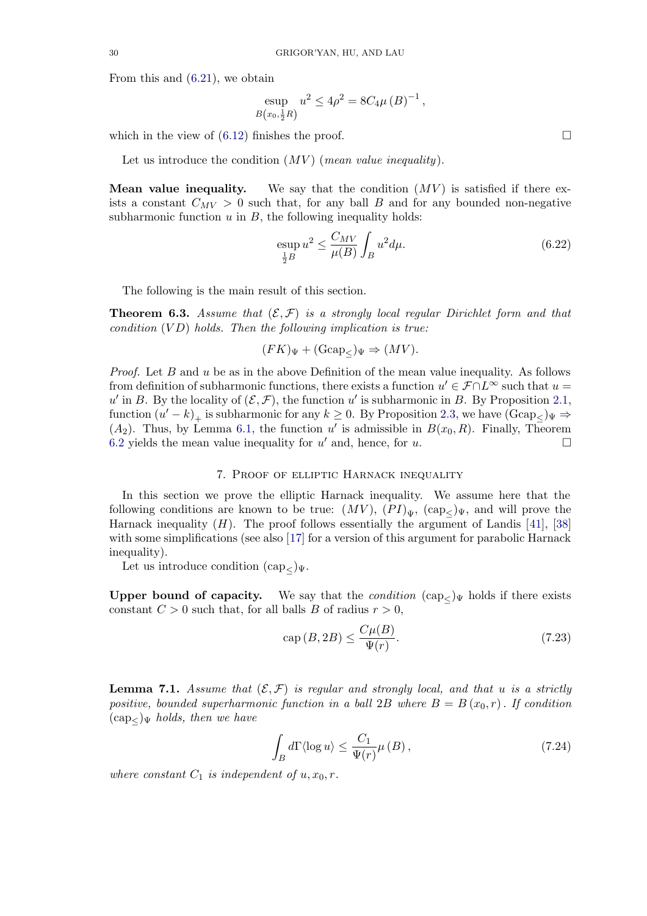From this and (6.21), we obtain

$$\operatorname*{esup}_{B\left(x_0,\frac{1}{2}R\right)} u^2 \le 4\rho^2 = 8C_4\mu\left(B\right)^{-1},$$

which in the view of (6.12) finishes the proof. □

Let us introduce the condition $(MV)$ (*mean value inequality*).

**Mean value inequality.** We say that the condition $(MV)$ is satisfied if there exists a constant $C_{MV} > 0$ such that, for any ball $B$ and for any bounded non-negative subharmonic function $u$ in $B$, the following inequality holds:

$$\operatorname*{esup}_{\frac{1}{2}B} u^2 \le \frac{C_{MV}}{\mu(B)} \int_B u^2 d\mu. \tag{6.22}$$

The following is the main result of this section.

**Theorem 6.3.** *Assume that $(\mathcal{E},\mathcal{F})$ is a strongly local regular Dirichlet form and that condition $(VD)$ holds. Then the following implication is true:*

$$(FK)_\Psi + (\mathrm{Gcap}_{\le})_\Psi \Rightarrow (MV).$$

*Proof.* Let $B$ and $u$ be as in the above Definition of the mean value inequality. As follows from definition of subharmonic functions, there exists a function $u' \in \mathcal{F}\cap L^\infty$ such that $u = u'$ in $B$. By the locality of $(\mathcal{E},\mathcal{F})$, the function $u'$ is subharmonic in $B$. By Proposition 2.1, function $(u'-k)_+$ is subharmonic for any $k \ge 0$. By Proposition 2.3, we have $(\mathrm{Gcap}_{\le})_\Psi \Rightarrow (A_2)$. Thus, by Lemma 6.1, the function $u'$ is admissible in $B(x_0,R)$. Finally, Theorem 6.2 yields the mean value inequality for $u'$ and, hence, for $u$. □

## 7. Proof of elliptic Harnack inequality

In this section we prove the elliptic Harnack inequality. We assume here that the following conditions are known to be true: $(MV)$, $(PI)_\Psi$, $(\mathrm{cap}_{\le})_\Psi$, and will prove the Harnack inequality $(H)$. The proof follows essentially the argument of Landis [41], [38] with some simplifications (see also [17] for a version of this argument for parabolic Harnack inequality).

Let us introduce condition $(\mathrm{cap}_{\le})_\Psi$.

**Upper bound of capacity.** We say that the *condition* $(\mathrm{cap}_{\le})_\Psi$ holds if there exists constant $C > 0$ such that, for all balls $B$ of radius $r > 0$,

$$\mathrm{cap}\left(B, 2B\right) \le \frac{C\mu(B)}{\Psi(r)}. \tag{7.23}$$

**Lemma 7.1.** *Assume that $(\mathcal{E},\mathcal{F})$ is regular and strongly local, and that $u$ is a strictly positive, bounded superharmonic function in a ball $2B$ where $B = B\left(x_0, r\right)$. If condition $(\mathrm{cap}_{\le})_\Psi$ holds, then we have*

$$\int_B d\Gamma\langle \log u\rangle \le \frac{C_1}{\Psi(r)}\mu\left(B\right), \tag{7.24}$$

*where constant $C_1$ is independent of $u, x_0, r$.*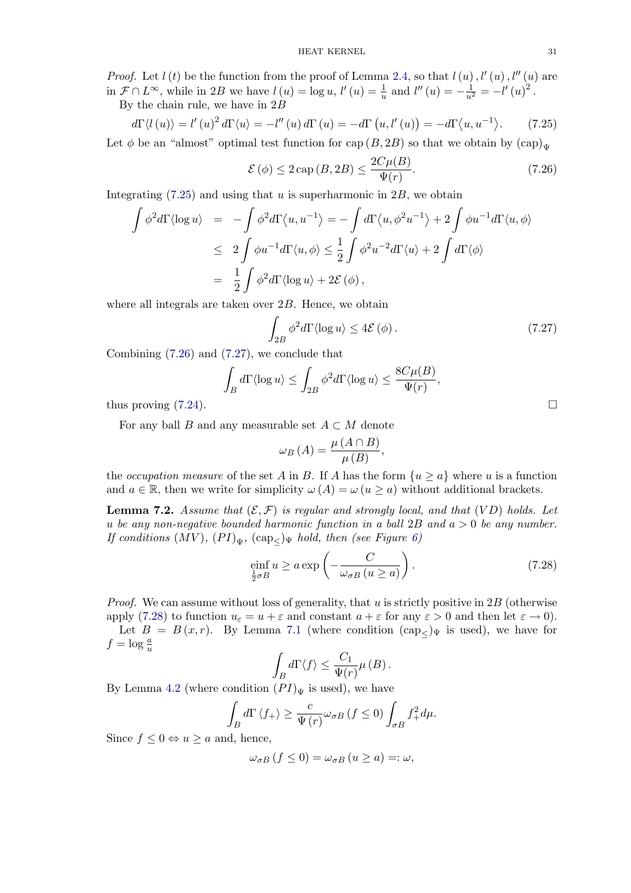*Proof.* Let $l(t)$ be the function from the proof of Lemma 2.4, so that $l(u), l'(u), l''(u)$ are in $\mathcal{F} \cap L^\infty$, while in $2B$ we have $l(u) = \log u$, $l'(u) = \frac{1}{u}$ and $l''(u) = -\frac{1}{u^2} = -l'(u)^2$.

By the chain rule, we have in $2B$

$$d\Gamma\langle l(u)\rangle = l'(u)^2 d\Gamma\langle u\rangle = -l''(u)\, d\Gamma(u) = -d\Gamma\left(u, l'(u)\right) = -d\Gamma\langle u, u^{-1}\rangle. \tag{7.25}$$

Let $\phi$ be an "almost" optimal test function for $\operatorname{cap}(B, 2B)$ so that we obtain by $(\operatorname{cap})_\Psi$

$$\mathcal{E}(\phi) \leq 2\operatorname{cap}(B, 2B) \leq \frac{2C\mu(B)}{\Psi(r)}. \tag{7.26}$$

Integrating (7.25) and using that $u$ is superharmonic in $2B$, we obtain

$$\begin{aligned}
\int \phi^2 d\Gamma\langle \log u\rangle &= -\int \phi^2 d\Gamma\langle u, u^{-1}\rangle = -\int d\Gamma\langle u, \phi^2 u^{-1}\rangle + 2\int \phi u^{-1} d\Gamma\langle u, \phi\rangle \\
&\leq 2\int \phi u^{-1} d\Gamma\langle u, \phi\rangle \leq \frac{1}{2}\int \phi^2 u^{-2} d\Gamma\langle u\rangle + 2\int d\Gamma\langle \phi\rangle \\
&= \frac{1}{2}\int \phi^2 d\Gamma\langle \log u\rangle + 2\mathcal{E}(\phi),
\end{aligned}$$

where all integrals are taken over $2B$. Hence, we obtain

$$\int_{2B} \phi^2 d\Gamma\langle \log u\rangle \leq 4\mathcal{E}(\phi). \tag{7.27}$$

Combining (7.26) and (7.27), we conclude that

$$\int_B d\Gamma\langle \log u\rangle \leq \int_{2B} \phi^2 d\Gamma\langle \log u\rangle \leq \frac{8C\mu(B)}{\Psi(r)},$$

thus proving (7.24). $\square$

For any ball $B$ and any measurable set $A \subset M$ denote

$$\omega_B(A) = \frac{\mu(A \cap B)}{\mu(B)},$$

the *occupation measure* of the set $A$ in $B$. If $A$ has the form $\{u \geq a\}$ where $u$ is a function and $a \in \mathbb{R}$, then we write for simplicity $\omega(A) = \omega(u \geq a)$ without additional brackets.

**Lemma 7.2.** *Assume that $(\mathcal{E}, \mathcal{F})$ is regular and strongly local, and that $(VD)$ holds. Let $u$ be any non-negative bounded harmonic function in a ball $2B$ and $a > 0$ be any number. If conditions $(MV)$, $(PI)_\Psi$, $(\operatorname{cap}_\leq)_\Psi$ hold, then (see Figure 6)*

$$\operatorname*{einf}_{\frac{1}{2}\sigma B} u \geq a\exp\left(-\frac{C}{\omega_{\sigma B}(u \geq a)}\right). \tag{7.28}$$

*Proof.* We can assume without loss of generality, that $u$ is strictly positive in $2B$ (otherwise apply (7.28) to function $u_\varepsilon = u + \varepsilon$ and constant $a + \varepsilon$ for any $\varepsilon > 0$ and then let $\varepsilon \to 0$).

Let $B = B(x, r)$. By Lemma 7.1 (where condition $(\operatorname{cap}_\leq)_\Psi$ is used), we have for $f = \log\frac{a}{u}$

$$\int_B d\Gamma\langle f\rangle \leq \frac{C_1}{\Psi(r)}\mu(B).$$

By Lemma 4.2 (where condition $(PI)_\Psi$ is used), we have

$$\int_B d\Gamma\langle f_+\rangle \geq \frac{c}{\Psi(r)}\omega_{\sigma B}(f \leq 0)\int_{\sigma B} f_+^2 d\mu.$$

Since $f \leq 0 \Leftrightarrow u \geq a$ and, hence,

$$\omega_{\sigma B}(f \leq 0) = \omega_{\sigma B}(u \geq a) =: \omega,$$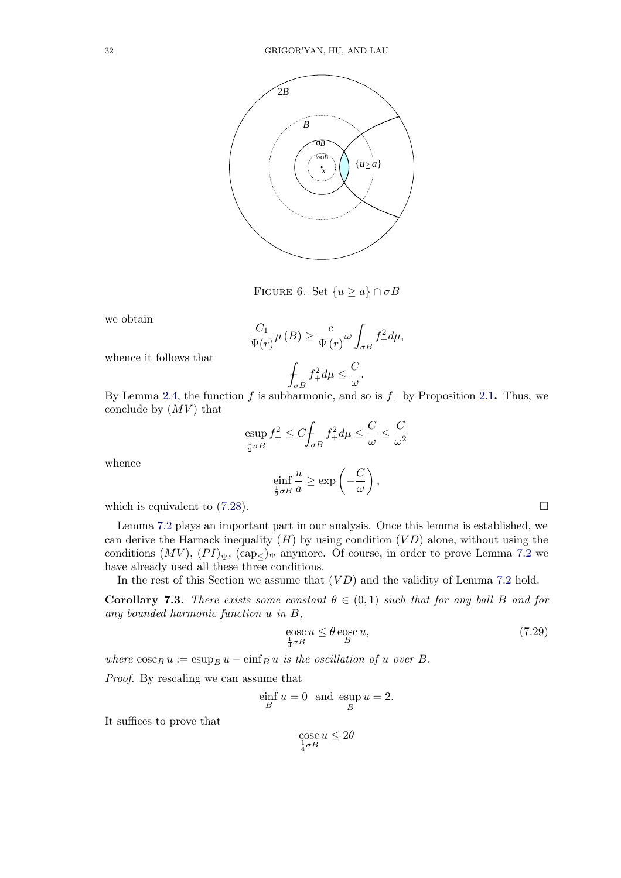FIGURE 6. Set $\{u \geq a\} \cap \sigma B$

we obtain

$$\frac{C_1}{\Psi(r)}\mu(B) \geq \frac{c}{\Psi(r)}\omega \int_{\sigma B} f_+^2 d\mu,$$

whence it follows that

$$⨍_{\sigma B} f_+^2 d\mu \leq \frac{C}{\omega}.$$

By Lemma 2.4, the function $f$ is subharmonic, and so is $f_+$ by Proposition 2.1**.** Thus, we conclude by $(MV)$ that

$$\operatorname*{esup}_{\frac{1}{2}\sigma B} f_+^2 \leq C ⨍_{\sigma B} f_+^2 d\mu \leq \frac{C}{\omega} \leq \frac{C}{\omega^2}$$

whence

$$\operatorname*{einf}_{\frac{1}{2}\sigma B} \frac{u}{a} \geq \exp\left(-\frac{C}{\omega}\right),$$

which is equivalent to (7.28). □

Lemma 7.2 plays an important part in our analysis. Once this lemma is established, we can derive the Harnack inequality $(H)$ by using condition $(VD)$ alone, without using the conditions $(MV)$, $(PI)_\Psi$, $(\mathrm{cap}_\leq)_\Psi$ anymore. Of course, in order to prove Lemma 7.2 we have already used all these three conditions.

In the rest of this Section we assume that $(VD)$ and the validity of Lemma 7.2 hold.

**Corollary 7.3.** *There exists some constant $\theta \in (0,1)$ such that for any ball $B$ and for any bounded harmonic function $u$ in $B$,*

$$\operatorname*{eosc}_{\frac{1}{4}\sigma B} u \leq \theta \operatorname*{eosc}_{B} u, \tag{7.29}$$

*where $\operatorname{eosc}_B u := \operatorname{esup}_B u - \operatorname{einf}_B u$ is the oscillation of $u$ over $B$.*

*Proof.* By rescaling we can assume that

$$\operatorname*{einf}_{B} u = 0 \text{ and } \operatorname*{esup}_{B} u = 2.$$

It suffices to prove that

$$\operatorname*{eosc}_{\frac{1}{4}\sigma B} u \leq 2\theta$$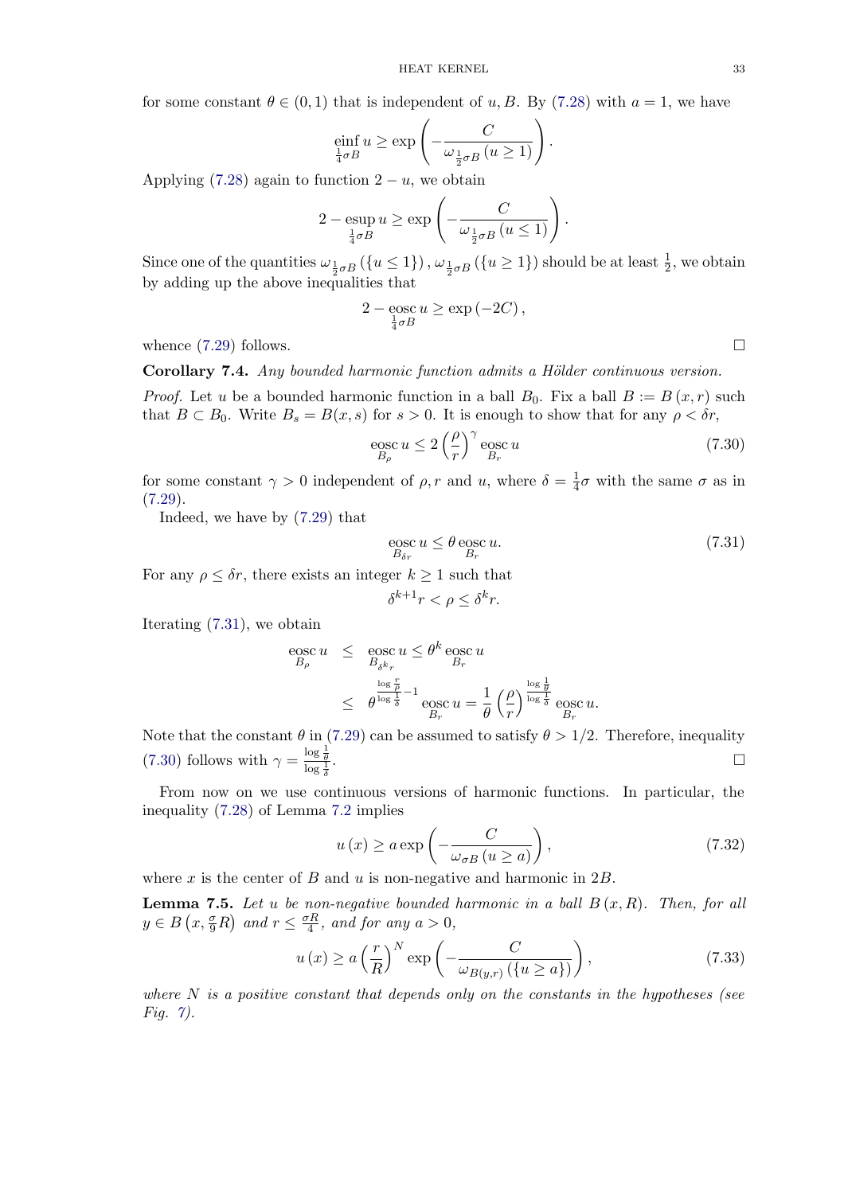for some constant $\theta \in (0,1)$ that is independent of $u, B$. By (7.28) with $a = 1$, we have

$$\operatorname*{einf}_{\frac{1}{4}\sigma B} u \geq \exp\left(-\frac{C}{\omega_{\frac{1}{2}\sigma B}(u \geq 1)}\right).$$

Applying (7.28) again to function $2 - u$, we obtain

$$2 - \operatorname*{esup}_{\frac{1}{4}\sigma B} u \geq \exp\left(-\frac{C}{\omega_{\frac{1}{2}\sigma B}(u \leq 1)}\right).$$

Since one of the quantities $\omega_{\frac{1}{2}\sigma B}(\{u \leq 1\}), \omega_{\frac{1}{2}\sigma B}(\{u \geq 1\})$ should be at least $\frac{1}{2}$, we obtain by adding up the above inequalities that

$$2 - \operatorname*{eosc}_{\frac{1}{4}\sigma B} u \geq \exp(-2C),$$

whence (7.29) follows. $\square$

**Corollary 7.4.** *Any bounded harmonic function admits a Hölder continuous version.*

*Proof.* Let $u$ be a bounded harmonic function in a ball $B_0$. Fix a ball $B := B(x,r)$ such that $B \subset B_0$. Write $B_s = B(x,s)$ for $s > 0$. It is enough to show that for any $\rho < \delta r$,

$$\operatorname*{eosc}_{B_\rho} u \leq 2\left(\frac{\rho}{r}\right)^\gamma \operatorname*{eosc}_{B_r} u \tag{7.30}$$

for some constant $\gamma > 0$ independent of $\rho, r$ and $u$, where $\delta = \frac{1}{4}\sigma$ with the same $\sigma$ as in (7.29).

Indeed, we have by (7.29) that

$$\operatorname*{eosc}_{B_{\delta r}} u \leq \theta \operatorname*{eosc}_{B_r} u. \tag{7.31}$$

For any $\rho \leq \delta r$, there exists an integer $k \geq 1$ such that

$$\delta^{k+1} r < \rho \leq \delta^k r.$$

Iterating (7.31), we obtain

$$\begin{aligned}
\operatorname*{eosc}_{B_\rho} u &\leq \operatorname*{eosc}_{B_{\delta^k r}} u \leq \theta^k \operatorname*{eosc}_{B_r} u \\
&\leq \theta^{\frac{\log \frac{r}{\rho}}{\log \frac{1}{\delta}} - 1} \operatorname*{eosc}_{B_r} u = \frac{1}{\theta}\left(\frac{\rho}{r}\right)^{\frac{\log \frac{1}{\theta}}{\log \frac{1}{\delta}}} \operatorname*{eosc}_{B_r} u.
\end{aligned}$$

Note that the constant $\theta$ in (7.29) can be assumed to satisfy $\theta > 1/2$. Therefore, inequality (7.30) follows with $\gamma = \frac{\log \frac{1}{\theta}}{\log \frac{1}{\delta}}$. $\square$

From now on we use continuous versions of harmonic functions. In particular, the inequality (7.28) of Lemma 7.2 implies

$$u(x) \geq a \exp\left(-\frac{C}{\omega_{\sigma B}(u \geq a)}\right), \tag{7.32}$$

where $x$ is the center of $B$ and $u$ is non-negative and harmonic in $2B$.

**Lemma 7.5.** *Let $u$ be non-negative bounded harmonic in a ball $B(x,R)$. Then, for all $y \in B\left(x, \frac{\sigma}{9}R\right)$ and $r \leq \frac{\sigma R}{4}$, and for any $a > 0$,*

$$u(x) \geq a\left(\frac{r}{R}\right)^N \exp\left(-\frac{C}{\omega_{B(y,r)}(\{u \geq a\})}\right), \tag{7.33}$$

*where $N$ is a positive constant that depends only on the constants in the hypotheses (see Fig. 7).*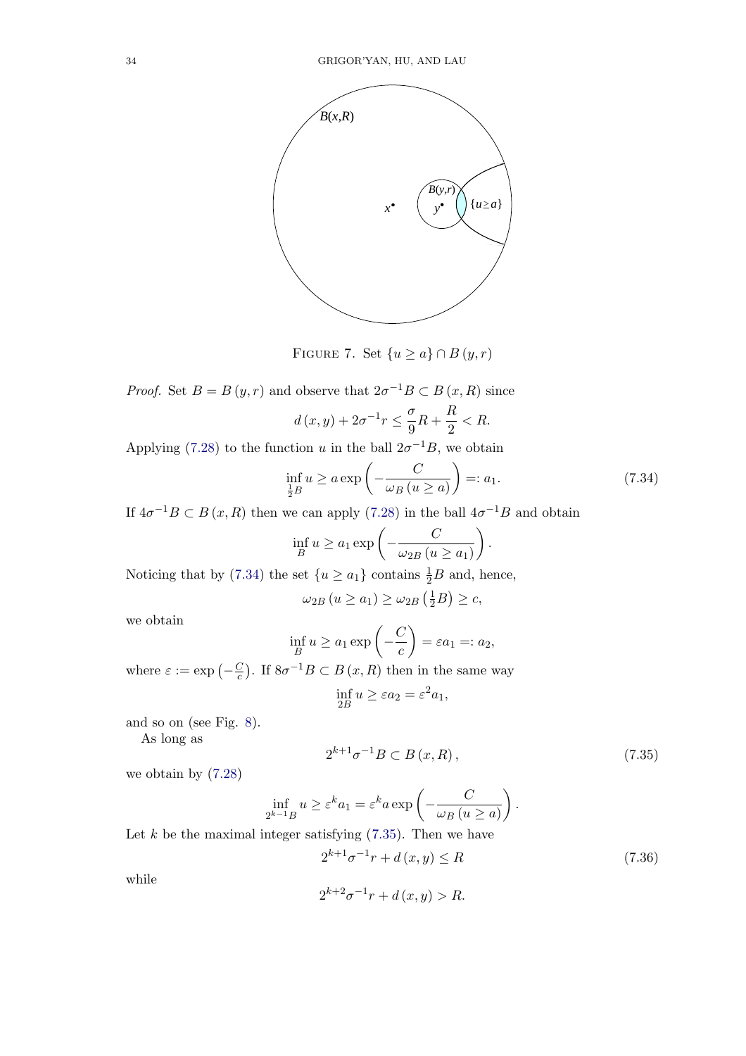FIGURE 7. Set $\{u \geq a\} \cap B(y,r)$

*Proof.* Set $B = B(y,r)$ and observe that $2\sigma^{-1}B \subset B(x,R)$ since

$$d(x,y) + 2\sigma^{-1}r \leq \frac{\sigma}{9}R + \frac{R}{2} < R.$$

Applying (7.28) to the function $u$ in the ball $2\sigma^{-1}B$, we obtain

$$\inf_{\frac{1}{2}B} u \geq a \exp\left(-\frac{C}{\omega_B(u \geq a)}\right) =: a_1. \tag{7.34}$$

If $4\sigma^{-1}B \subset B(x,R)$ then we can apply (7.28) in the ball $4\sigma^{-1}B$ and obtain

$$\inf_B u \geq a_1 \exp\left(-\frac{C}{\omega_{2B}(u \geq a_1)}\right).$$

Noticing that by (7.34) the set $\{u \geq a_1\}$ contains $\frac{1}{2}B$ and, hence,

$$\omega_{2B}(u \geq a_1) \geq \omega_{2B}\left(\tfrac{1}{2}B\right) \geq c,$$

we obtain

$$\inf_B u \geq a_1 \exp\left(-\frac{C}{c}\right) = \varepsilon a_1 =: a_2,$$

where $\varepsilon := \exp\left(-\frac{C}{c}\right)$. If $8\sigma^{-1}B \subset B(x,R)$ then in the same way

$$\inf_{2B} u \geq \varepsilon a_2 = \varepsilon^2 a_1,$$

and so on (see Fig. 8).

As long as

$$2^{k+1}\sigma^{-1}B \subset B(x,R), \tag{7.35}$$

we obtain by (7.28)

$$\inf_{2^{k-1}B} u \geq \varepsilon^k a_1 = \varepsilon^k a \exp\left(-\frac{C}{\omega_B(u \geq a)}\right).$$

Let $k$ be the maximal integer satisfying (7.35). Then we have

$$2^{k+1}\sigma^{-1}r + d(x,y) \leq R \tag{7.36}$$

while

$$2^{k+2}\sigma^{-1}r + d(x,y) > R.$$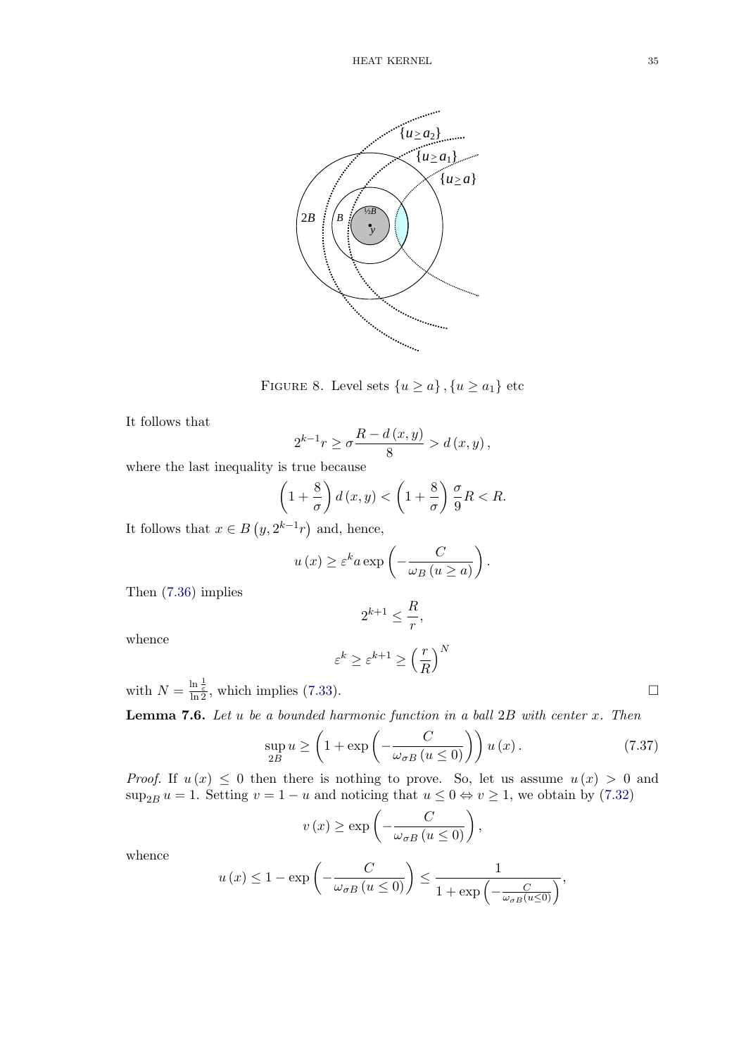FIGURE 8. Level sets $\{u \geq a\}, \{u \geq a_1\}$ etc

It follows that

$$2^{k-1}r \geq \sigma \frac{R - d(x,y)}{8} > d(x,y),$$

where the last inequality is true because

$$\left(1 + \frac{8}{\sigma}\right) d(x,y) < \left(1 + \frac{8}{\sigma}\right) \frac{\sigma}{9} R < R.$$

It follows that $x \in B(y, 2^{k-1}r)$ and, hence,

$$u(x) \geq \varepsilon^k a \exp\left(-\frac{C}{\omega_B(u \geq a)}\right).$$

Then (7.36) implies

$$2^{k+1} \leq \frac{R}{r},$$

whence

$$\varepsilon^k \geq \varepsilon^{k+1} \geq \left(\frac{r}{R}\right)^N$$

with $N = \frac{\ln \frac{1}{\varepsilon}}{\ln 2}$, which implies (7.33). $\square$

**Lemma 7.6.** *Let $u$ be a bounded harmonic function in a ball $2B$ with center $x$. Then*

$$\sup_{2B} u \geq \left(1 + \exp\left(-\frac{C}{\omega_{\sigma B}(u \leq 0)}\right)\right) u(x). \tag{7.37}$$

*Proof.* If $u(x) \leq 0$ then there is nothing to prove. So, let us assume $u(x) > 0$ and $\sup_{2B} u = 1$. Setting $v = 1 - u$ and noticing that $u \leq 0 \Leftrightarrow v \geq 1$, we obtain by (7.32)

$$v(x) \geq \exp\left(-\frac{C}{\omega_{\sigma B}(u \leq 0)}\right),$$

whence

$$u(x) \leq 1 - \exp\left(-\frac{C}{\omega_{\sigma B}(u \leq 0)}\right) \leq \frac{1}{1 + \exp\left(-\frac{C}{\omega_{\sigma B}(u \leq 0)}\right)},$$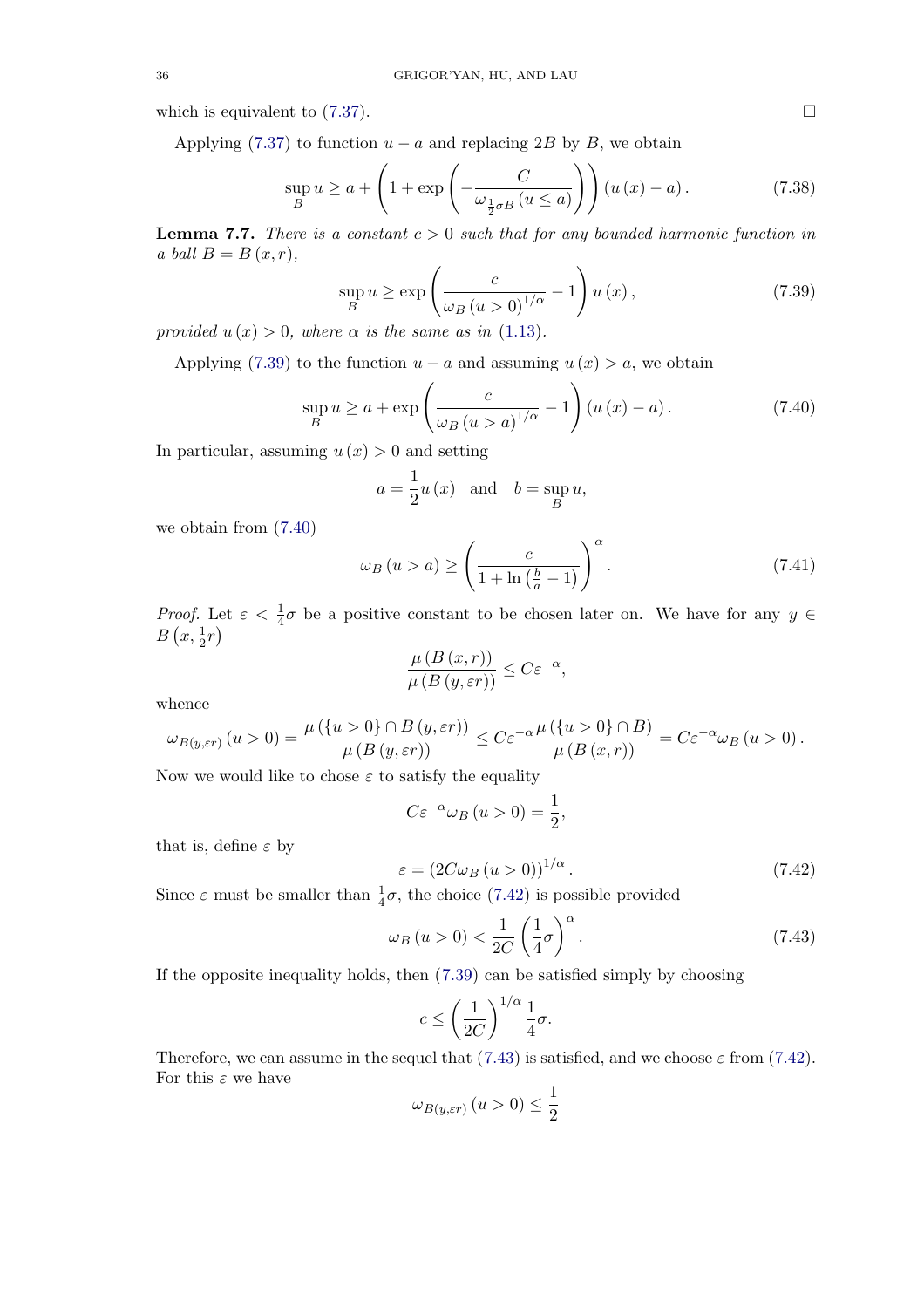which is equivalent to (7.37). $\square$

Applying (7.37) to function $u-a$ and replacing $2B$ by $B$, we obtain

$$\sup_B u \geq a + \left(1 + \exp\left(-\frac{C}{\omega_{\frac{1}{2}\sigma B}(u \leq a)}\right)\right)(u(x) - a). \tag{7.38}$$

**Lemma 7.7.** *There is a constant $c>0$ such that for any bounded harmonic function in a ball $B = B(x,r)$,*

$$\sup_B u \geq \exp\left(\frac{c}{\omega_B(u>0)^{1/\alpha}} - 1\right) u(x), \tag{7.39}$$

*provided $u(x) > 0$, where $\alpha$ is the same as in (1.13).*

Applying (7.39) to the function $u-a$ and assuming $u(x) > a$, we obtain

$$\sup_B u \geq a + \exp\left(\frac{c}{\omega_B(u>a)^{1/\alpha}} - 1\right)(u(x) - a). \tag{7.40}$$

In particular, assuming $u(x) > 0$ and setting

$$a = \frac{1}{2}u(x) \quad \text{and} \quad b = \sup_B u,$$

we obtain from (7.40)

$$\omega_B(u > a) \geq \left(\frac{c}{1 + \ln\left(\frac{b}{a} - 1\right)}\right)^{\alpha}. \tag{7.41}$$

*Proof.* Let $\varepsilon < \frac{1}{4}\sigma$ be a positive constant to be chosen later on. We have for any $y \in B\left(x, \frac{1}{2}r\right)$

$$\frac{\mu(B(x,r))}{\mu(B(y,\varepsilon r))} \leq C\varepsilon^{-\alpha},$$

whence

$$\omega_{B(y,\varepsilon r)}(u>0) = \frac{\mu(\{u>0\} \cap B(y,\varepsilon r))}{\mu(B(y,\varepsilon r))} \leq C\varepsilon^{-\alpha}\frac{\mu(\{u>0\} \cap B)}{\mu(B(x,r))} = C\varepsilon^{-\alpha}\omega_B(u>0).$$

Now we would like to chose $\varepsilon$ to satisfy the equality

$$C\varepsilon^{-\alpha}\omega_B(u>0) = \frac{1}{2},$$

that is, define $\varepsilon$ by

$$\varepsilon = (2C\omega_B(u>0))^{1/\alpha}. \tag{7.42}$$

Since $\varepsilon$ must be smaller than $\frac{1}{4}\sigma$, the choice (7.42) is possible provided

$$\omega_B(u>0) < \frac{1}{2C}\left(\frac{1}{4}\sigma\right)^{\alpha}. \tag{7.43}$$

If the opposite inequality holds, then (7.39) can be satisfied simply by choosing

$$c \leq \left(\frac{1}{2C}\right)^{1/\alpha}\frac{1}{4}\sigma.$$

Therefore, we can assume in the sequel that (7.43) is satisfied, and we choose $\varepsilon$ from (7.42). For this $\varepsilon$ we have

$$\omega_{B(y,\varepsilon r)}(u>0) \leq \frac{1}{2}$$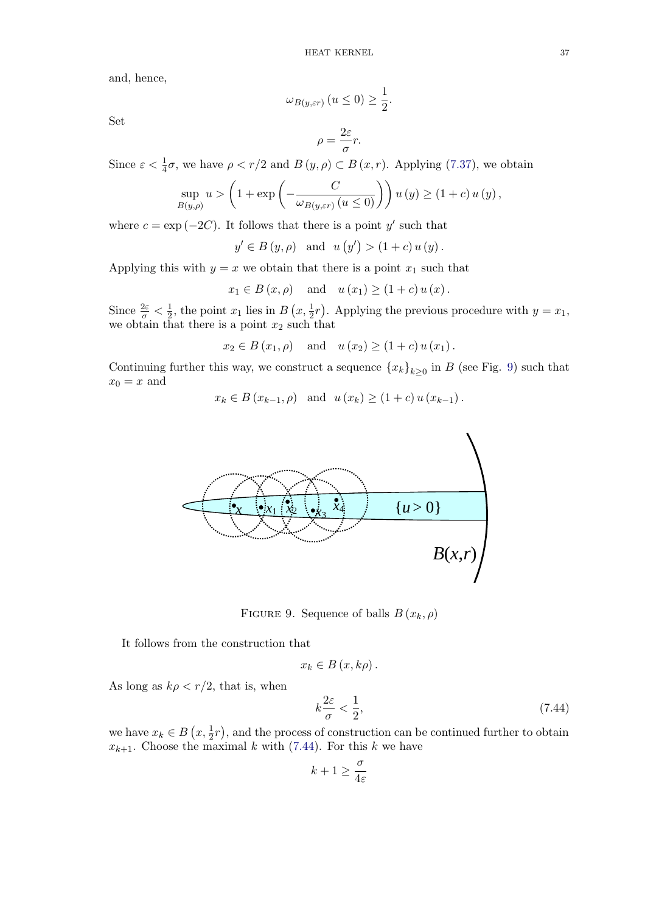and, hence,

$$\omega_{B(y,\varepsilon r)}\left(u\leq 0\right)\geq \frac{1}{2}.$$

Set

$$\rho=\frac{2\varepsilon}{\sigma}r.$$

Since $\varepsilon<\frac{1}{4}\sigma$, we have $\rho<r/2$ and $B\left(y,\rho\right)\subset B\left(x,r\right)$. Applying (7.37), we obtain

$$\sup_{B(y,\rho)} u>\left(1+\exp\left(-\frac{C}{\omega_{B(y,\varepsilon r)}\left(u\leq 0\right)}\right)\right)u\left(y\right)\geq\left(1+c\right)u\left(y\right),$$

where $c=\exp\left(-2C\right)$. It follows that there is a point $y'$ such that

$$y'\in B\left(y,\rho\right)\quad\text{and}\quad u\left(y'\right)>\left(1+c\right)u\left(y\right).$$

Applying this with $y=x$ we obtain that there is a point $x_1$ such that

$$x_1\in B\left(x,\rho\right)\quad\text{ and }\quad u\left(x_1\right)\geq\left(1+c\right)u\left(x\right).$$

Since $\frac{2\varepsilon}{\sigma}<\frac{1}{2}$, the point $x_1$ lies in $B\left(x,\frac{1}{2}r\right)$. Applying the previous procedure with $y=x_1$, we obtain that there is a point $x_2$ such that

$$x_2\in B\left(x_1,\rho\right)\quad\text{ and }\quad u\left(x_2\right)\geq\left(1+c\right)u\left(x_1\right).$$

Continuing further this way, we construct a sequence $\left\{x_k\right\}_{k\geq 0}$ in $B$ (see Fig. 9) such that $x_0=x$ and

$$x_k\in B\left(x_{k-1},\rho\right)\quad\text{and}\quad u\left(x_k\right)\geq\left(1+c\right)u\left(x_{k-1}\right).$$

FIGURE 9. Sequence of balls $B\left(x_k,\rho\right)$

It follows from the construction that

$$x_k\in B\left(x,k\rho\right).$$

As long as $k\rho<r/2$, that is, when

$$k\frac{2\varepsilon}{\sigma}<\frac{1}{2},\tag{7.44}$$

we have $x_k\in B\left(x,\frac{1}{2}r\right)$, and the process of construction can be continued further to obtain $x_{k+1}$. Choose the maximal $k$ with (7.44). For this $k$ we have

$$k+1\geq\frac{\sigma}{4\varepsilon}$$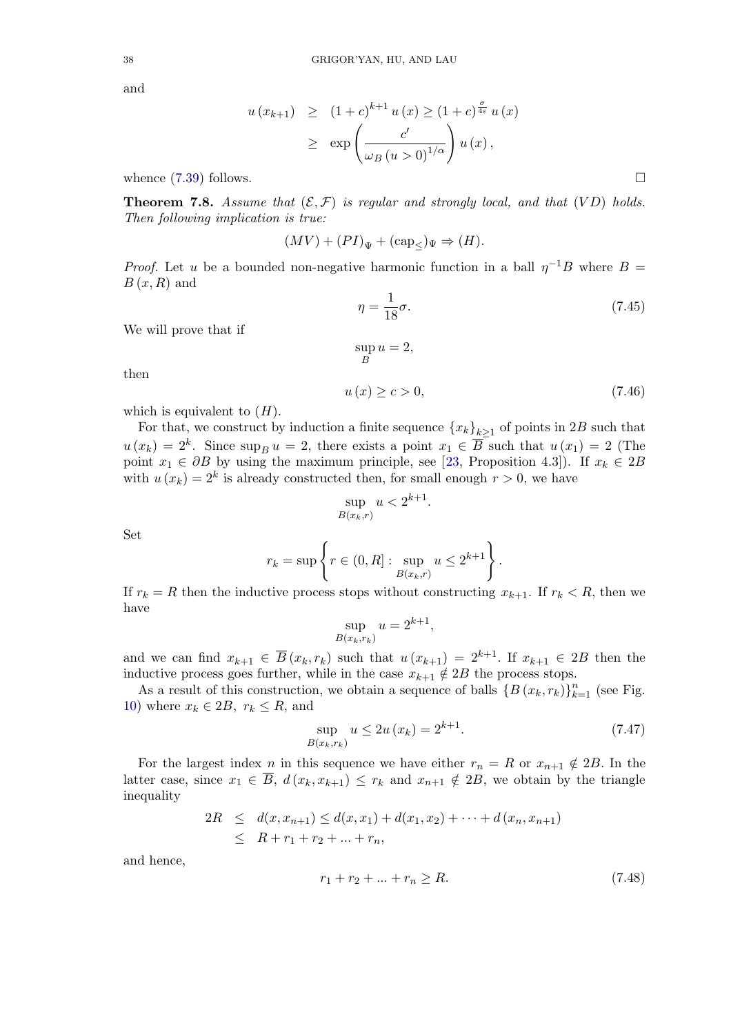and

$$
\begin{aligned}
u(x_{k+1}) &\geq (1+c)^{k+1} u(x) \geq (1+c)^{\frac{\sigma}{4\varepsilon}} u(x) \\
&\geq \exp\left(\frac{c'}{\omega_B (u>0)^{1/\alpha}}\right) u(x),
\end{aligned}
$$

whence (7.39) follows. □

**Theorem 7.8.** *Assume that $(\mathcal{E}, \mathcal{F})$ is regular and strongly local, and that $(VD)$ holds. Then following implication is true:*

$$
(MV) + (PI)_\Psi + (\mathrm{cap}_\leq)_\Psi \Rightarrow (H).
$$

*Proof.* Let $u$ be a bounded non-negative harmonic function in a ball $\eta^{-1}B$ where $B = B(x, R)$ and

$$
\eta = \frac{1}{18}\sigma. \tag{7.45}
$$

We will prove that if

$$
\sup_B u = 2,
$$

then

$$
u(x) \geq c > 0, \tag{7.46}
$$

which is equivalent to $(H)$.

For that, we construct by induction a finite sequence $\{x_k\}_{k\geq 1}$ of points in $2B$ such that $u(x_k) = 2^k$. Since $\sup_B u = 2$, there exists a point $x_1 \in \overline{B}$ such that $u(x_1) = 2$ (The point $x_1 \in \partial B$ by using the maximum principle, see [23, Proposition 4.3]). If $x_k \in 2B$ with $u(x_k) = 2^k$ is already constructed then, for small enough $r > 0$, we have

$$
\sup_{B(x_k, r)} u < 2^{k+1}.
$$

Set

$$
r_k = \sup\left\{ r \in (0, R] : \sup_{B(x_k, r)} u \leq 2^{k+1} \right\}.
$$

If $r_k = R$ then the inductive process stops without constructing $x_{k+1}$. If $r_k < R$, then we have

$$
\sup_{B(x_k, r_k)} u = 2^{k+1},
$$

and we can find $x_{k+1} \in \overline{B}(x_k, r_k)$ such that $u(x_{k+1}) = 2^{k+1}$. If $x_{k+1} \in 2B$ then the inductive process goes further, while in the case $x_{k+1} \notin 2B$ the process stops.

As a result of this construction, we obtain a sequence of balls $\{B(x_k, r_k)\}_{k=1}^n$ (see Fig. 10) where $x_k \in 2B$, $r_k \leq R$, and

$$
\sup_{B(x_k, r_k)} u \leq 2u(x_k) = 2^{k+1}. \tag{7.47}
$$

For the largest index $n$ in this sequence we have either $r_n = R$ or $x_{n+1} \notin 2B$. In the latter case, since $x_1 \in \overline{B}$, $d(x_k, x_{k+1}) \leq r_k$ and $x_{n+1} \notin 2B$, we obtain by the triangle inequality

$$
\begin{aligned}
2R &\leq d(x, x_{n+1}) \leq d(x, x_1) + d(x_1, x_2) + \cdots + d(x_n, x_{n+1}) \\
&\leq R + r_1 + r_2 + \ldots + r_n,
\end{aligned}
$$

and hence,

$$
r_1 + r_2 + \ldots + r_n \geq R. \tag{7.48}
$$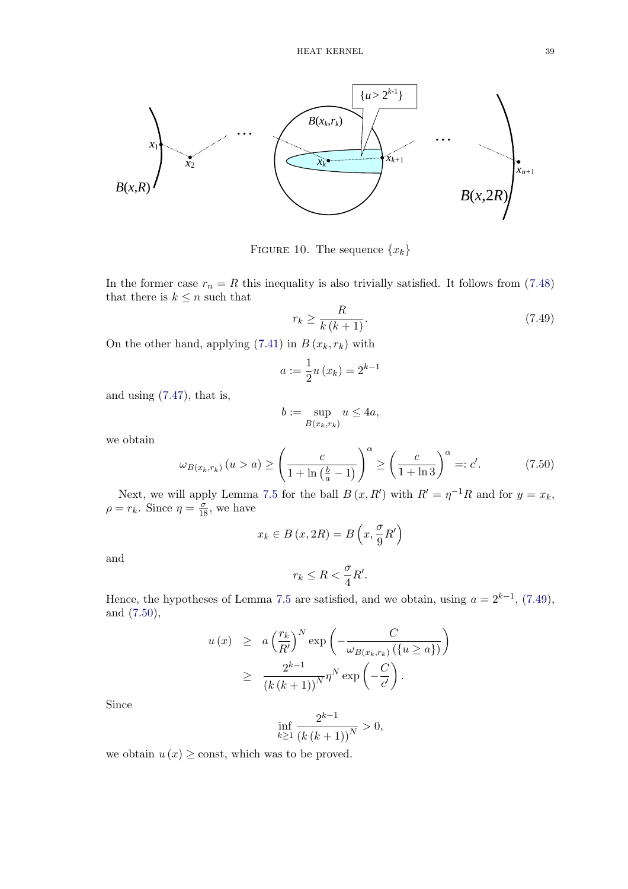FIGURE 10. The sequence $\{x_k\}$

In the former case $r_n = R$ this inequality is also trivially satisfied. It follows from (7.48) that there is $k \le n$ such that

$$r_k \ge \frac{R}{k(k+1)}. \tag{7.49}$$

On the other hand, applying (7.41) in $B(x_k, r_k)$ with

$$a := \frac{1}{2} u(x_k) = 2^{k-1}$$

and using (7.47), that is,

$$b := \sup_{B(x_k, r_k)} u \le 4a,$$

we obtain

$$\omega_{B(x_k,r_k)}(u > a) \ge \left( \frac{c}{1 + \ln\left(\frac{b}{a} - 1\right)} \right)^{\alpha} \ge \left( \frac{c}{1 + \ln 3} \right)^{\alpha} =: c'. \tag{7.50}$$

Next, we will apply Lemma 7.5 for the ball $B(x, R')$ with $R' = \eta^{-1} R$ and for $y = x_k$, $\rho = r_k$. Since $\eta = \frac{\sigma}{18}$, we have

$$x_k \in B(x, 2R) = B\left(x, \frac{\sigma}{9} R'\right)$$

and

$$r_k \le R < \frac{\sigma}{4} R'.$$

Hence, the hypotheses of Lemma 7.5 are satisfied, and we obtain, using $a = 2^{k-1}$, (7.49), and (7.50),

$$\begin{aligned} u(x) &\ge a \left( \frac{r_k}{R'} \right)^N \exp\left( -\frac{C}{\omega_{B(x_k,r_k)}(\{u \ge a\})} \right) \\ &\ge \frac{2^{k-1}}{(k(k+1))^N} \eta^N \exp\left( -\frac{C}{c'} \right). \end{aligned}$$

Since

$$\inf_{k \ge 1} \frac{2^{k-1}}{(k(k+1))^N} > 0,$$

we obtain $u(x) \ge \text{const}$, which was to be proved.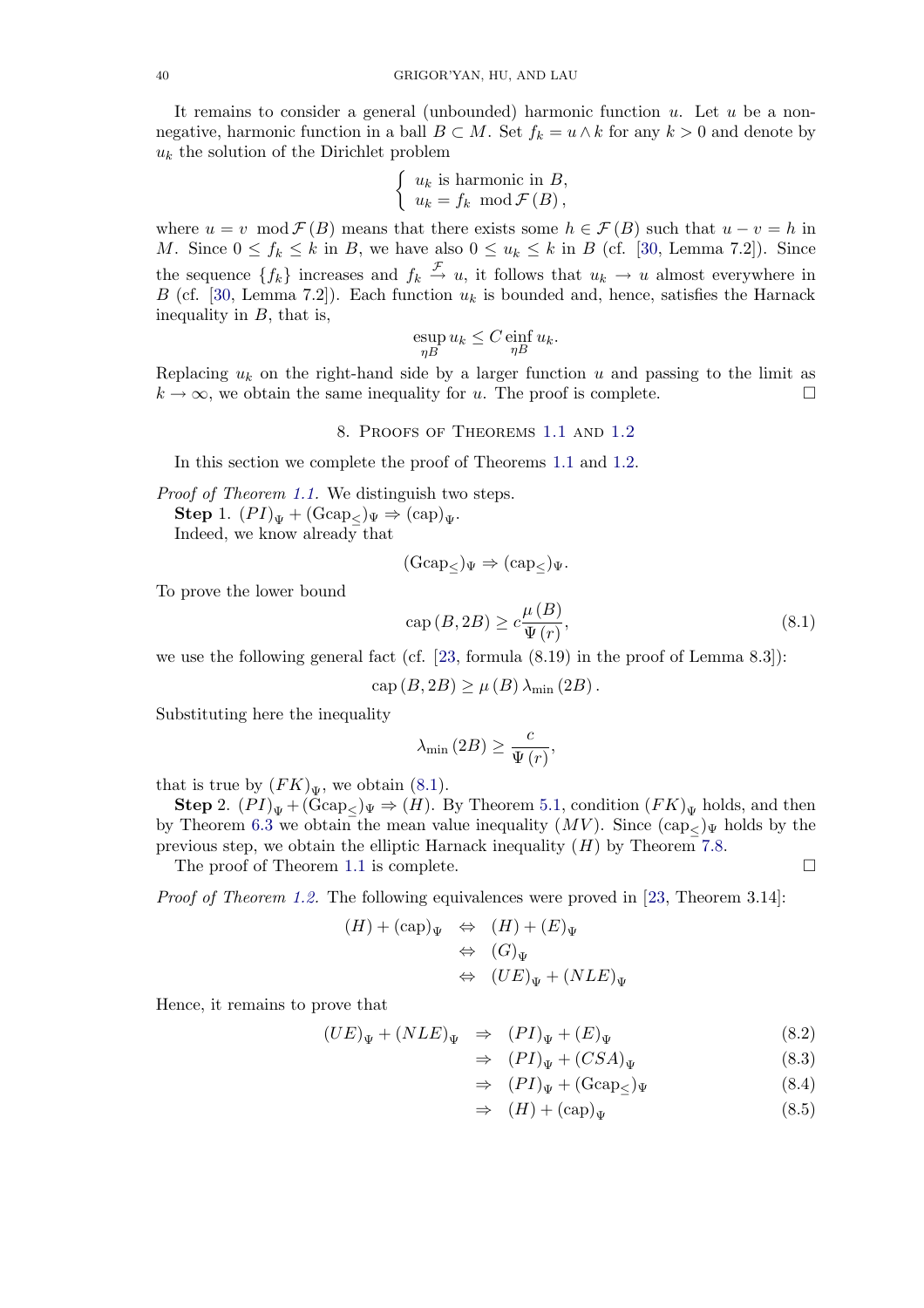It remains to consider a general (unbounded) harmonic function $u$. Let $u$ be a non-negative, harmonic function in a ball $B \subset M$. Set $f_k = u \wedge k$ for any $k > 0$ and denote by $u_k$ the solution of the Dirichlet problem

$$\begin{cases} u_k \text{ is harmonic in } B, \\ u_k = f_k \mod \mathcal{F}(B), \end{cases}$$

where $u = v \mod \mathcal{F}(B)$ means that there exists some $h \in \mathcal{F}(B)$ such that $u - v = h$ in $M$. Since $0 \le f_k \le k$ in $B$, we have also $0 \le u_k \le k$ in $B$ (cf. [30, Lemma 7.2]). Since the sequence $\{f_k\}$ increases and $f_k \xrightarrow{\mathcal{F}} u$, it follows that $u_k \to u$ almost everywhere in $B$ (cf. [30, Lemma 7.2]). Each function $u_k$ is bounded and, hence, satisfies the Harnack inequality in $B$, that is,

$$\operatorname*{esup}_{\eta B} u_k \le C \operatorname*{einf}_{\eta B} u_k.$$

Replacing $u_k$ on the right-hand side by a larger function $u$ and passing to the limit as $k \to \infty$, we obtain the same inequality for $u$. The proof is complete. □

## 8. Proofs of Theorems 1.1 and 1.2

In this section we complete the proof of Theorems 1.1 and 1.2.

*Proof of Theorem 1.1.* We distinguish two steps.

**Step 1.** $(PI)_\Psi + (\mathrm{Gcap}_\le)_\Psi \Rightarrow (\mathrm{cap})_\Psi$.

Indeed, we know already that

$$(\mathrm{Gcap}_\le)_\Psi \Rightarrow (\mathrm{cap}_\le)_\Psi.$$

To prove the lower bound

$$\mathrm{cap}(B, 2B) \ge c \frac{\mu(B)}{\Psi(r)}, \tag{8.1}$$

we use the following general fact (cf. [23, formula (8.19) in the proof of Lemma 8.3]):

$$\mathrm{cap}(B, 2B) \ge \mu(B) \lambda_{\min}(2B).$$

Substituting here the inequality

$$\lambda_{\min}(2B) \ge \frac{c}{\Psi(r)},$$

that is true by $(FK)_\Psi$, we obtain (8.1).

**Step 2.** $(PI)_\Psi + (\mathrm{Gcap}_\le)_\Psi \Rightarrow (H)$. By Theorem 5.1, condition $(FK)_\Psi$ holds, and then by Theorem 6.3 we obtain the mean value inequality $(MV)$. Since $(\mathrm{cap}_\le)_\Psi$ holds by the previous step, we obtain the elliptic Harnack inequality $(H)$ by Theorem 7.8.

The proof of Theorem 1.1 is complete. □

*Proof of Theorem 1.2.* The following equivalences were proved in [23, Theorem 3.14]:

$$\begin{aligned} (H) + (\mathrm{cap})_\Psi &\Leftrightarrow (H) + (E)_\Psi \\ &\Leftrightarrow (G)_\Psi \\ &\Leftrightarrow (UE)_\Psi + (NLE)_\Psi \end{aligned}$$

Hence, it remains to prove that

$$\begin{aligned} (UE)_\Psi + (NLE)_\Psi &\Rightarrow (PI)_\Psi + (E)_\Psi && (8.2) \\ &\Rightarrow (PI)_\Psi + (CSA)_\Psi && (8.3) \\ &\Rightarrow (PI)_\Psi + (\mathrm{Gcap}_\le)_\Psi && (8.4) \\ &\Rightarrow (H) + (\mathrm{cap})_\Psi && (8.5) \end{aligned}$$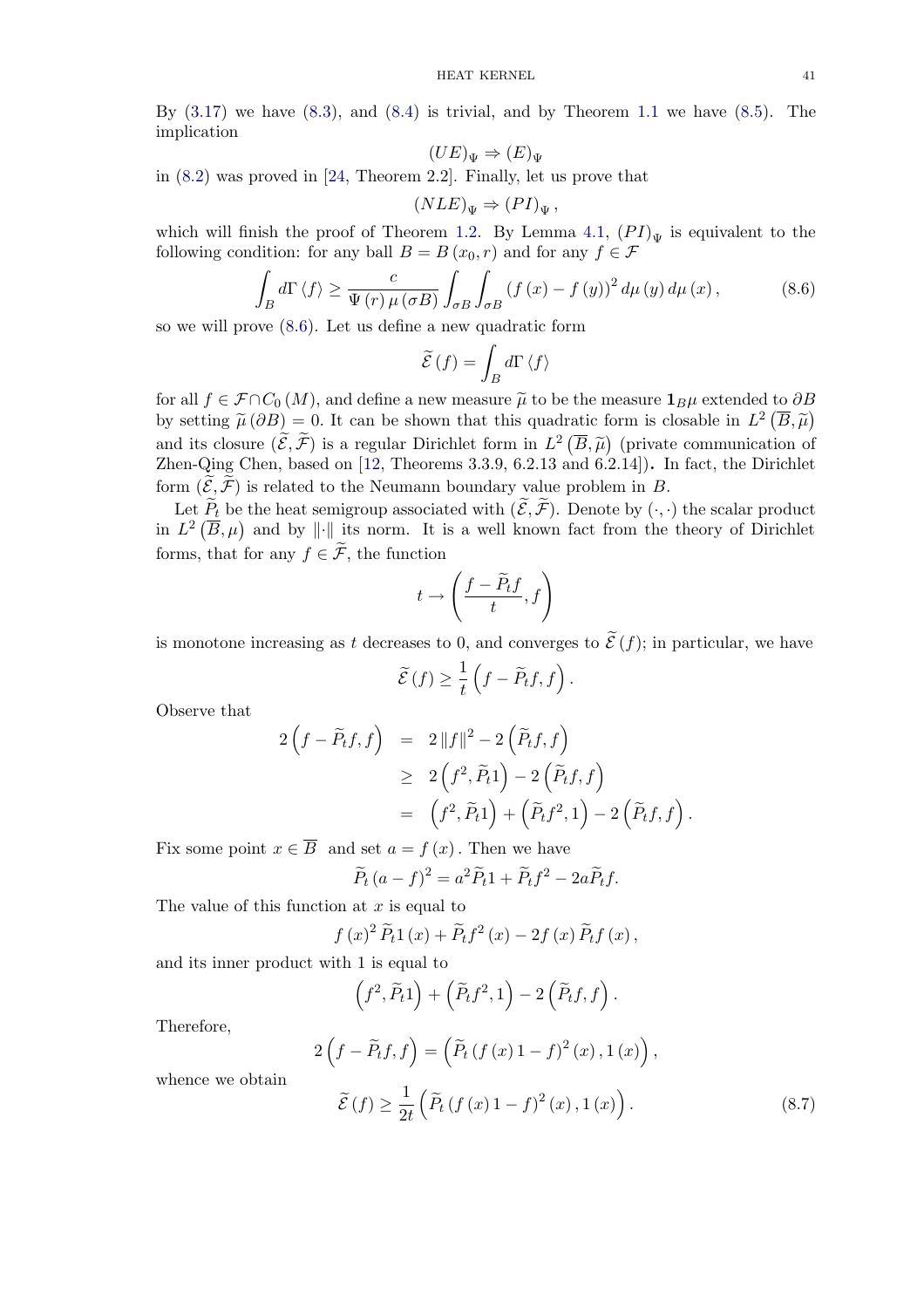By (3.17) we have (8.3), and (8.4) is trivial, and by Theorem 1.1 we have (8.5). The implication

$$(UE)_\Psi \Rightarrow (E)_\Psi$$

in (8.2) was proved in [24, Theorem 2.2]. Finally, let us prove that

$$(NLE)_\Psi \Rightarrow (PI)_\Psi \, ,$$

which will finish the proof of Theorem 1.2. By Lemma 4.1, $(PI)_\Psi$ is equivalent to the following condition: for any ball $B = B(x_0, r)$ and for any $f \in \mathcal{F}$

$$\int_B d\Gamma\langle f\rangle \geq \frac{c}{\Psi(r)\,\mu(\sigma B)} \int_{\sigma B}\int_{\sigma B} (f(x) - f(y))^2 \, d\mu(y)\, d\mu(x)\,, \tag{8.6}$$

so we will prove (8.6). Let us define a new quadratic form

$$\widetilde{\mathcal{E}}(f) = \int_B d\Gamma\langle f\rangle$$

for all $f \in \mathcal{F} \cap C_0(M)$, and define a new measure $\widetilde{\mu}$ to be the measure $\mathbf{1}_B \mu$ extended to $\partial B$ by setting $\widetilde{\mu}(\partial B) = 0$. It can be shown that this quadratic form is closable in $L^2(\overline{B}, \widetilde{\mu})$ and its closure $(\widetilde{\mathcal{E}}, \widetilde{\mathcal{F}})$ is a regular Dirichlet form in $L^2(\overline{B}, \widetilde{\mu})$ (private communication of Zhen-Qing Chen, based on [12, Theorems 3.3.9, 6.2.13 and 6.2.14]). In fact, the Dirichlet form $(\widetilde{\mathcal{E}}, \widetilde{\mathcal{F}})$ is related to the Neumann boundary value problem in $B$.

Let $\widetilde{P}_t$ be the heat semigroup associated with $(\widetilde{\mathcal{E}}, \widetilde{\mathcal{F}})$. Denote by $(\cdot, \cdot)$ the scalar product in $L^2(\overline{B}, \mu)$ and by $\|\cdot\|$ its norm. It is a well known fact from the theory of Dirichlet forms, that for any $f \in \widetilde{\mathcal{F}}$, the function

$$t \to \left(\frac{f - \widetilde{P}_t f}{t}, f\right)$$

is monotone increasing as $t$ decreases to 0, and converges to $\widetilde{\mathcal{E}}(f)$; in particular, we have

$$\widetilde{\mathcal{E}}(f) \geq \frac{1}{t}\left(f - \widetilde{P}_t f, f\right).$$

Observe that

$$\begin{aligned}
2\left(f - \widetilde{P}_t f, f\right) &= 2\|f\|^2 - 2\left(\widetilde{P}_t f, f\right) \\
&\geq 2\left(f^2, \widetilde{P}_t 1\right) - 2\left(\widetilde{P}_t f, f\right) \\
&= \left(f^2, \widetilde{P}_t 1\right) + \left(\widetilde{P}_t f^2, 1\right) - 2\left(\widetilde{P}_t f, f\right).
\end{aligned}$$

Fix some point $x \in \overline{B}$ and set $a = f(x)$. Then we have

$$\widetilde{P}_t (a - f)^2 = a^2 \widetilde{P}_t 1 + \widetilde{P}_t f^2 - 2a\widetilde{P}_t f.$$

The value of this function at $x$ is equal to

$$f(x)^2\, \widetilde{P}_t 1(x) + \widetilde{P}_t f^2(x) - 2f(x)\, \widetilde{P}_t f(x)\,,$$

and its inner product with 1 is equal to

$$\left(f^2, \widetilde{P}_t 1\right) + \left(\widetilde{P}_t f^2, 1\right) - 2\left(\widetilde{P}_t f, f\right).$$

Therefore,

$$2\left(f - \widetilde{P}_t f, f\right) = \left(\widetilde{P}_t \left(f(x)\,1 - f\right)^2(x), 1(x)\right),$$

whence we obtain

$$\widetilde{\mathcal{E}}(f) \geq \frac{1}{2t}\left(\widetilde{P}_t \left(f(x)\,1 - f\right)^2(x), 1(x)\right). \tag{8.7}$$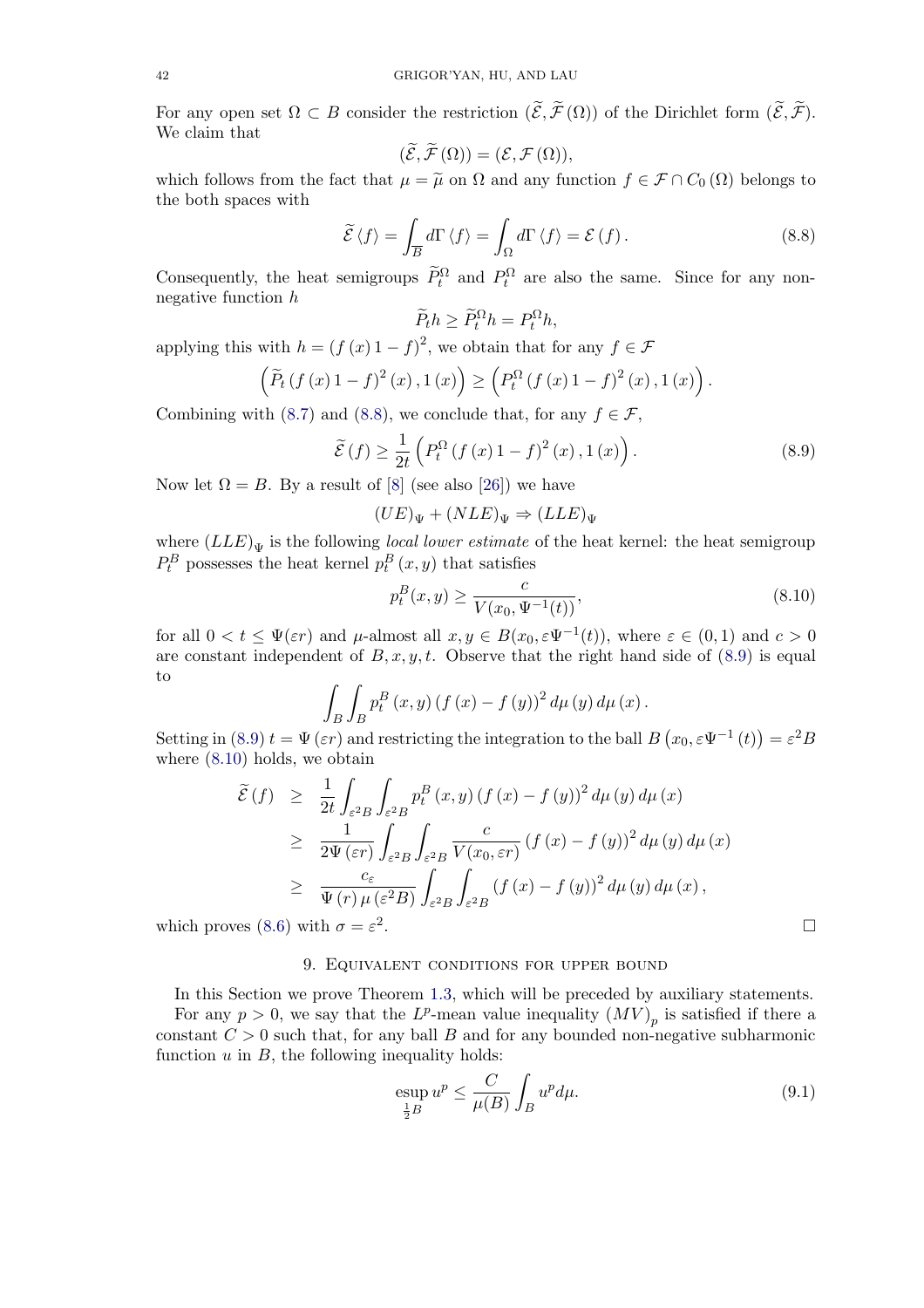For any open set $\Omega \subset B$ consider the restriction $(\widetilde{\mathcal{E}}, \widetilde{\mathcal{F}}(\Omega))$ of the Dirichlet form $(\widetilde{\mathcal{E}}, \widetilde{\mathcal{F}})$. We claim that

$$(\widetilde{\mathcal{E}}, \widetilde{\mathcal{F}}(\Omega)) = (\mathcal{E}, \mathcal{F}(\Omega)),$$

which follows from the fact that $\mu = \widetilde{\mu}$ on $\Omega$ and any function $f \in \mathcal{F} \cap C_0(\Omega)$ belongs to the both spaces with

$$\widetilde{\mathcal{E}}\langle f \rangle = \int_{\overline{B}} d\Gamma\langle f \rangle = \int_{\Omega} d\Gamma\langle f \rangle = \mathcal{E}(f). \tag{8.8}$$

Consequently, the heat semigroups $\widetilde{P}_t^{\Omega}$ and $P_t^{\Omega}$ are also the same. Since for any non-negative function $h$

$$\widetilde{P}_t h \geq \widetilde{P}_t^{\Omega} h = P_t^{\Omega} h,$$

applying this with $h = (f(x) 1 - f)^2$, we obtain that for any $f \in \mathcal{F}$

$$\left(\widetilde{P}_t (f(x) 1 - f)^2 (x), 1(x)\right) \geq \left(P_t^{\Omega} (f(x) 1 - f)^2 (x), 1(x)\right).$$

Combining with (8.7) and (8.8), we conclude that, for any $f \in \mathcal{F}$,

$$\widetilde{\mathcal{E}}(f) \geq \frac{1}{2t}\left(P_t^{\Omega} (f(x) 1 - f)^2 (x), 1(x)\right). \tag{8.9}$$

Now let $\Omega = B$. By a result of [8] (see also [26]) we have

$$(UE)_\Psi + (NLE)_\Psi \Rightarrow (LLE)_\Psi$$

where $(LLE)_\Psi$ is the following *local lower estimate* of the heat kernel: the heat semigroup $P_t^B$ possesses the heat kernel $p_t^B(x, y)$ that satisfies

$$p_t^B(x, y) \geq \frac{c}{V(x_0, \Psi^{-1}(t))}, \tag{8.10}$$

for all $0 < t \leq \Psi(\varepsilon r)$ and $\mu$-almost all $x, y \in B(x_0, \varepsilon \Psi^{-1}(t))$, where $\varepsilon \in (0, 1)$ and $c > 0$ are constant independent of $B, x, y, t$. Observe that the right hand side of (8.9) is equal to

$$\int_B \int_B p_t^B(x, y) (f(x) - f(y))^2 d\mu(y) d\mu(x).$$

Setting in (8.9) $t = \Psi(\varepsilon r)$ and restricting the integration to the ball $B\left(x_0, \varepsilon \Psi^{-1}(t)\right) = \varepsilon^2 B$ where (8.10) holds, we obtain

$$\begin{aligned}
\widetilde{\mathcal{E}}(f) &\geq \frac{1}{2t} \int_{\varepsilon^2 B} \int_{\varepsilon^2 B} p_t^B(x, y) (f(x) - f(y))^2 d\mu(y) d\mu(x) \\
&\geq \frac{1}{2\Psi(\varepsilon r)} \int_{\varepsilon^2 B} \int_{\varepsilon^2 B} \frac{c}{V(x_0, \varepsilon r)} (f(x) - f(y))^2 d\mu(y) d\mu(x) \\
&\geq \frac{c_\varepsilon}{\Psi(r) \mu(\varepsilon^2 B)} \int_{\varepsilon^2 B} \int_{\varepsilon^2 B} (f(x) - f(y))^2 d\mu(y) d\mu(x),
\end{aligned}$$

which proves (8.6) with $\sigma = \varepsilon^2$. □

## 9. Equivalent conditions for upper bound

In this Section we prove Theorem 1.3, which will be preceded by auxiliary statements.

For any $p > 0$, we say that the $L^p$-mean value inequality $(MV)_p$ is satisfied if there a constant $C > 0$ such that, for any ball $B$ and for any bounded non-negative subharmonic function $u$ in $B$, the following inequality holds:

$$\operatorname*{esup}_{\frac{1}{2}B} u^p \leq \frac{C}{\mu(B)} \int_B u^p d\mu. \tag{9.1}$$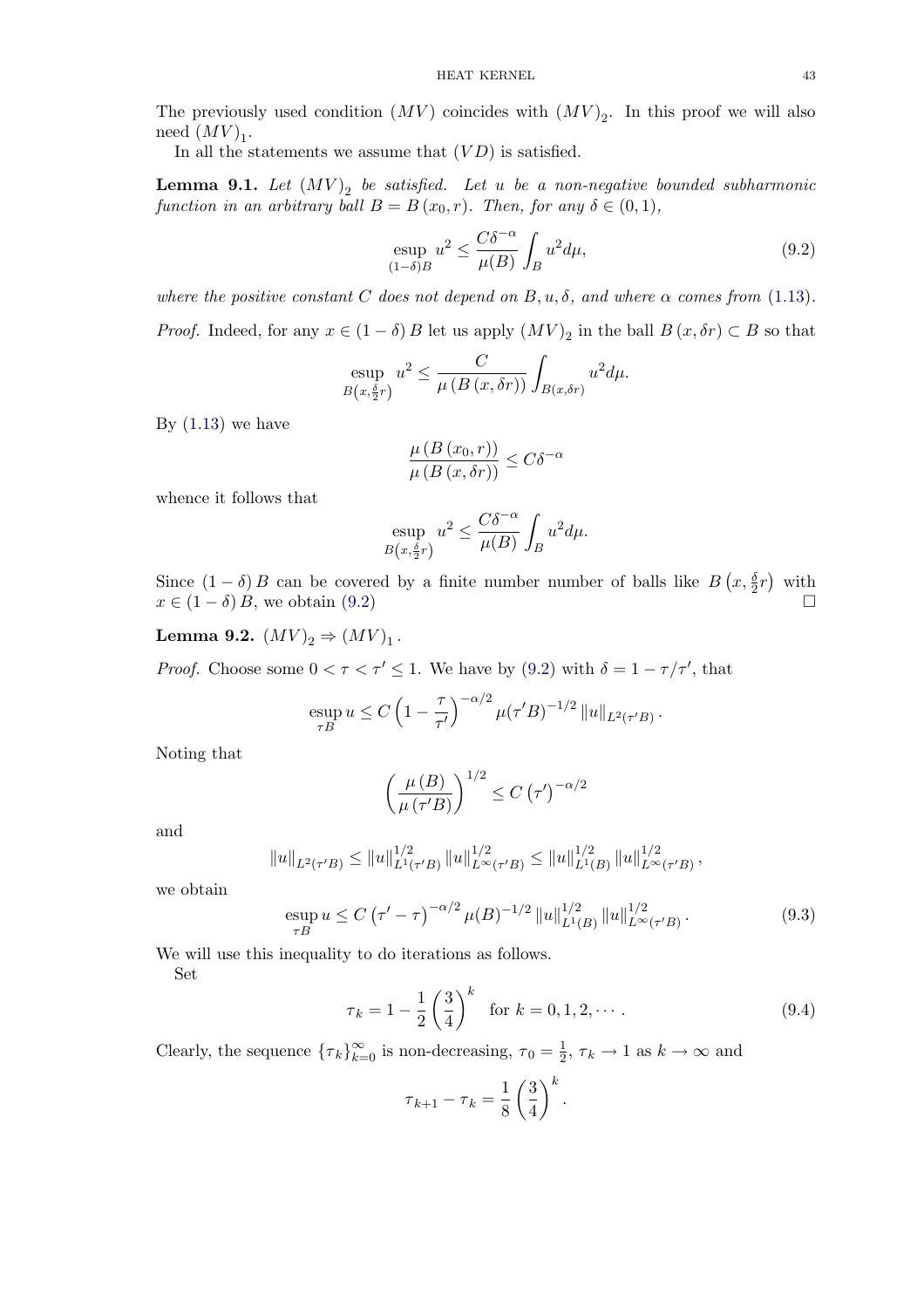The previously used condition $(MV)$ coincides with $(MV)_2$. In this proof we will also need $(MV)_1$.

In all the statements we assume that $(VD)$ is satisfied.

**Lemma 9.1.** *Let $(MV)_2$ be satisfied. Let $u$ be a non-negative bounded subharmonic function in an arbitrary ball $B = B(x_0, r)$. Then, for any $\delta \in (0,1)$,*

$$\operatorname*{esup}_{(1-\delta)B} u^2 \leq \frac{C\delta^{-\alpha}}{\mu(B)} \int_B u^2 d\mu, \tag{9.2}$$

*where the positive constant $C$ does not depend on $B, u, \delta$, and where $\alpha$ comes from (1.13).*

*Proof.* Indeed, for any $x \in (1-\delta)B$ let us apply $(MV)_2$ in the ball $B(x, \delta r) \subset B$ so that

$$\operatorname*{esup}_{B\left(x, \frac{\delta}{2}r\right)} u^2 \leq \frac{C}{\mu(B(x,\delta r))} \int_{B(x,\delta r)} u^2 d\mu.$$

By (1.13) we have

$$\frac{\mu(B(x_0,r))}{\mu(B(x,\delta r))} \leq C\delta^{-\alpha}$$

whence it follows that

$$\operatorname*{esup}_{B\left(x, \frac{\delta}{2}r\right)} u^2 \leq \frac{C\delta^{-\alpha}}{\mu(B)} \int_B u^2 d\mu.$$

Since $(1-\delta)B$ can be covered by a finite number number of balls like $B\left(x, \frac{\delta}{2}r\right)$ with $x \in (1-\delta)B$, we obtain (9.2) □

**Lemma 9.2.** $(MV)_2 \Rightarrow (MV)_1$.

*Proof.* Choose some $0 < \tau < \tau' \leq 1$. We have by (9.2) with $\delta = 1 - \tau/\tau'$, that

$$\operatorname*{esup}_{\tau B} u \leq C\left(1 - \frac{\tau}{\tau'}\right)^{-\alpha/2} \mu(\tau' B)^{-1/2} \|u\|_{L^2(\tau' B)}.$$

Noting that

$$\left(\frac{\mu(B)}{\mu(\tau' B)}\right)^{1/2} \leq C(\tau')^{-\alpha/2}$$

and

$$\|u\|_{L^2(\tau' B)} \leq \|u\|_{L^1(\tau' B)}^{1/2} \|u\|_{L^\infty(\tau' B)}^{1/2} \leq \|u\|_{L^1(B)}^{1/2} \|u\|_{L^\infty(\tau' B)}^{1/2},$$

we obtain

$$\operatorname*{esup}_{\tau B} u \leq C(\tau' - \tau)^{-\alpha/2} \mu(B)^{-1/2} \|u\|_{L^1(B)}^{1/2} \|u\|_{L^\infty(\tau' B)}^{1/2}. \tag{9.3}$$

We will use this inequality to do iterations as follows.

Set

$$\tau_k = 1 - \frac{1}{2}\left(\frac{3}{4}\right)^k \quad \text{for } k = 0, 1, 2, \cdots. \tag{9.4}$$

Clearly, the sequence $\{\tau_k\}_{k=0}^\infty$ is non-decreasing, $\tau_0 = \frac{1}{2}$, $\tau_k \to 1$ as $k \to \infty$ and

$$\tau_{k+1} - \tau_k = \frac{1}{8}\left(\frac{3}{4}\right)^k.$$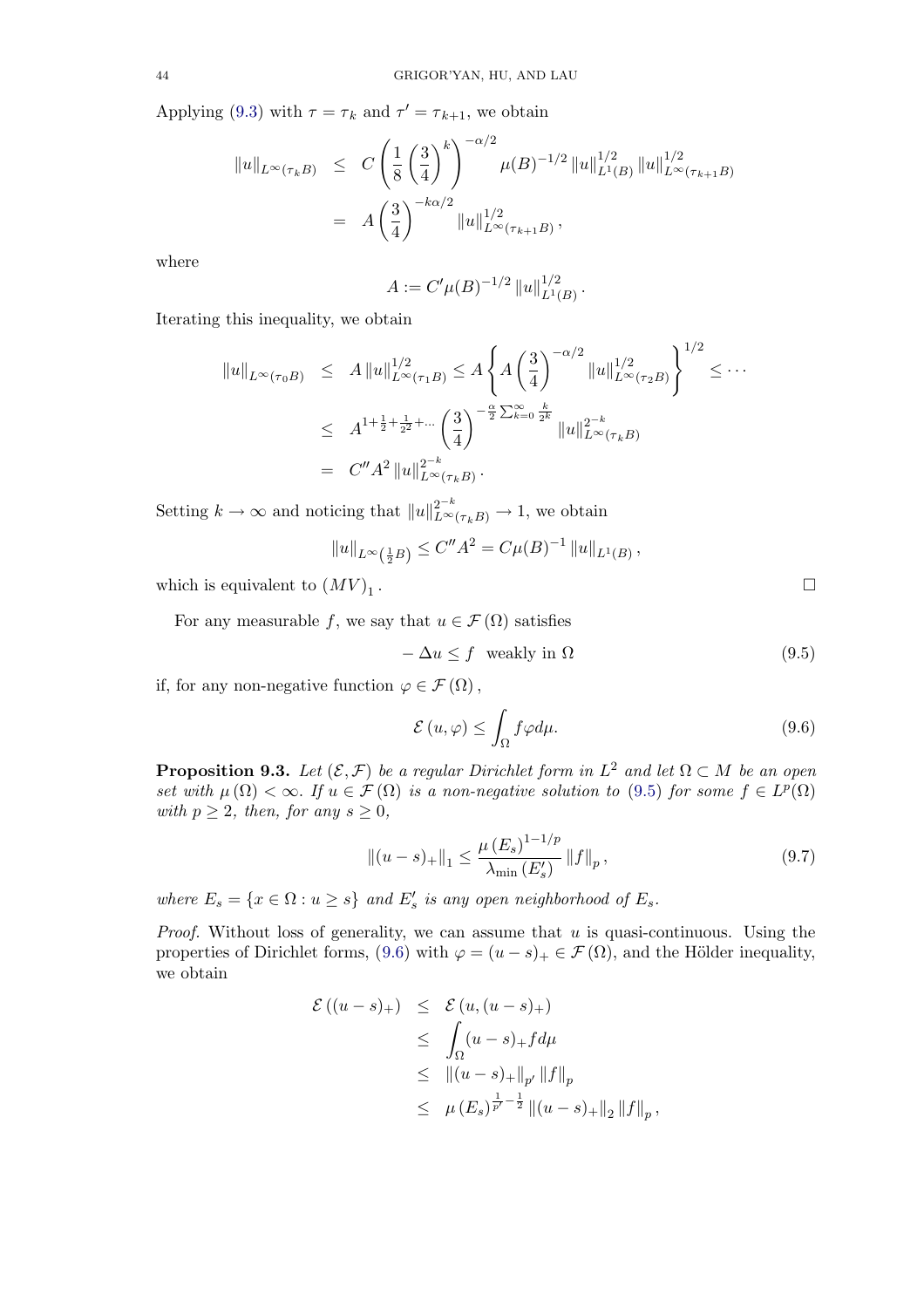Applying (9.3) with $\tau = \tau_k$ and $\tau' = \tau_{k+1}$, we obtain

$$
\begin{aligned}
\|u\|_{L^\infty(\tau_k B)} &\leq C\left(\frac{1}{8}\left(\frac{3}{4}\right)^k\right)^{-\alpha/2} \mu(B)^{-1/2} \|u\|_{L^1(B)}^{1/2} \|u\|_{L^\infty(\tau_{k+1}B)}^{1/2} \\
&= A\left(\frac{3}{4}\right)^{-k\alpha/2} \|u\|_{L^\infty(\tau_{k+1}B)}^{1/2},
\end{aligned}
$$

where

$$
A := C'\mu(B)^{-1/2} \|u\|_{L^1(B)}^{1/2}.
$$

Iterating this inequality, we obtain

$$
\begin{aligned}
\|u\|_{L^\infty(\tau_0 B)} &\leq A\|u\|_{L^\infty(\tau_1 B)}^{1/2} \leq A\left\{A\left(\frac{3}{4}\right)^{-\alpha/2} \|u\|_{L^\infty(\tau_2 B)}^{1/2}\right\}^{1/2} \leq \cdots \\
&\leq A^{1+\frac{1}{2}+\frac{1}{2^2}+\ldots}\left(\frac{3}{4}\right)^{-\frac{\alpha}{2}\sum_{k=0}^\infty \frac{k}{2^k}} \|u\|_{L^\infty(\tau_k B)}^{2^{-k}} \\
&= C''A^2 \|u\|_{L^\infty(\tau_k B)}^{2^{-k}}.
\end{aligned}
$$

Setting $k \to \infty$ and noticing that $\|u\|_{L^\infty(\tau_k B)}^{2^{-k}} \to 1$, we obtain

$$
\|u\|_{L^\infty(\frac{1}{2}B)} \leq C''A^2 = C\mu(B)^{-1} \|u\|_{L^1(B)},
$$

which is equivalent to $(MV)_1$. $\square$

For any measurable $f$, we say that $u \in \mathcal{F}(\Omega)$ satisfies

$$
-\Delta u \leq f \quad \text{weakly in } \Omega \tag{9.5}
$$

if, for any non-negative function $\varphi \in \mathcal{F}(\Omega)$,

$$
\mathcal{E}(u, \varphi) \leq \int_\Omega f\varphi d\mu. \tag{9.6}
$$

**Proposition 9.3.** *Let $(\mathcal{E}, \mathcal{F})$ be a regular Dirichlet form in $L^2$ and let $\Omega \subset M$ be an open set with $\mu(\Omega) < \infty$. If $u \in \mathcal{F}(\Omega)$ is a non-negative solution to (9.5) for some $f \in L^p(\Omega)$ with $p \geq 2$, then, for any $s \geq 0$,*

$$
\|(u-s)_+\|_1 \leq \frac{\mu(E_s)^{1-1/p}}{\lambda_{\min}(E_s')} \|f\|_p, \tag{9.7}
$$

*where $E_s = \{x \in \Omega : u \geq s\}$ and $E_s'$ is any open neighborhood of $E_s$.*

*Proof.* Without loss of generality, we can assume that $u$ is quasi-continuous. Using the properties of Dirichlet forms, (9.6) with $\varphi = (u-s)_+ \in \mathcal{F}(\Omega)$, and the Hölder inequality, we obtain

$$
\begin{aligned}
\mathcal{E}((u-s)_+) &\leq \mathcal{E}(u, (u-s)_+) \\
&\leq \int_\Omega (u-s)_+ f d\mu \\
&\leq \|(u-s)_+\|_{p'} \|f\|_p \\
&\leq \mu(E_s)^{\frac{1}{p'}-\frac{1}{2}} \|(u-s)_+\|_2 \|f\|_p,
\end{aligned}
$$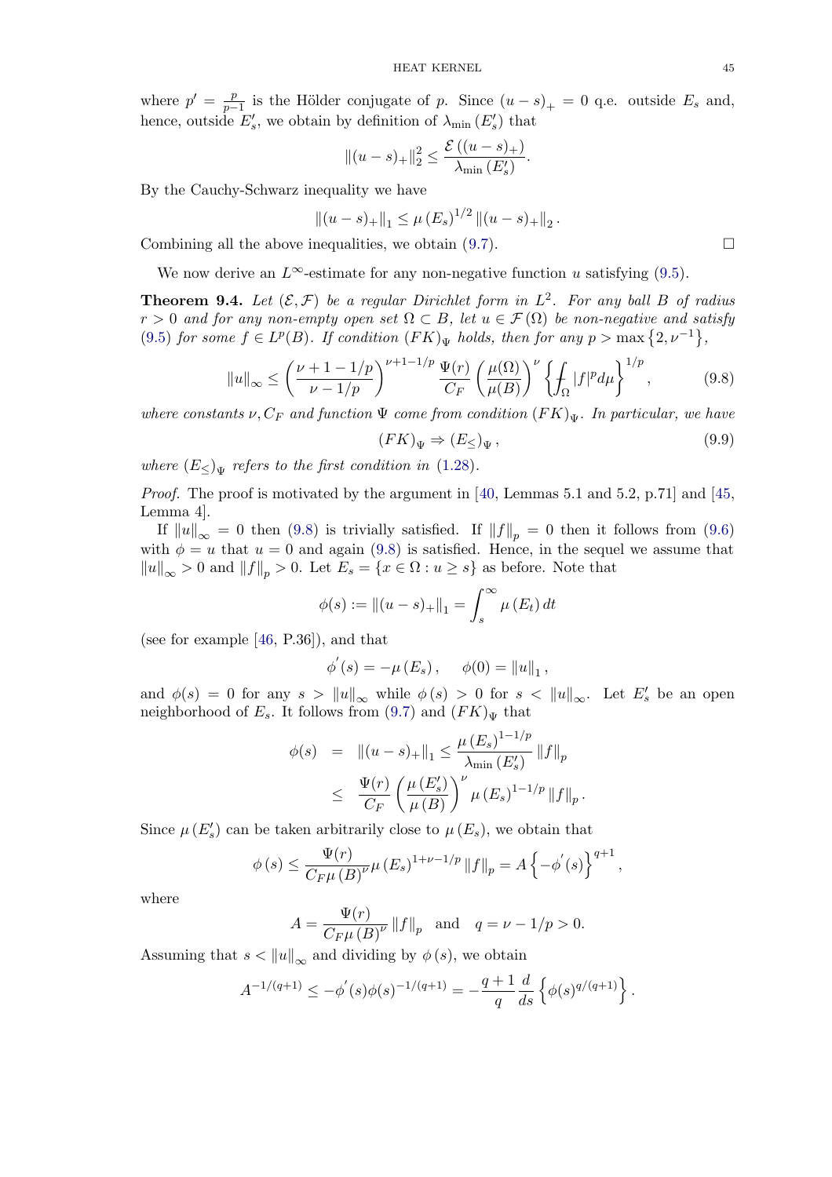where $p' = \frac{p}{p-1}$ is the Hölder conjugate of $p$. Since $(u-s)_+ = 0$ q.e. outside $E_s$ and, hence, outside $E_s'$, we obtain by definition of $\lambda_{\min}(E_s')$ that

$$\|(u-s)_+\|_2^2 \le \frac{\mathcal{E}((u-s)_+)}{\lambda_{\min}(E_s')}.$$

By the Cauchy-Schwarz inequality we have

$$\|(u-s)_+\|_1 \le \mu(E_s)^{1/2} \|(u-s)_+\|_2 .$$

Combining all the above inequalities, we obtain (9.7). $\square$

We now derive an $L^\infty$-estimate for any non-negative function $u$ satisfying (9.5).

**Theorem 9.4.** *Let $(\mathcal{E}, \mathcal{F})$ be a regular Dirichlet form in $L^2$. For any ball $B$ of radius $r > 0$ and for any non-empty open set $\Omega \subset B$, let $u \in \mathcal{F}(\Omega)$ be non-negative and satisfy (9.5) for some $f \in L^p(B)$. If condition $(FK)_\Psi$ holds, then for any $p > \max\{2, \nu^{-1}\}$,*

$$\|u\|_\infty \le \left(\frac{\nu+1-1/p}{\nu-1/p}\right)^{\nu+1-1/p} \frac{\Psi(r)}{C_F}\left(\frac{\mu(\Omega)}{\mu(B)}\right)^\nu \left\{\fint_\Omega |f|^p d\mu\right\}^{1/p}, \tag{9.8}$$

*where constants $\nu, C_F$ and function $\Psi$ come from condition $(FK)_\Psi$. In particular, we have*

$$(FK)_\Psi \Rightarrow (E_\le)_\Psi , \tag{9.9}$$

*where $(E_\le)_\Psi$ refers to the first condition in (1.28).*

*Proof.* The proof is motivated by the argument in [40, Lemmas 5.1 and 5.2, p.71] and [45, Lemma 4].

If $\|u\|_\infty = 0$ then (9.8) is trivially satisfied. If $\|f\|_p = 0$ then it follows from (9.6) with $\phi = u$ that $u = 0$ and again (9.8) is satisfied. Hence, in the sequel we assume that $\|u\|_\infty > 0$ and $\|f\|_p > 0$. Let $E_s = \{x \in \Omega : u \ge s\}$ as before. Note that

$$\phi(s) := \|(u-s)_+\|_1 = \int_s^\infty \mu(E_t)\, dt$$

(see for example [46, P.36]), and that

$$\phi'(s) = -\mu(E_s), \quad \phi(0) = \|u\|_1 ,$$

and $\phi(s) = 0$ for any $s > \|u\|_\infty$ while $\phi(s) > 0$ for $s < \|u\|_\infty$. Let $E_s'$ be an open neighborhood of $E_s$. It follows from (9.7) and $(FK)_\Psi$ that

$$\begin{aligned}
\phi(s) &= \|(u-s)_+\|_1 \le \frac{\mu(E_s)^{1-1/p}}{\lambda_{\min}(E_s')}\|f\|_p \\
&\le \frac{\Psi(r)}{C_F}\left(\frac{\mu(E_s')}{\mu(B)}\right)^\nu \mu(E_s)^{1-1/p}\|f\|_p .
\end{aligned}$$

Since $\mu(E_s')$ can be taken arbitrarily close to $\mu(E_s)$, we obtain that

$$\phi(s) \le \frac{\Psi(r)}{C_F \mu(B)^\nu}\mu(E_s)^{1+\nu-1/p}\|f\|_p = A\left\{-\phi'(s)\right\}^{q+1},$$

where

$$A = \frac{\Psi(r)}{C_F \mu(B)^\nu}\|f\|_p \quad \text{and} \quad q = \nu - 1/p > 0.$$

Assuming that $s < \|u\|_\infty$ and dividing by $\phi(s)$, we obtain

$$A^{-1/(q+1)} \le -\phi'(s)\phi(s)^{-1/(q+1)} = -\frac{q+1}{q}\frac{d}{ds}\left\{\phi(s)^{q/(q+1)}\right\}.$$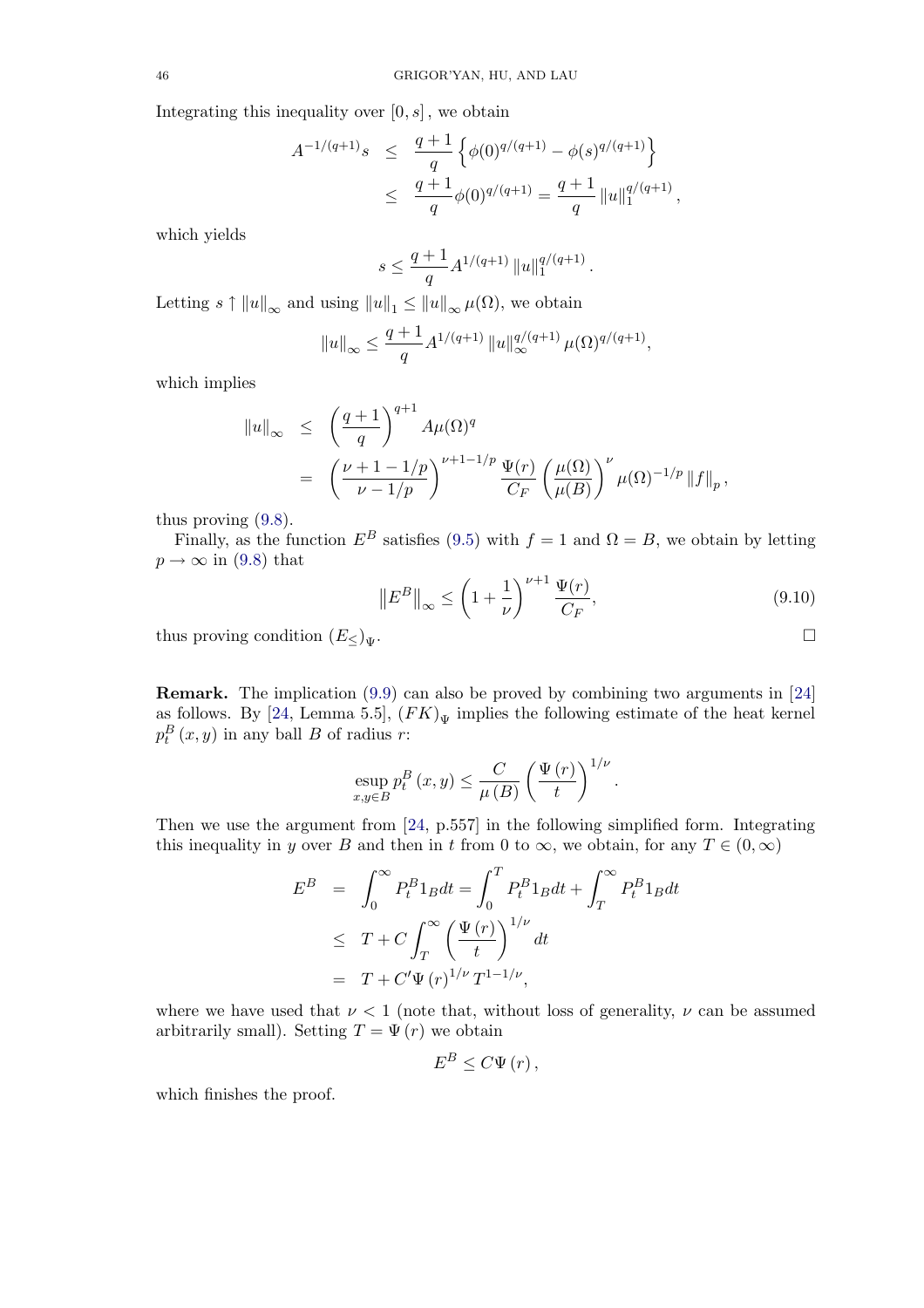Integrating this inequality over $[0,s]$, we obtain

$$
\begin{aligned}
A^{-1/(q+1)}s &\leq \frac{q+1}{q}\left\{\phi(0)^{q/(q+1)} - \phi(s)^{q/(q+1)}\right\} \\
&\leq \frac{q+1}{q}\phi(0)^{q/(q+1)} = \frac{q+1}{q}\|u\|_1^{q/(q+1)},
\end{aligned}
$$

which yields

$$
s \leq \frac{q+1}{q}A^{1/(q+1)}\|u\|_1^{q/(q+1)}.
$$

Letting $s \uparrow \|u\|_\infty$ and using $\|u\|_1 \leq \|u\|_\infty \mu(\Omega)$, we obtain

$$
\|u\|_\infty \leq \frac{q+1}{q}A^{1/(q+1)}\|u\|_\infty^{q/(q+1)}\mu(\Omega)^{q/(q+1)},
$$

which implies

$$
\begin{aligned}
\|u\|_\infty &\leq \left(\frac{q+1}{q}\right)^{q+1}A\mu(\Omega)^q \\
&= \left(\frac{\nu+1-1/p}{\nu-1/p}\right)^{\nu+1-1/p}\frac{\Psi(r)}{C_F}\left(\frac{\mu(\Omega)}{\mu(B)}\right)^\nu \mu(\Omega)^{-1/p}\|f\|_p,
\end{aligned}
$$

thus proving (9.8).

Finally, as the function $E^B$ satisfies (9.5) with $f=1$ and $\Omega = B$, we obtain by letting $p \to \infty$ in (9.8) that

$$
\left\|E^B\right\|_\infty \leq \left(1+\frac{1}{\nu}\right)^{\nu+1}\frac{\Psi(r)}{C_F}, \tag{9.10}
$$

thus proving condition $(E_\leq)_\Psi$. $\square$

**Remark.** The implication (9.9) can also be proved by combining two arguments in [24] as follows. By [24, Lemma 5.5], $(FK)_\Psi$ implies the following estimate of the heat kernel $p_t^B(x,y)$ in any ball $B$ of radius $r$:

$$
\operatorname*{esup}_{x,y\in B} p_t^B(x,y) \leq \frac{C}{\mu(B)}\left(\frac{\Psi(r)}{t}\right)^{1/\nu}.
$$

Then we use the argument from [24, p.557] in the following simplified form. Integrating this inequality in $y$ over $B$ and then in $t$ from 0 to $\infty$, we obtain, for any $T \in (0,\infty)$

$$
\begin{aligned}
E^B &= \int_0^\infty P_t^B 1_B dt = \int_0^T P_t^B 1_B dt + \int_T^\infty P_t^B 1_B dt \\
&\leq T + C\int_T^\infty \left(\frac{\Psi(r)}{t}\right)^{1/\nu} dt \\
&= T + C'\Psi(r)^{1/\nu}T^{1-1/\nu},
\end{aligned}
$$

where we have used that $\nu < 1$ (note that, without loss of generality, $\nu$ can be assumed arbitrarily small). Setting $T = \Psi(r)$ we obtain

$$
E^B \leq C\Psi(r),
$$

which finishes the proof.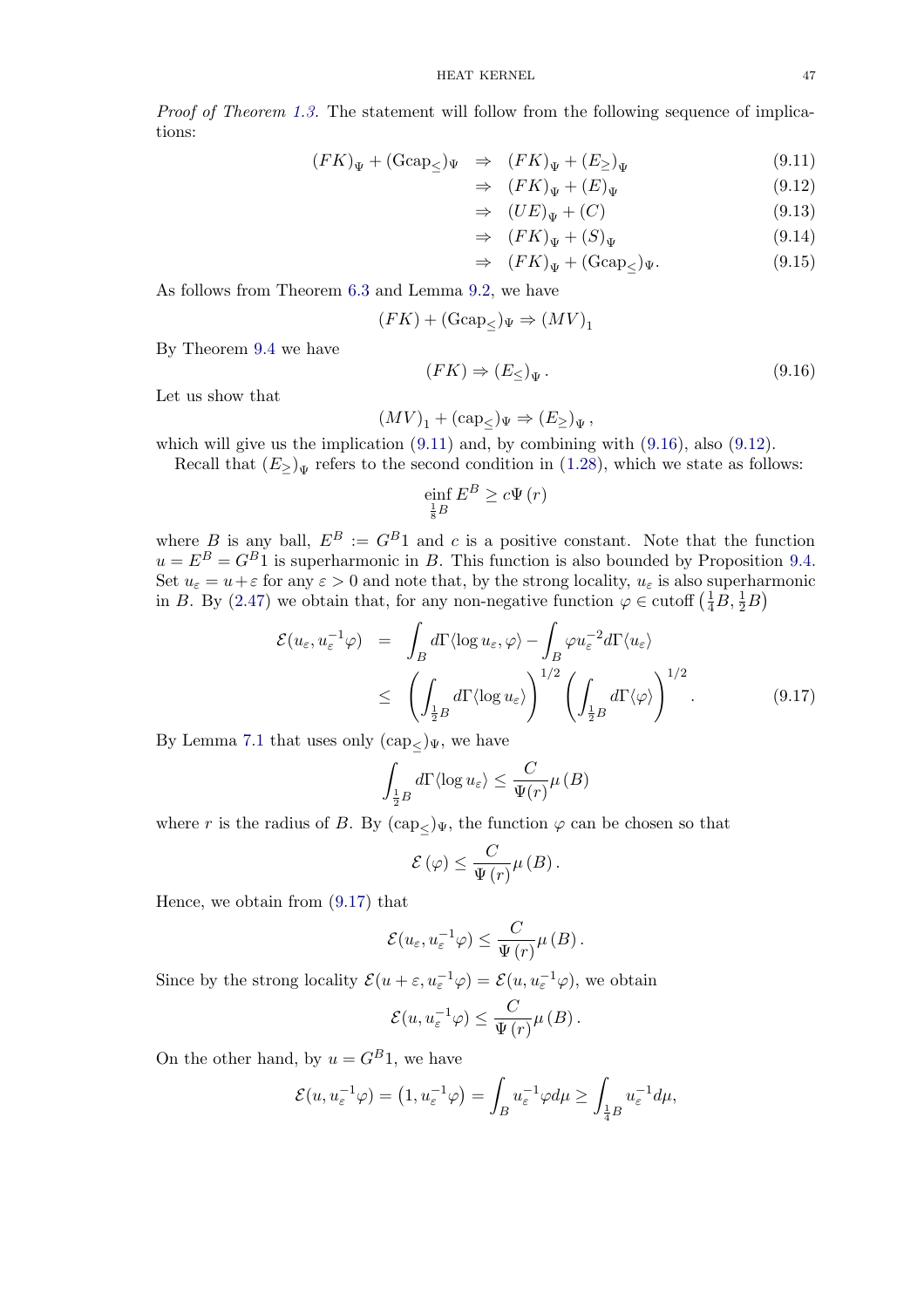*Proof of Theorem 1.3.* The statement will follow from the following sequence of implications:

$$
\begin{aligned}
(FK)_\Psi + (\mathrm{Gcap}_\le)_\Psi &\Rightarrow (FK)_\Psi + (E_\ge)_\Psi &(9.11)\\
&\Rightarrow (FK)_\Psi + (E)_\Psi &(9.12)\\
&\Rightarrow (UE)_\Psi + (C) &(9.13)\\
&\Rightarrow (FK)_\Psi + (S)_\Psi &(9.14)\\
&\Rightarrow (FK)_\Psi + (\mathrm{Gcap}_\le)_\Psi. &(9.15)
\end{aligned}
$$

As follows from Theorem 6.3 and Lemma 9.2, we have

$$
(FK) + (\mathrm{Gcap}_\le)_\Psi \Rightarrow (MV)_1
$$

By Theorem 9.4 we have

$$
(FK) \Rightarrow (E_\le)_\Psi . \tag{9.16}
$$

Let us show that

$$
(MV)_1 + (\mathrm{cap}_\le)_\Psi \Rightarrow (E_\ge)_\Psi ,
$$

which will give us the implication (9.11) and, by combining with (9.16), also (9.12).

Recall that $(E_\ge)_\Psi$ refers to the second condition in (1.28), which we state as follows:

$$
\operatorname*{einf}_{\frac{1}{8}B} E^B \ge c\Psi(r)
$$

where $B$ is any ball, $E^B := G^B 1$ and $c$ is a positive constant. Note that the function $u = E^B = G^B 1$ is superharmonic in $B$. This function is also bounded by Proposition 9.4. Set $u_\varepsilon = u+\varepsilon$ for any $\varepsilon > 0$ and note that, by the strong locality, $u_\varepsilon$ is also superharmonic in $B$. By (2.47) we obtain that, for any non-negative function $\varphi \in \mathrm{cutoff}\left(\frac{1}{4}B, \frac{1}{2}B\right)$

$$
\begin{aligned}
\mathcal{E}(u_\varepsilon, u_\varepsilon^{-1}\varphi) &= \int_B d\Gamma\langle \log u_\varepsilon, \varphi\rangle - \int_B \varphi u_\varepsilon^{-2} d\Gamma\langle u_\varepsilon\rangle \\
&\le \left(\int_{\frac{1}{2}B} d\Gamma\langle \log u_\varepsilon\rangle\right)^{1/2} \left(\int_{\frac{1}{2}B} d\Gamma\langle \varphi\rangle\right)^{1/2}. \qquad (9.17)
\end{aligned}
$$

By Lemma 7.1 that uses only $(\mathrm{cap}_\le)_\Psi$, we have

$$
\int_{\frac{1}{2}B} d\Gamma\langle \log u_\varepsilon\rangle \le \frac{C}{\Psi(r)}\mu(B)
$$

where $r$ is the radius of $B$. By $(\mathrm{cap}_\le)_\Psi$, the function $\varphi$ can be chosen so that

$$
\mathcal{E}(\varphi) \le \frac{C}{\Psi(r)}\mu(B).
$$

Hence, we obtain from (9.17) that

$$
\mathcal{E}(u_\varepsilon, u_\varepsilon^{-1}\varphi) \le \frac{C}{\Psi(r)}\mu(B).
$$

Since by the strong locality $\mathcal{E}(u+\varepsilon, u_\varepsilon^{-1}\varphi) = \mathcal{E}(u, u_\varepsilon^{-1}\varphi)$, we obtain

$$
\mathcal{E}(u, u_\varepsilon^{-1}\varphi) \le \frac{C}{\Psi(r)}\mu(B).
$$

On the other hand, by $u = G^B 1$, we have

$$
\mathcal{E}(u, u_\varepsilon^{-1}\varphi) = \left(1, u_\varepsilon^{-1}\varphi\right) = \int_B u_\varepsilon^{-1}\varphi d\mu \ge \int_{\frac{1}{4}B} u_\varepsilon^{-1} d\mu,
$$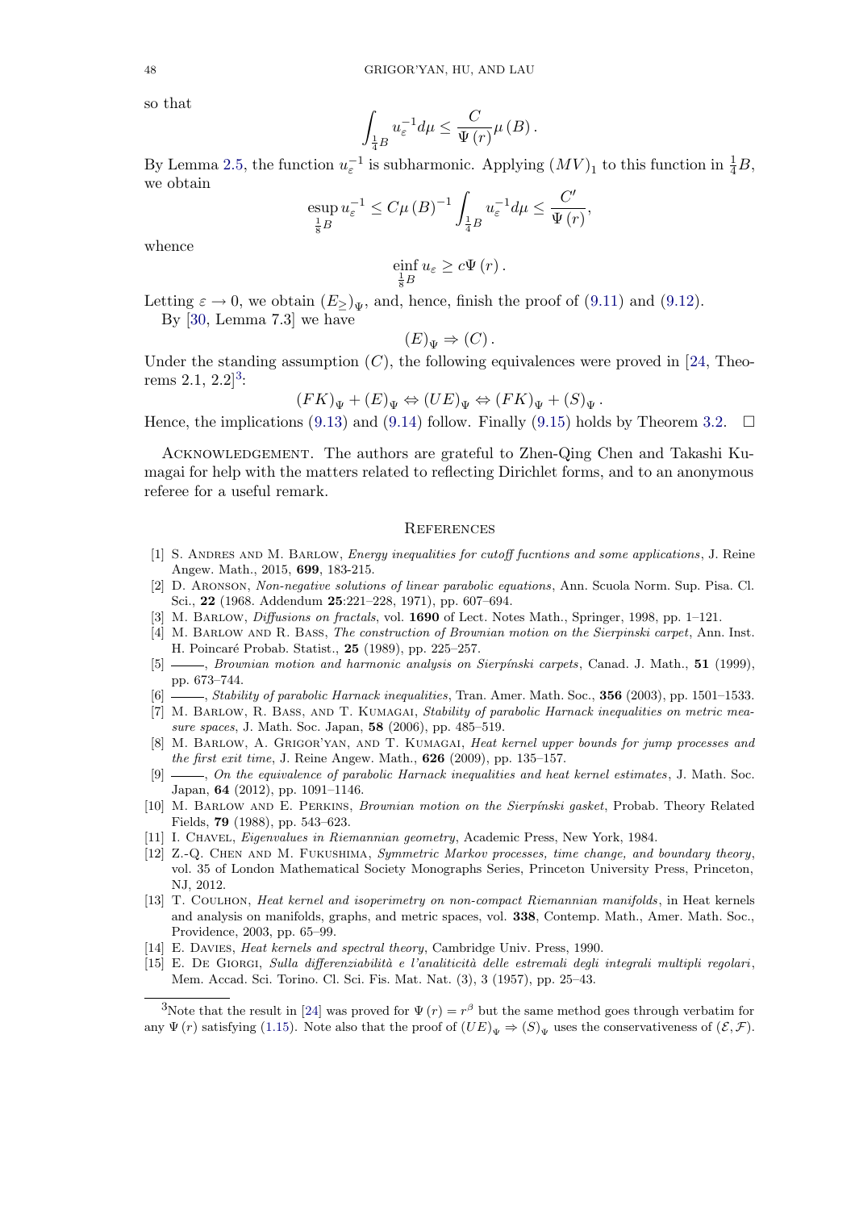so that

$$\int_{\frac{1}{4}B} u_\varepsilon^{-1} d\mu \leq \frac{C}{\Psi(r)} \mu(B).$$

By Lemma 2.5, the function $u_\varepsilon^{-1}$ is subharmonic. Applying $(MV)_1$ to this function in $\frac{1}{4}B$, we obtain

$$\operatorname*{esup}_{\frac{1}{8}B} u_\varepsilon^{-1} \leq C\mu(B)^{-1} \int_{\frac{1}{4}B} u_\varepsilon^{-1} d\mu \leq \frac{C'}{\Psi(r)},$$

whence

$$\operatorname*{einf}_{\frac{1}{8}B} u_\varepsilon \geq c\Psi(r).$$

Letting $\varepsilon \to 0$, we obtain $(E_\geq)_\Psi$, and, hence, finish the proof of (9.11) and (9.12).

By [30, Lemma 7.3] we have

$$(E)_\Psi \Rightarrow (C).$$

Under the standing assumption $(C)$, the following equivalences were proved in [24, Theorems 2.1, 2.2][3]:

$$(FK)_\Psi + (E)_\Psi \Leftrightarrow (UE)_\Psi \Leftrightarrow (FK)_\Psi + (S)_\Psi.$$

Hence, the implications (9.13) and (9.14) follow. Finally (9.15) holds by Theorem 3.2. $\square$

Acknowledgement. The authors are grateful to Zhen-Qing Chen and Takashi Kumagai for help with the matters related to reflecting Dirichlet forms, and to an anonymous referee for a useful remark.

## References

[1] S. Andres and M. Barlow, *Energy inequalities for cutoff fucntions and some applications*, J. Reine Angew. Math., 2015, **699**, 183-215.

[2] D. Aronson, *Non-negative solutions of linear parabolic equations*, Ann. Scuola Norm. Sup. Pisa. Cl. Sci., **22** (1968. Addendum **25**:221–228, 1971), pp. 607–694.

[3] M. Barlow, *Diffusions on fractals*, vol. **1690** of Lect. Notes Math., Springer, 1998, pp. 1–121.

[4] M. Barlow and R. Bass, *The construction of Brownian motion on the Sierpinski carpet*, Ann. Inst. H. Poincaré Probab. Statist., **25** (1989), pp. 225–257.

[5] ———, *Brownian motion and harmonic analysis on Sierpínski carpets*, Canad. J. Math., **51** (1999), pp. 673–744.

[6] ———, *Stability of parabolic Harnack inequalities*, Tran. Amer. Math. Soc., **356** (2003), pp. 1501–1533.

[7] M. Barlow, R. Bass, and T. Kumagai, *Stability of parabolic Harnack inequalities on metric measure spaces*, J. Math. Soc. Japan, **58** (2006), pp. 485–519.

[8] M. Barlow, A. Grigor'yan, and T. Kumagai, *Heat kernel upper bounds for jump processes and the first exit time*, J. Reine Angew. Math., **626** (2009), pp. 135–157.

[9] ———, *On the equivalence of parabolic Harnack inequalities and heat kernel estimates*, J. Math. Soc. Japan, **64** (2012), pp. 1091–1146.

[10] M. Barlow and E. Perkins, *Brownian motion on the Sierpínski gasket*, Probab. Theory Related Fields, **79** (1988), pp. 543–623.

[11] I. Chavel, *Eigenvalues in Riemannian geometry*, Academic Press, New York, 1984.

[12] Z.-Q. Chen and M. Fukushima, *Symmetric Markov processes, time change, and boundary theory*, vol. 35 of London Mathematical Society Monographs Series, Princeton University Press, Princeton, NJ, 2012.

[13] T. Coulhon, *Heat kernel and isoperimetry on non-compact Riemannian manifolds*, in Heat kernels and analysis on manifolds, graphs, and metric spaces, vol. **338**, Contemp. Math., Amer. Math. Soc., Providence, 2003, pp. 65–99.

[14] E. Davies, *Heat kernels and spectral theory*, Cambridge Univ. Press, 1990.

[15] E. De Giorgi, *Sulla differenziabilità e l'analiticità delle estremali degli integrali multipli regolari*, Mem. Accad. Sci. Torino. Cl. Sci. Fis. Mat. Nat. (3), 3 (1957), pp. 25–43.

[3] Note that the result in [24] was proved for $\Psi(r) = r^\beta$ but the same method goes through verbatim for any $\Psi(r)$ satisfying (1.15). Note also that the proof of $(UE)_\Psi \Rightarrow (S)_\Psi$ uses the conservativeness of $(\mathcal{E}, \mathcal{F})$.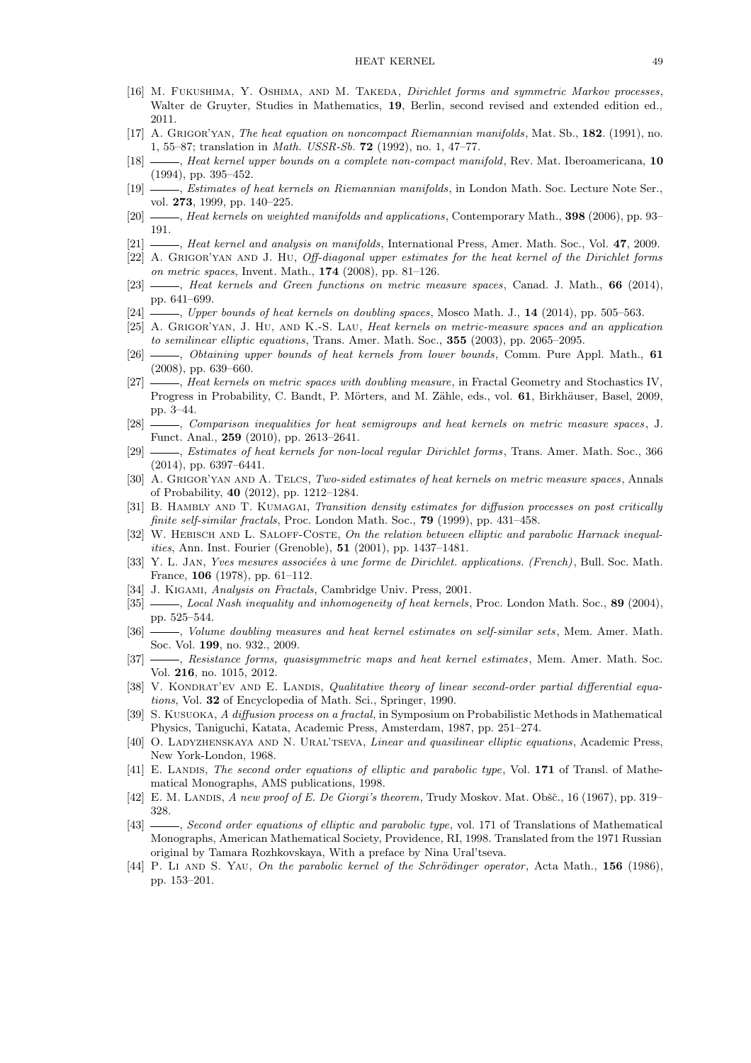- [16] M. Fukushima, Y. Oshima, and M. Takeda, *Dirichlet forms and symmetric Markov processes*, Walter de Gruyter, Studies in Mathematics, **19**, Berlin, second revised and extended edition ed., 2011.
- [17] A. Grigor'yan, *The heat equation on noncompact Riemannian manifolds*, Mat. Sb., **182**. (1991), no. 1, 55–87; translation in *Math. USSR-Sb.* **72** (1992), no. 1, 47–77.
- [18] ———, *Heat kernel upper bounds on a complete non-compact manifold*, Rev. Mat. Iberoamericana, **10** (1994), pp. 395–452.
- [19] ———, *Estimates of heat kernels on Riemannian manifolds*, in London Math. Soc. Lecture Note Ser., vol. **273**, 1999, pp. 140–225.
- [20] ———, *Heat kernels on weighted manifolds and applications*, Contemporary Math., **398** (2006), pp. 93–191.
- [21] ———, *Heat kernel and analysis on manifolds*, International Press, Amer. Math. Soc., Vol. **47**, 2009.
- [22] A. Grigor'yan and J. Hu, *Off-diagonal upper estimates for the heat kernel of the Dirichlet forms on metric spaces*, Invent. Math., **174** (2008), pp. 81–126.
- [23] ———, *Heat kernels and Green functions on metric measure spaces*, Canad. J. Math., **66** (2014), pp. 641–699.
- [24] ———, *Upper bounds of heat kernels on doubling spaces*, Mosco Math. J., **14** (2014), pp. 505–563.
- [25] A. Grigor'yan, J. Hu, and K.-S. Lau, *Heat kernels on metric-measure spaces and an application to semilinear elliptic equations*, Trans. Amer. Math. Soc., **355** (2003), pp. 2065–2095.
- [26] ———, *Obtaining upper bounds of heat kernels from lower bounds*, Comm. Pure Appl. Math., **61** (2008), pp. 639–660.
- [27] ———, *Heat kernels on metric spaces with doubling measure*, in Fractal Geometry and Stochastics IV, Progress in Probability, C. Bandt, P. Mörters, and M. Zähle, eds., vol. **61**, Birkhäuser, Basel, 2009, pp. 3–44.
- [28] ———, *Comparison inequalities for heat semigroups and heat kernels on metric measure spaces*, J. Funct. Anal., **259** (2010), pp. 2613–2641.
- [29] ———, *Estimates of heat kernels for non-local regular Dirichlet forms*, Trans. Amer. Math. Soc., 366 (2014), pp. 6397–6441.
- [30] A. Grigor'yan and A. Telcs, *Two-sided estimates of heat kernels on metric measure spaces*, Annals of Probability, **40** (2012), pp. 1212–1284.
- [31] B. Hambly and T. Kumagai, *Transition density estimates for diffusion processes on post critically finite self-similar fractals*, Proc. London Math. Soc., **79** (1999), pp. 431–458.
- [32] W. Hebisch and L. Saloff-Coste, *On the relation between elliptic and parabolic Harnack inequalities*, Ann. Inst. Fourier (Grenoble), **51** (2001), pp. 1437–1481.
- [33] Y. L. Jan, *Yves mesures associées à une forme de Dirichlet. applications. (French)*, Bull. Soc. Math. France, **106** (1978), pp. 61–112.
- [34] J. Kigami, *Analysis on Fractals*, Cambridge Univ. Press, 2001.
- [35] ———, *Local Nash inequality and inhomogeneity of heat kernels*, Proc. London Math. Soc., **89** (2004), pp. 525–544.
- [36] ———, *Volume doubling measures and heat kernel estimates on self-similar sets*, Mem. Amer. Math. Soc. Vol. **199**, no. 932., 2009.
- [37] ———, *Resistance forms, quasisymmetric maps and heat kernel estimates*, Mem. Amer. Math. Soc. Vol. **216**, no. 1015, 2012.
- [38] V. Kondrat'ev and E. Landis, *Qualitative theory of linear second-order partial differential equations*, Vol. **32** of Encyclopedia of Math. Sci., Springer, 1990.
- [39] S. Kusuoka, *A diffusion process on a fractal*, in Symposium on Probabilistic Methods in Mathematical Physics, Taniguchi, Katata, Academic Press, Amsterdam, 1987, pp. 251–274.
- [40] O. Ladyzhenskaya and N. Ural'tseva, *Linear and quasilinear elliptic equations*, Academic Press, New York-London, 1968.
- [41] E. Landis, *The second order equations of elliptic and parabolic type*, Vol. **171** of Transl. of Mathematical Monographs, AMS publications, 1998.
- [42] E. M. Landis, *A new proof of E. De Giorgi's theorem*, Trudy Moskov. Mat. Obšč., 16 (1967), pp. 319–328.
- [43] ———, *Second order equations of elliptic and parabolic type*, vol. 171 of Translations of Mathematical Monographs, American Mathematical Society, Providence, RI, 1998. Translated from the 1971 Russian original by Tamara Rozhkovskaya, With a preface by Nina Ural'tseva.
- [44] P. Li and S. Yau, *On the parabolic kernel of the Schrödinger operator*, Acta Math., **156** (1986), pp. 153–201.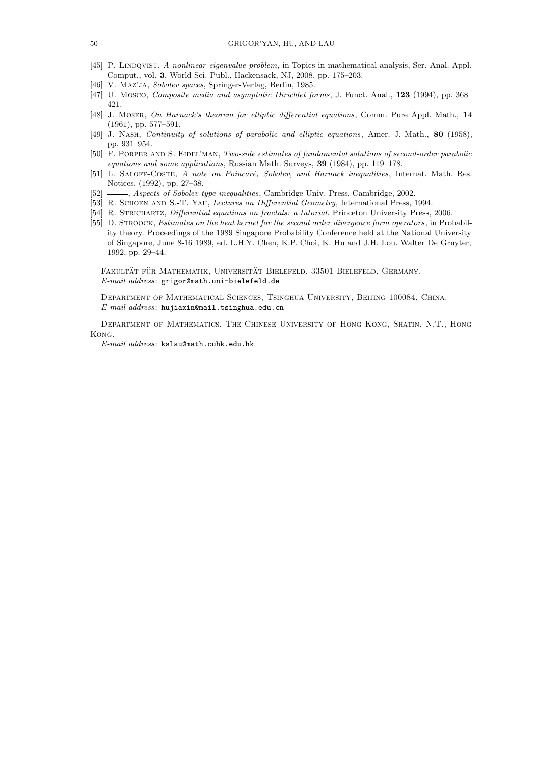[45] P. Lindqvist, *A nonlinear eigenvalue problem*, in Topics in mathematical analysis, Ser. Anal. Appl. Comput., vol. **3**, World Sci. Publ., Hackensack, NJ, 2008, pp. 175–203.

[46] V. Maz'ja, *Sobolev spaces*, Springer-Verlag, Berlin, 1985.

[47] U. Mosco, *Composite media and asymptotic Dirichlet forms*, J. Funct. Anal., **123** (1994), pp. 368–421.

[48] J. Moser, *On Harnack's theorem for elliptic differential equations*, Comm. Pure Appl. Math., **14** (1961), pp. 577–591.

[49] J. Nash, *Continuity of solutions of parabolic and elliptic equations*, Amer. J. Math., **80** (1958), pp. 931–954.

[50] F. Porper and S. Eidel'man, *Two-side estimates of fundamental solutions of second-order parabolic equations and some applications*, Russian Math. Surveys, **39** (1984), pp. 119–178.

[51] L. Saloff-Coste, *A note on Poincaré, Sobolev, and Harnack inequalities*, Internat. Math. Res. Notices, (1992), pp. 27–38.

[52] ———, *Aspects of Sobolev-type inequalities*, Cambridge Univ. Press, Cambridge, 2002.

[53] R. Schoen and S.-T. Yau, *Lectures on Differential Geometry*, International Press, 1994.

[54] R. Strichartz, *Differential equations on fractals: a tutorial*, Princeton University Press, 2006.

[55] D. Stroock, *Estimates on the heat kernel for the second order divergence form operators*, in Probability theory. Proceedings of the 1989 Singapore Probability Conference held at the National University of Singapore, June 8-16 1989, ed. L.H.Y. Chen, K.P. Choi, K. Hu and J.H. Lou. Walter De Gruyter, 1992, pp. 29–44.

Fakultät für Mathematik, Universität Bielefeld, 33501 Bielefeld, Germany.
*E-mail address*: grigor@math.uni-bielefeld.de

Department of Mathematical Sciences, Tsinghua University, Beijing 100084, China.
*E-mail address*: hujiaxin@mail.tsinghua.edu.cn

Department of Mathematics, The Chinese University of Hong Kong, Shatin, N.T., Hong Kong.
*E-mail address*: kslau@math.cuhk.edu.hk